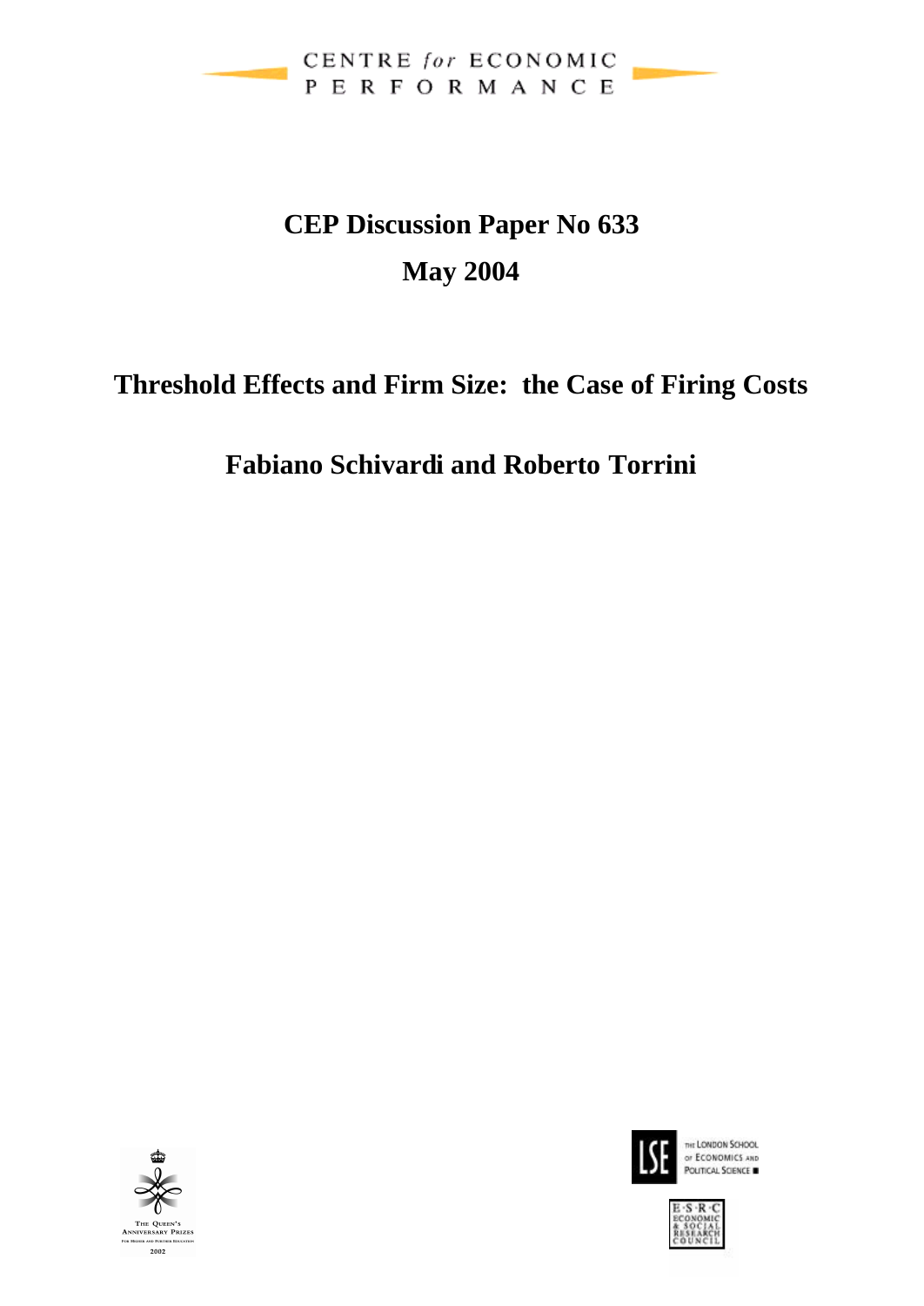CENTRE *for* ECONOMIC PERFORMANCE

**CEP Discussion Paper No 633**

**May 2004**

# Threshold Effects and Firm Size: the Case of Firing Costs

**Fabiano Schivardi and Roberto Torrini**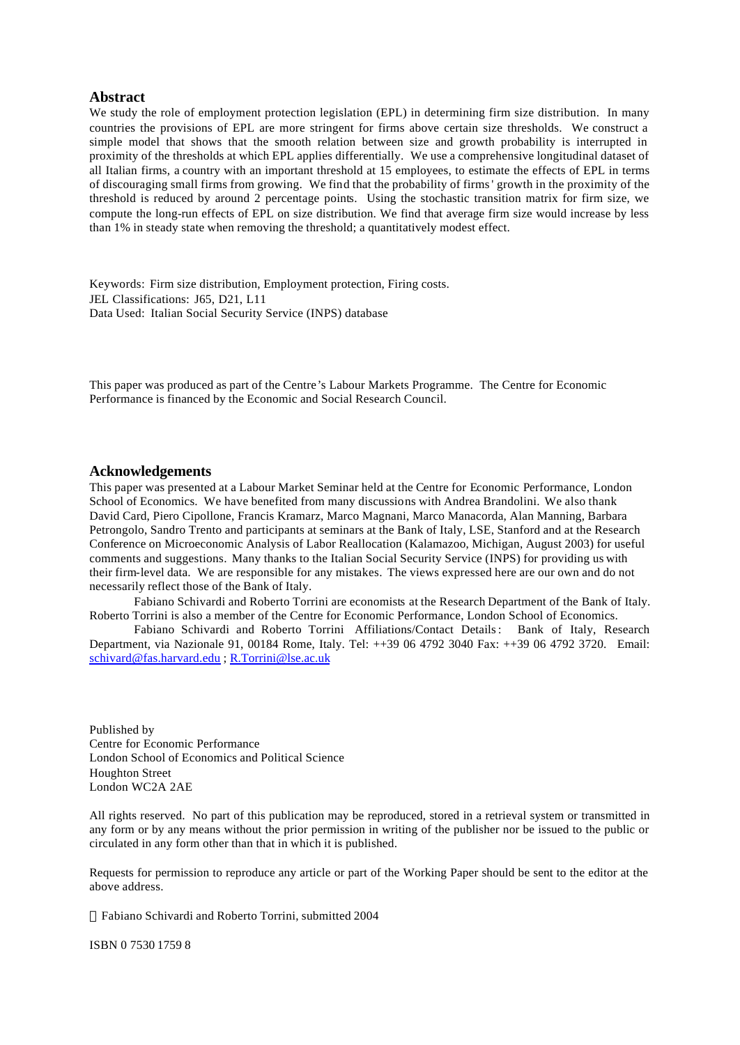## Abstract

We study the role of employment protection legislation (EPL) in determining firm size distribution. In many countries the provisions of EPL are more stringent for firms above certain size thresholds. We construct a simple model that shows that the smooth relation between size and growth probability is interrupted in proximity of the thresholds at which EPL applies differentially. We use a comprehensive longitudinal dataset of all Italian firms, a country with an important threshold at 15 employees, to estimate the effects of EPL in terms of discouraging small firms from growing. We find that the probability of firms' growth in the proximity of the threshold is reduced by around 2 percentage points. Using the stochastic transition matrix for firm size, we compute the long-run effects of EPL on size distribution. We find that average firm size would increase by less than 1% in steady state when removing the threshold; a quantitatively modest effect.

Keywords: Firm size distribution, Employment protection, Firing costs.
JEL Classifications: J65, D21, L11
Data Used: Italian Social Security Service (INPS) database

This paper was produced as part of the Centre's Labour Markets Programme. The Centre for Economic Performance is financed by the Economic and Social Research Council.

## Acknowledgements

This paper was presented at a Labour Market Seminar held at the Centre for Economic Performance, London School of Economics. We have benefited from many discussions with Andrea Brandolini. We also thank David Card, Piero Cipollone, Francis Kramarz, Marco Magnani, Marco Manacorda, Alan Manning, Barbara Petrongolo, Sandro Trento and participants at seminars at the Bank of Italy, LSE, Stanford and at the Research Conference on Microeconomic Analysis of Labor Reallocation (Kalamazoo, Michigan, August 2003) for useful comments and suggestions. Many thanks to the Italian Social Security Service (INPS) for providing us with their firm-level data. We are responsible for any mistakes. The views expressed here are our own and do not necessarily reflect those of the Bank of Italy.

Fabiano Schivardi and Roberto Torrini are economists at the Research Department of the Bank of Italy. Roberto Torrini is also a member of the Centre for Economic Performance, London School of Economics.

Fabiano Schivardi and Roberto Torrini Affiliations/Contact Details: Bank of Italy, Research Department, via Nazionale 91, 00184 Rome, Italy. Tel: ++39 06 4792 3040 Fax: ++39 06 4792 3720. Email: schivard@fas.harvard.edu ; R.Torrini@lse.ac.uk

Published by
Centre for Economic Performance
London School of Economics and Political Science
Houghton Street
London WC2A 2AE

All rights reserved. No part of this publication may be reproduced, stored in a retrieval system or transmitted in any form or by any means without the prior permission in writing of the publisher nor be issued to the public or circulated in any form other than that in which it is published.

Requests for permission to reproduce any article or part of the Working Paper should be sent to the editor at the above address.

© Fabiano Schivardi and Roberto Torrini, submitted 2004

ISBN 0 7530 1759 8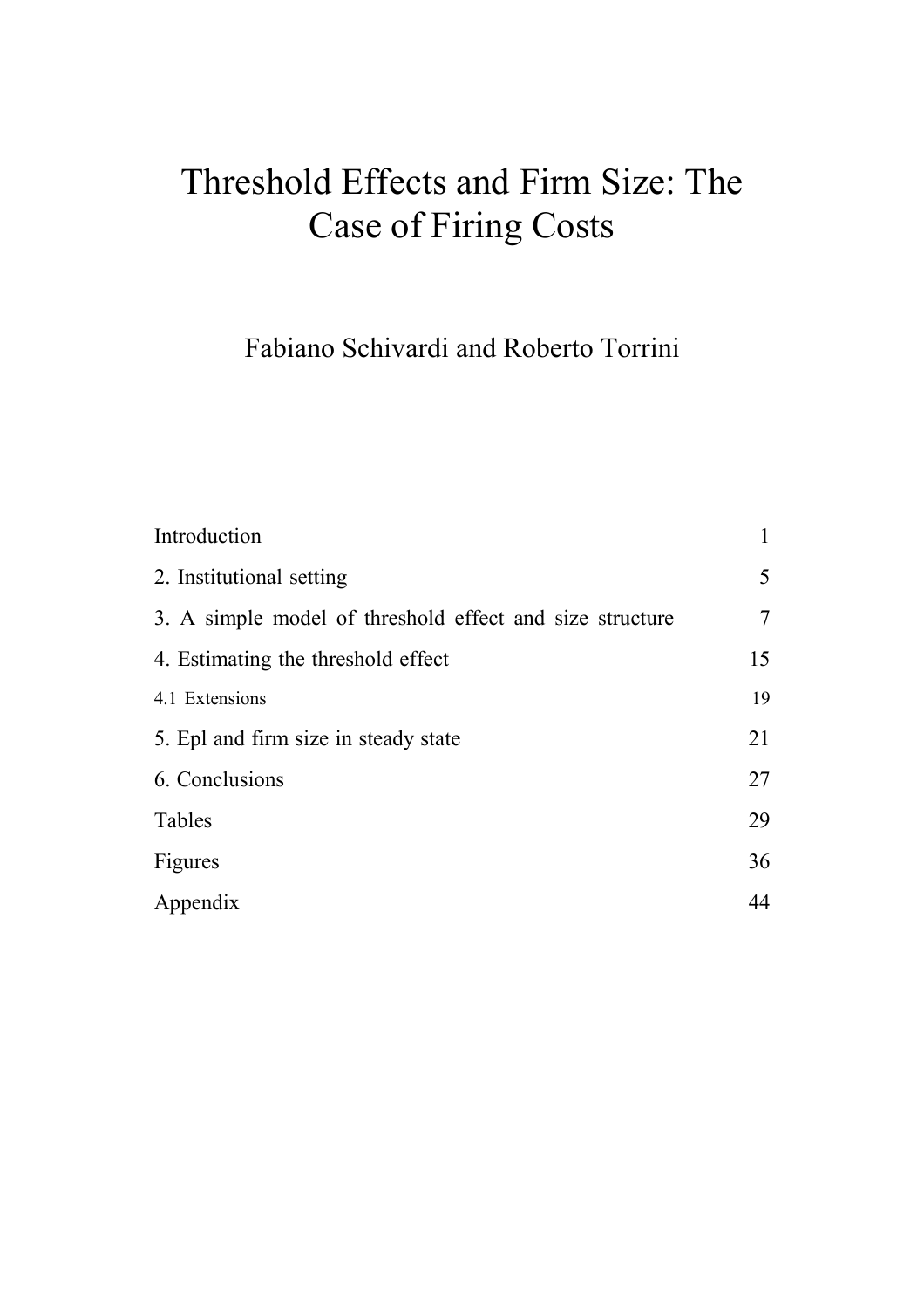# Threshold Effects and Firm Size: The Case of Firing Costs

Fabiano Schivardi and Roberto Torrini

| | |
|---|---|
| Introduction | 1 |
| 2. Institutional setting | 5 |
| 3. A simple model of threshold effect and size structure | 7 |
| 4. Estimating the threshold effect | 15 |
| 4.1 Extensions | 19 |
| 5. Epl and firm size in steady state | 21 |
| 6. Conclusions | 27 |
| Tables | 29 |
| Figures | 36 |
| Appendix | 44 |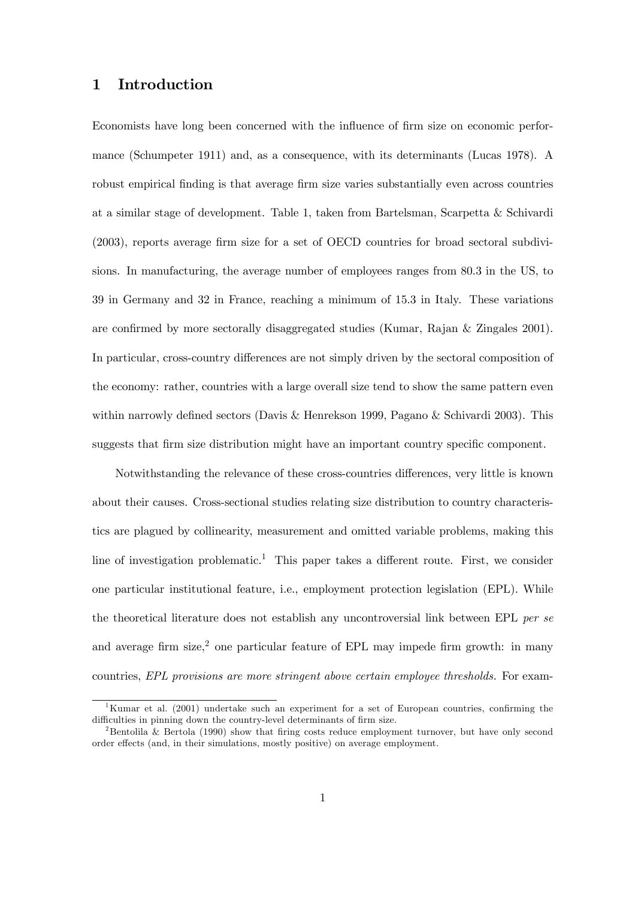# 1 Introduction

Economists have long been concerned with the influence of firm size on economic performance (Schumpeter 1911) and, as a consequence, with its determinants (Lucas 1978). A robust empirical finding is that average firm size varies substantially even across countries at a similar stage of development. Table 1, taken from Bartelsman, Scarpetta & Schivardi (2003), reports average firm size for a set of OECD countries for broad sectoral subdivisions. In manufacturing, the average number of employees ranges from 80.3 in the US, to 39 in Germany and 32 in France, reaching a minimum of 15.3 in Italy. These variations are confirmed by more sectorally disaggregated studies (Kumar, Rajan & Zingales 2001). In particular, cross-country differences are not simply driven by the sectoral composition of the economy: rather, countries with a large overall size tend to show the same pattern even within narrowly defined sectors (Davis & Henrekson 1999, Pagano & Schivardi 2003). This suggests that firm size distribution might have an important country specific component.

Notwithstanding the relevance of these cross-countries differences, very little is known about their causes. Cross-sectional studies relating size distribution to country characteristics are plagued by collinearity, measurement and omitted variable problems, making this line of investigation problematic.[1] This paper takes a different route. First, we consider one particular institutional feature, i.e., employment protection legislation (EPL). While the theoretical literature does not establish any uncontroversial link between EPL *per se* and average firm size,[2] one particular feature of EPL may impede firm growth: in many countries, *EPL provisions are more stringent above certain employee thresholds.* For exam-

[1] Kumar et al. (2001) undertake such an experiment for a set of European countries, confirming the difficulties in pinning down the country-level determinants of firm size.

[2] Bentolila & Bertola (1990) show that firing costs reduce employment turnover, but have only second order effects (and, in their simulations, mostly positive) on average employment.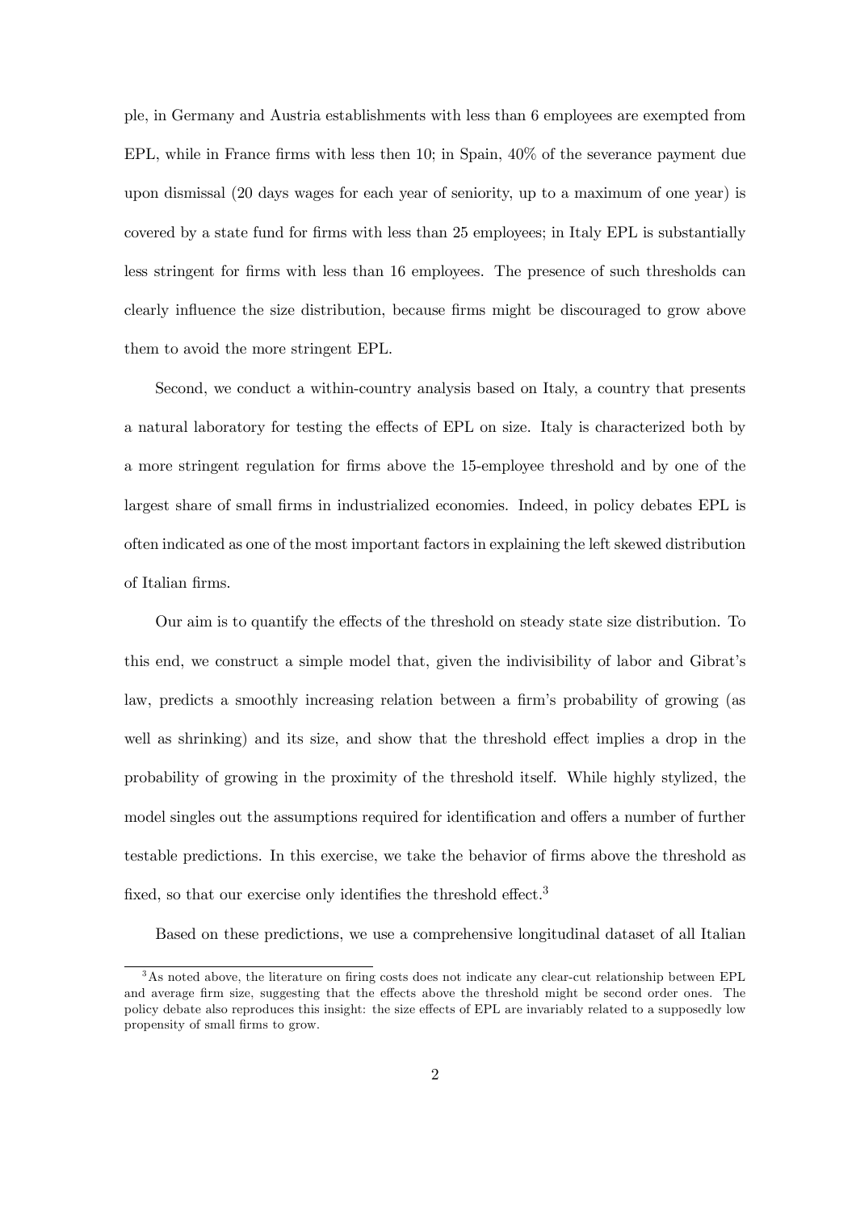ple, in Germany and Austria establishments with less than 6 employees are exempted from EPL, while in France firms with less then 10; in Spain, 40% of the severance payment due upon dismissal (20 days wages for each year of seniority, up to a maximum of one year) is covered by a state fund for firms with less than 25 employees; in Italy EPL is substantially less stringent for firms with less than 16 employees. The presence of such thresholds can clearly influence the size distribution, because firms might be discouraged to grow above them to avoid the more stringent EPL.

Second, we conduct a within-country analysis based on Italy, a country that presents a natural laboratory for testing the effects of EPL on size. Italy is characterized both by a more stringent regulation for firms above the 15-employee threshold and by one of the largest share of small firms in industrialized economies. Indeed, in policy debates EPL is often indicated as one of the most important factors in explaining the left skewed distribution of Italian firms.

Our aim is to quantify the effects of the threshold on steady state size distribution. To this end, we construct a simple model that, given the indivisibility of labor and Gibrat's law, predicts a smoothly increasing relation between a firm's probability of growing (as well as shrinking) and its size, and show that the threshold effect implies a drop in the probability of growing in the proximity of the threshold itself. While highly stylized, the model singles out the assumptions required for identification and offers a number of further testable predictions. In this exercise, we take the behavior of firms above the threshold as fixed, so that our exercise only identifies the threshold effect.[3]

Based on these predictions, we use a comprehensive longitudinal dataset of all Italian

[3] As noted above, the literature on firing costs does not indicate any clear-cut relationship between EPL and average firm size, suggesting that the effects above the threshold might be second order ones. The policy debate also reproduces this insight: the size effects of EPL are invariably related to a supposedly low propensity of small firms to grow.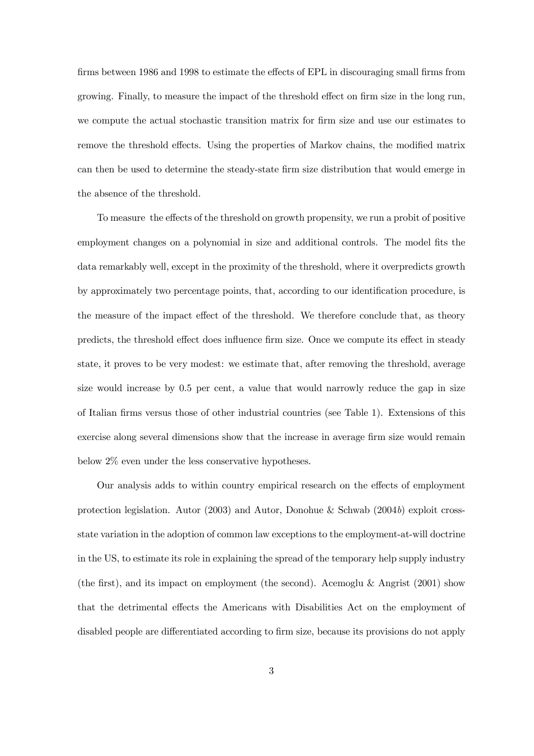firms between 1986 and 1998 to estimate the effects of EPL in discouraging small firms from growing. Finally, to measure the impact of the threshold effect on firm size in the long run, we compute the actual stochastic transition matrix for firm size and use our estimates to remove the threshold effects. Using the properties of Markov chains, the modified matrix can then be used to determine the steady-state firm size distribution that would emerge in the absence of the threshold.

To measure the effects of the threshold on growth propensity, we run a probit of positive employment changes on a polynomial in size and additional controls. The model fits the data remarkably well, except in the proximity of the threshold, where it overpredicts growth by approximately two percentage points, that, according to our identification procedure, is the measure of the impact effect of the threshold. We therefore conclude that, as theory predicts, the threshold effect does influence firm size. Once we compute its effect in steady state, it proves to be very modest: we estimate that, after removing the threshold, average size would increase by 0.5 per cent, a value that would narrowly reduce the gap in size of Italian firms versus those of other industrial countries (see Table 1). Extensions of this exercise along several dimensions show that the increase in average firm size would remain below 2% even under the less conservative hypotheses.

Our analysis adds to within country empirical research on the effects of employment protection legislation. Autor (2003) and Autor, Donohue & Schwab (2004*b*) exploit cross-state variation in the adoption of common law exceptions to the employment-at-will doctrine in the US, to estimate its role in explaining the spread of the temporary help supply industry (the first), and its impact on employment (the second). Acemoglu & Angrist (2001) show that the detrimental effects the Americans with Disabilities Act on the employment of disabled people are differentiated according to firm size, because its provisions do not apply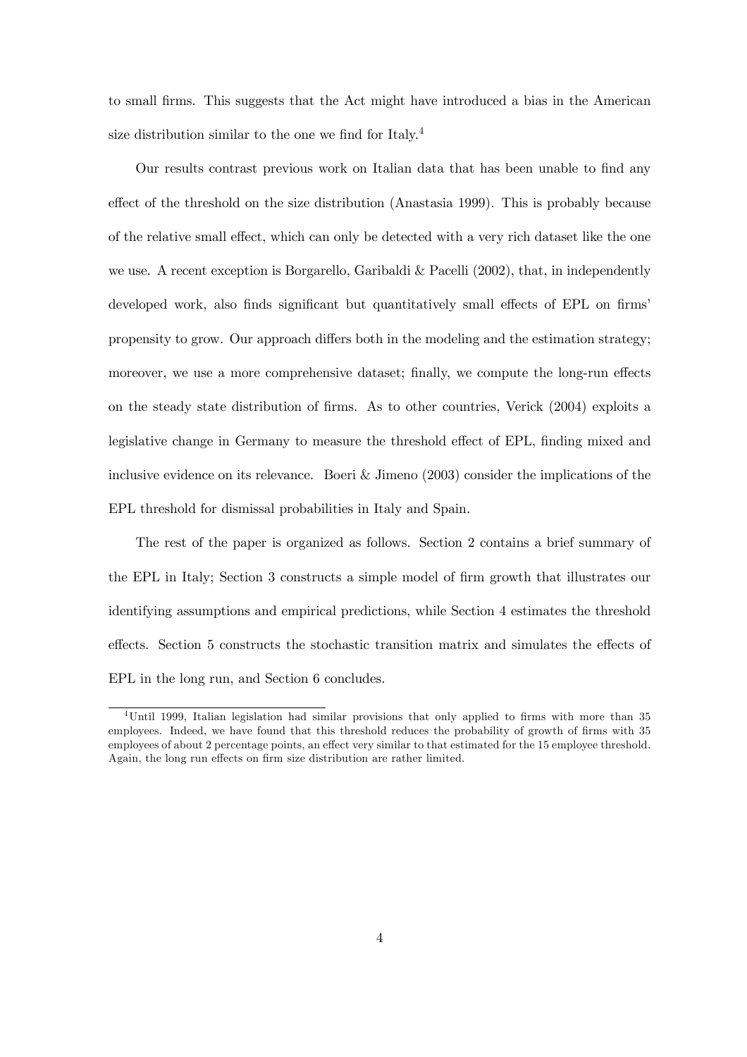to small firms. This suggests that the Act might have introduced a bias in the American size distribution similar to the one we find for Italy.[4]

Our results contrast previous work on Italian data that has been unable to find any effect of the threshold on the size distribution (Anastasia 1999). This is probably because of the relative small effect, which can only be detected with a very rich dataset like the one we use. A recent exception is Borgarello, Garibaldi & Pacelli (2002), that, in independently developed work, also finds significant but quantitatively small effects of EPL on firms' propensity to grow. Our approach differs both in the modeling and the estimation strategy; moreover, we use a more comprehensive dataset; finally, we compute the long-run effects on the steady state distribution of firms. As to other countries, Verick (2004) exploits a legislative change in Germany to measure the threshold effect of EPL, finding mixed and inclusive evidence on its relevance. Boeri & Jimeno (2003) consider the implications of the EPL threshold for dismissal probabilities in Italy and Spain.

The rest of the paper is organized as follows. Section 2 contains a brief summary of the EPL in Italy; Section 3 constructs a simple model of firm growth that illustrates our identifying assumptions and empirical predictions, while Section 4 estimates the threshold effects. Section 5 constructs the stochastic transition matrix and simulates the effects of EPL in the long run, and Section 6 concludes.

---

[4] Until 1999, Italian legislation had similar provisions that only applied to firms with more than 35 employees. Indeed, we have found that this threshold reduces the probability of growth of firms with 35 employees of about 2 percentage points, an effect very similar to that estimated for the 15 employee threshold. Again, the long run effects on firm size distribution are rather limited.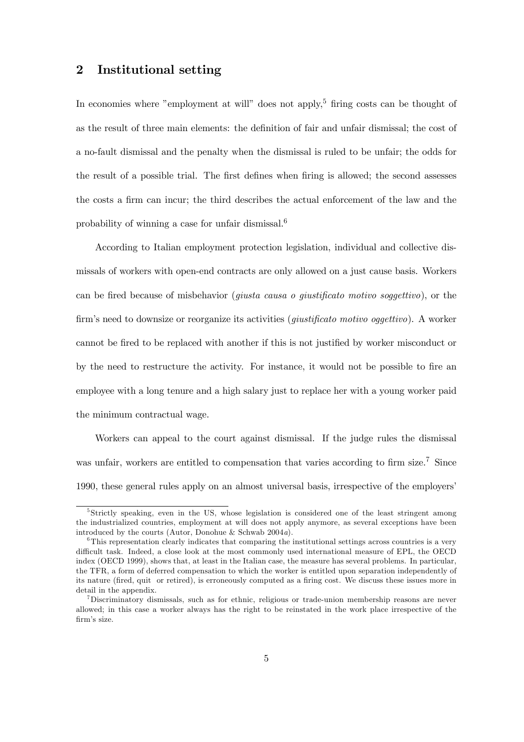## 2 Institutional setting

In economies where "employment at will" does not apply,[5] firing costs can be thought of as the result of three main elements: the definition of fair and unfair dismissal; the cost of a no-fault dismissal and the penalty when the dismissal is ruled to be unfair; the odds for the result of a possible trial. The first defines when firing is allowed; the second assesses the costs a firm can incur; the third describes the actual enforcement of the law and the probability of winning a case for unfair dismissal.[6]

According to Italian employment protection legislation, individual and collective dismissals of workers with open-end contracts are only allowed on a just cause basis. Workers can be fired because of misbehavior (*giusta causa o giustificato motivo soggettivo*), or the firm's need to downsize or reorganize its activities (*giustificato motivo oggettivo*). A worker cannot be fired to be replaced with another if this is not justified by worker misconduct or by the need to restructure the activity. For instance, it would not be possible to fire an employee with a long tenure and a high salary just to replace her with a young worker paid the minimum contractual wage.

Workers can appeal to the court against dismissal. If the judge rules the dismissal was unfair, workers are entitled to compensation that varies according to firm size.[7] Since 1990, these general rules apply on an almost universal basis, irrespective of the employers'

---

[5] Strictly speaking, even in the US, whose legislation is considered one of the least stringent among the industrialized countries, employment at will does not apply anymore, as several exceptions have been introduced by the courts (Autor, Donohue & Schwab 2004*a*).

[6] This representation clearly indicates that comparing the institutional settings across countries is a very difficult task. Indeed, a close look at the most commonly used international measure of EPL, the OECD index (OECD 1999), shows that, at least in the Italian case, the measure has several problems. In particular, the TFR, a form of deferred compensation to which the worker is entitled upon separation independently of its nature (fired, quit or retired), is erroneously computed as a firing cost. We discuss these issues more in detail in the appendix.

[7] Discriminatory dismissals, such as for ethnic, religious or trade-union membership reasons are never allowed; in this case a worker always has the right to be reinstated in the work place irrespective of the firm's size.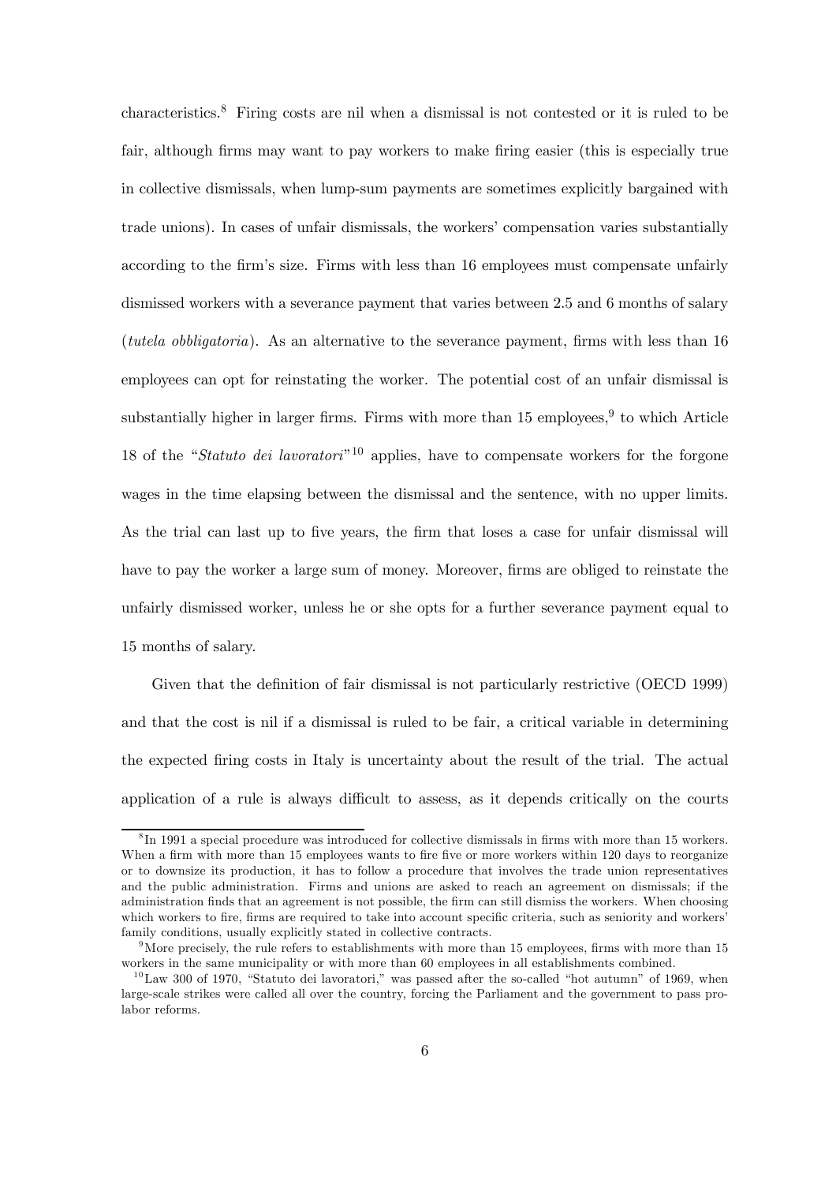characteristics.[8] Firing costs are nil when a dismissal is not contested or it is ruled to be fair, although firms may want to pay workers to make firing easier (this is especially true in collective dismissals, when lump-sum payments are sometimes explicitly bargained with trade unions). In cases of unfair dismissals, the workers' compensation varies substantially according to the firm's size. Firms with less than 16 employees must compensate unfairly dismissed workers with a severance payment that varies between 2.5 and 6 months of salary (*tutela obbligatoria*). As an alternative to the severance payment, firms with less than 16 employees can opt for reinstating the worker. The potential cost of an unfair dismissal is substantially higher in larger firms. Firms with more than 15 employees,[9] to which Article 18 of the "*Statuto dei lavoratori*"[10] applies, have to compensate workers for the forgone wages in the time elapsing between the dismissal and the sentence, with no upper limits. As the trial can last up to five years, the firm that loses a case for unfair dismissal will have to pay the worker a large sum of money. Moreover, firms are obliged to reinstate the unfairly dismissed worker, unless he or she opts for a further severance payment equal to 15 months of salary.

Given that the definition of fair dismissal is not particularly restrictive (OECD 1999) and that the cost is nil if a dismissal is ruled to be fair, a critical variable in determining the expected firing costs in Italy is uncertainty about the result of the trial. The actual application of a rule is always difficult to assess, as it depends critically on the courts

[8] In 1991 a special procedure was introduced for collective dismissals in firms with more than 15 workers. When a firm with more than 15 employees wants to fire five or more workers within 120 days to reorganize or to downsize its production, it has to follow a procedure that involves the trade union representatives and the public administration. Firms and unions are asked to reach an agreement on dismissals; if the administration finds that an agreement is not possible, the firm can still dismiss the workers. When choosing which workers to fire, firms are required to take into account specific criteria, such as seniority and workers' family conditions, usually explicitly stated in collective contracts.

[9] More precisely, the rule refers to establishments with more than 15 employees, firms with more than 15 workers in the same municipality or with more than 60 employees in all establishments combined.

[10] Law 300 of 1970, "Statuto dei lavoratori," was passed after the so-called "hot autumn" of 1969, when large-scale strikes were called all over the country, forcing the Parliament and the government to pass pro-labor reforms.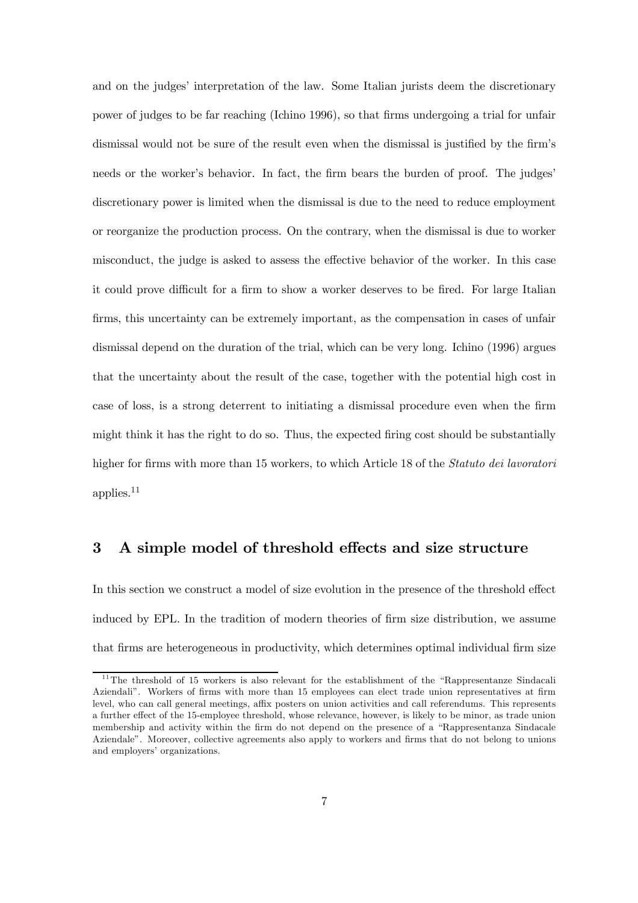and on the judges' interpretation of the law. Some Italian jurists deem the discretionary power of judges to be far reaching (Ichino 1996), so that firms undergoing a trial for unfair dismissal would not be sure of the result even when the dismissal is justified by the firm's needs or the worker's behavior. In fact, the firm bears the burden of proof. The judges' discretionary power is limited when the dismissal is due to the need to reduce employment or reorganize the production process. On the contrary, when the dismissal is due to worker misconduct, the judge is asked to assess the effective behavior of the worker. In this case it could prove difficult for a firm to show a worker deserves to be fired. For large Italian firms, this uncertainty can be extremely important, as the compensation in cases of unfair dismissal depend on the duration of the trial, which can be very long. Ichino (1996) argues that the uncertainty about the result of the case, together with the potential high cost in case of loss, is a strong deterrent to initiating a dismissal procedure even when the firm might think it has the right to do so. Thus, the expected firing cost should be substantially higher for firms with more than 15 workers, to which Article 18 of the *Statuto dei lavoratori* applies.[11]

## 3 A simple model of threshold effects and size structure

In this section we construct a model of size evolution in the presence of the threshold effect induced by EPL. In the tradition of modern theories of firm size distribution, we assume that firms are heterogeneous in productivity, which determines optimal individual firm size

[11] The threshold of 15 workers is also relevant for the establishment of the "Rappresentanze Sindacali Aziendali". Workers of firms with more than 15 employees can elect trade union representatives at firm level, who can call general meetings, affix posters on union activities and call referendums. This represents a further effect of the 15-employee threshold, whose relevance, however, is likely to be minor, as trade union membership and activity within the firm do not depend on the presence of a "Rappresentanza Sindacale Aziendale". Moreover, collective agreements also apply to workers and firms that do not belong to unions and employers' organizations.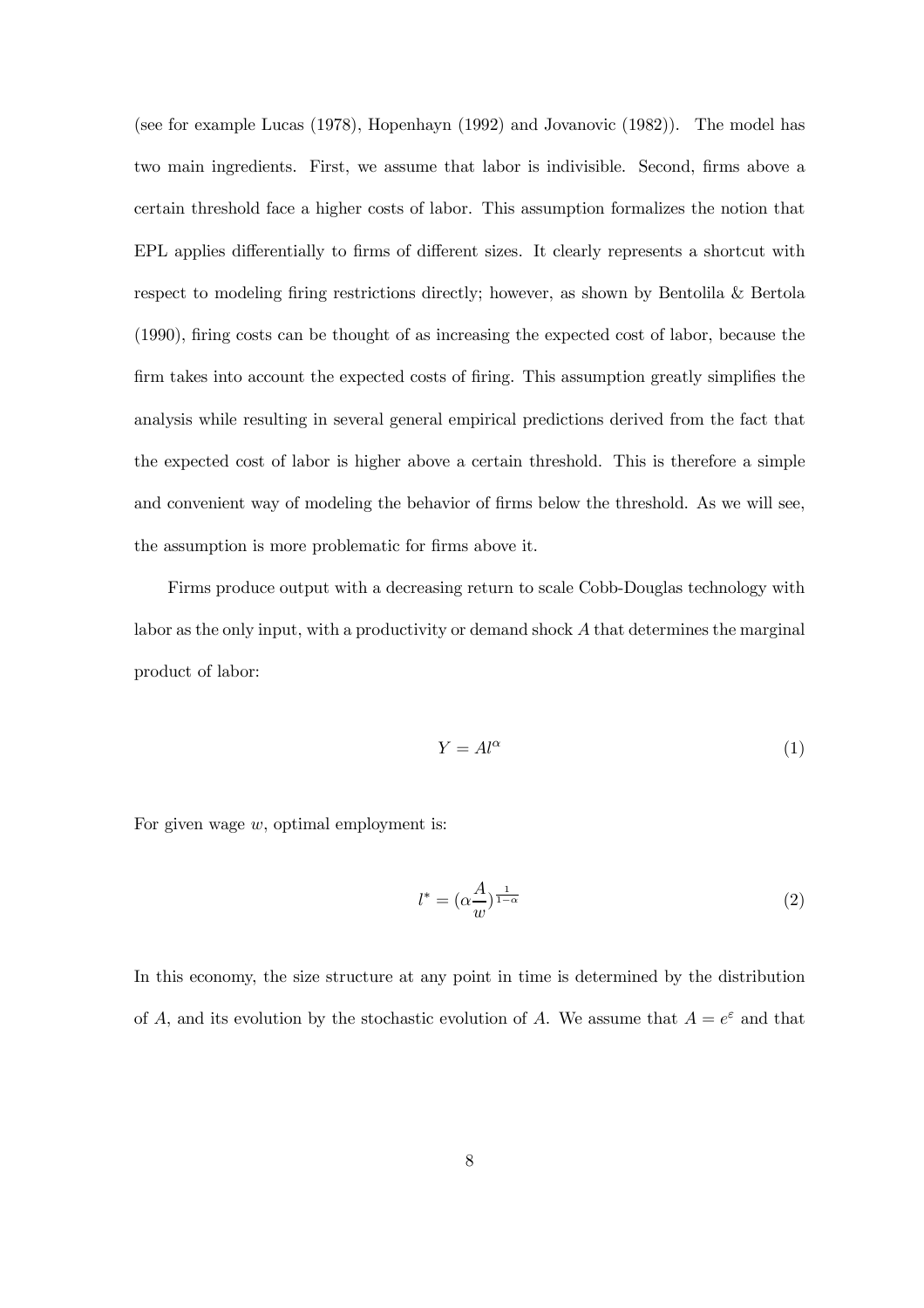(see for example Lucas (1978), Hopenhayn (1992) and Jovanovic (1982)). The model has two main ingredients. First, we assume that labor is indivisible. Second, firms above a certain threshold face a higher costs of labor. This assumption formalizes the notion that EPL applies differentially to firms of different sizes. It clearly represents a shortcut with respect to modeling firing restrictions directly; however, as shown by Bentolila & Bertola (1990), firing costs can be thought of as increasing the expected cost of labor, because the firm takes into account the expected costs of firing. This assumption greatly simplifies the analysis while resulting in several general empirical predictions derived from the fact that the expected cost of labor is higher above a certain threshold. This is therefore a simple and convenient way of modeling the behavior of firms below the threshold. As we will see, the assumption is more problematic for firms above it.

Firms produce output with a decreasing return to scale Cobb-Douglas technology with labor as the only input, with a productivity or demand shock $A$ that determines the marginal product of labor:

$$Y = Al^{\alpha} \tag{1}$$

For given wage $w$, optimal employment is:

$$l^{*} = (\alpha \frac{A}{w})^{\frac{1}{1-\alpha}} \tag{2}$$

In this economy, the size structure at any point in time is determined by the distribution of $A$, and its evolution by the stochastic evolution of $A$. We assume that $A = e^{\varepsilon}$ and that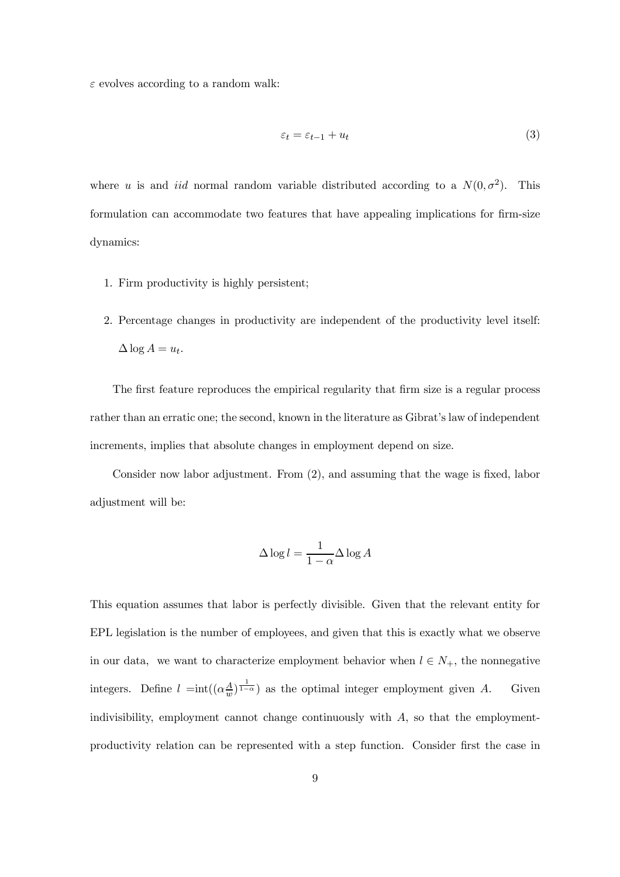$\varepsilon$ evolves according to a random walk:

$$\varepsilon_t = \varepsilon_{t-1} + u_t \tag{3}$$

where $u$ is and *iid* normal random variable distributed according to a $N(0, \sigma^2)$. This formulation can accommodate two features that have appealing implications for firm-size dynamics:

1. Firm productivity is highly persistent;
2. Percentage changes in productivity are independent of the productivity level itself: $\Delta \log A = u_t$.

The first feature reproduces the empirical regularity that firm size is a regular process rather than an erratic one; the second, known in the literature as Gibrat's law of independent increments, implies that absolute changes in employment depend on size.

Consider now labor adjustment. From (2), and assuming that the wage is fixed, labor adjustment will be:

$$\Delta \log l = \frac{1}{1-\alpha} \Delta \log A$$

This equation assumes that labor is perfectly divisible. Given that the relevant entity for EPL legislation is the number of employees, and given that this is exactly what we observe in our data, we want to characterize employment behavior when $l \in N_+$, the nonnegative integers. Define $l = \text{int}((\alpha \frac{A}{w})^{\frac{1}{1-\alpha}})$ as the optimal integer employment given $A$. Given indivisibility, employment cannot change continuously with $A$, so that the employment-productivity relation can be represented with a step function. Consider first the case in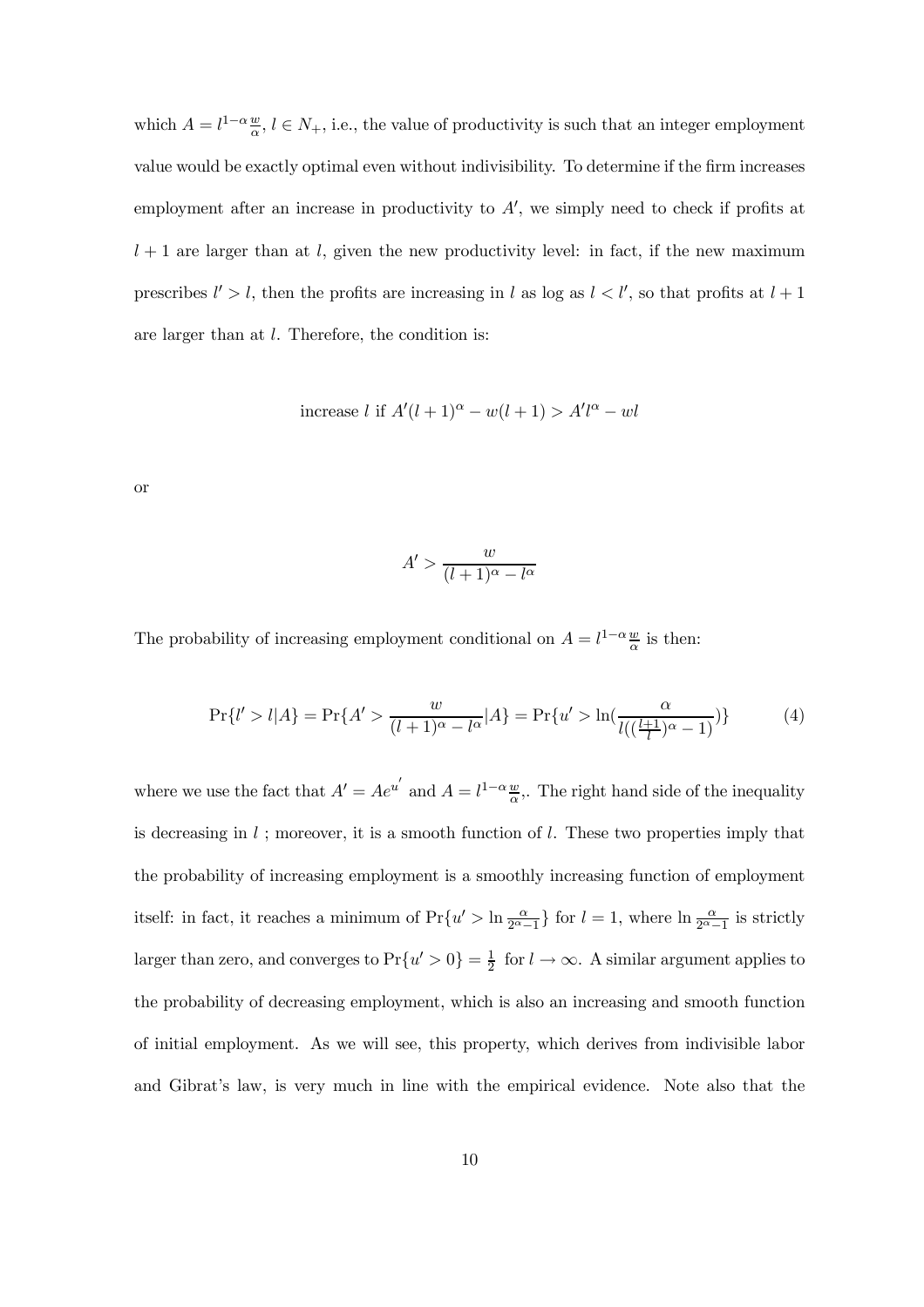which $A = l^{1-\alpha}\frac{w}{\alpha}$, $l \in N_+$, i.e., the value of productivity is such that an integer employment value would be exactly optimal even without indivisibility. To determine if the firm increases employment after an increase in productivity to $A'$, we simply need to check if profits at $l+1$ are larger than at $l$, given the new productivity level: in fact, if the new maximum prescribes $l' > l$, then the profits are increasing in $l$ as log as $l < l'$, so that profits at $l+1$ are larger than at $l$. Therefore, the condition is:

$$\text{increase } l \text{ if } A'(l+1)^{\alpha} - w(l+1) > A'l^{\alpha} - wl$$

or

$$A' > \frac{w}{(l+1)^{\alpha} - l^{\alpha}}$$

The probability of increasing employment conditional on $A = l^{1-\alpha}\frac{w}{\alpha}$ is then:

$$\Pr\{l' > l|A\} = \Pr\{A' > \frac{w}{(l+1)^{\alpha} - l^{\alpha}}|A\} = \Pr\{u' > \ln(\frac{\alpha}{l((\frac{l+1}{l})^{\alpha} - 1)})\} \tag{4}$$

where we use the fact that $A' = Ae^{u'}$ and $A = l^{1-\alpha}\frac{w}{\alpha}$,. The right hand side of the inequality is decreasing in $l$ ; moreover, it is a smooth function of $l$. These two properties imply that the probability of increasing employment is a smoothly increasing function of employment itself: in fact, it reaches a minimum of $\Pr\{u' > \ln \frac{\alpha}{2^{\alpha}-1}\}$ for $l = 1$, where $\ln \frac{\alpha}{2^{\alpha}-1}$ is strictly larger than zero, and converges to $\Pr\{u' > 0\} = \frac{1}{2}$ for $l \to \infty$. A similar argument applies to the probability of decreasing employment, which is also an increasing and smooth function of initial employment. As we will see, this property, which derives from indivisible labor and Gibrat's law, is very much in line with the empirical evidence. Note also that the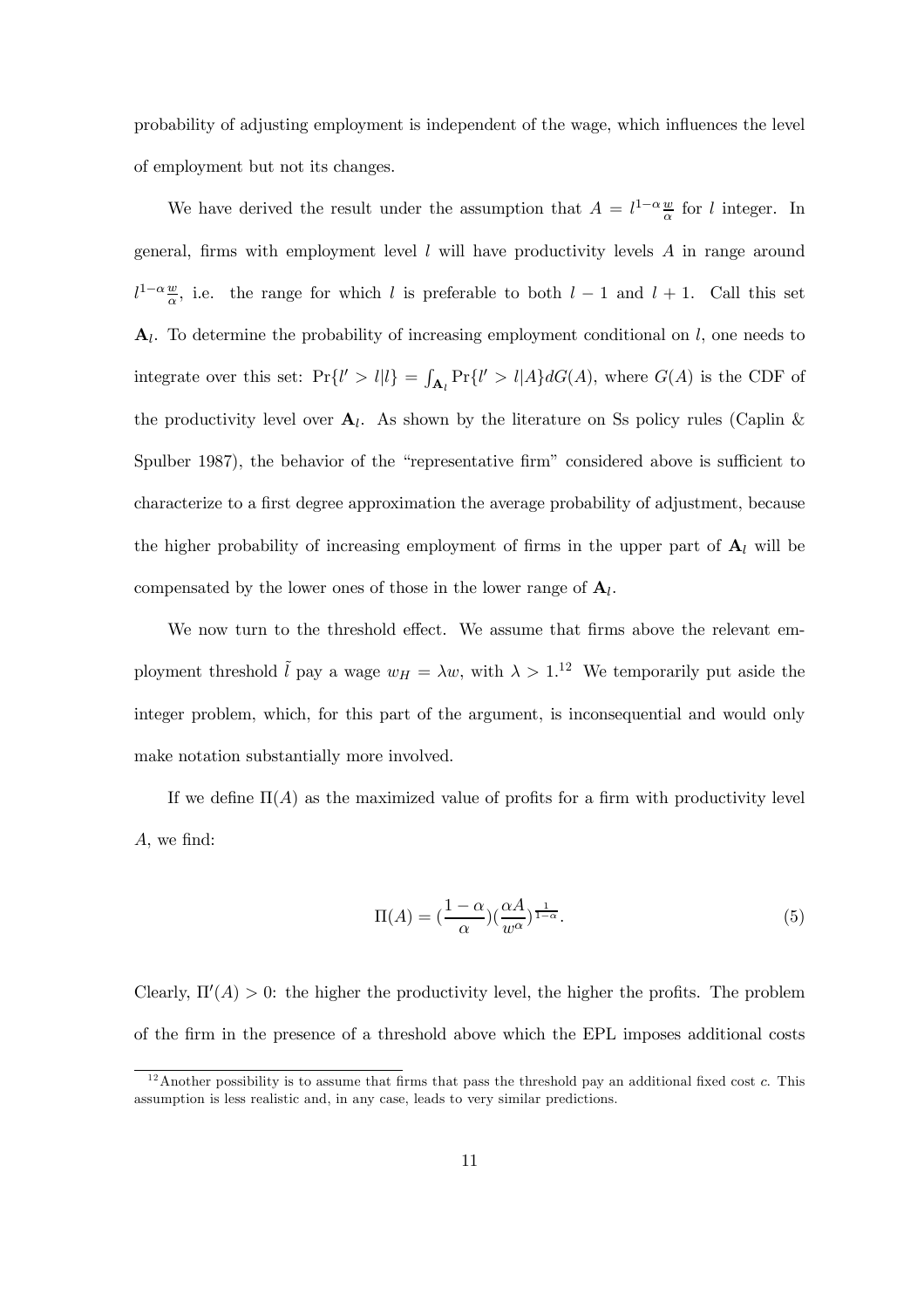probability of adjusting employment is independent of the wage, which influences the level of employment but not its changes.

We have derived the result under the assumption that $A = l^{1-\alpha}\frac{w}{\alpha}$ for $l$ integer. In general, firms with employment level $l$ will have productivity levels $A$ in range around $l^{1-\alpha}\frac{w}{\alpha}$, i.e. the range for which $l$ is preferable to both $l-1$ and $l+1$. Call this set $\mathbf{A}_l$. To determine the probability of increasing employment conditional on $l$, one needs to integrate over this set: $\Pr\{l' > l|l\} = \int_{\mathbf{A}_l} \Pr\{l' > l|A\}dG(A)$, where $G(A)$ is the CDF of the productivity level over $\mathbf{A}_l$. As shown by the literature on Ss policy rules (Caplin & Spulber 1987), the behavior of the "representative firm" considered above is sufficient to characterize to a first degree approximation the average probability of adjustment, because the higher probability of increasing employment of firms in the upper part of $\mathbf{A}_l$ will be compensated by the lower ones of those in the lower range of $\mathbf{A}_l$.

We now turn to the threshold effect. We assume that firms above the relevant employment threshold $\tilde{l}$ pay a wage $w_H = \lambda w$, with $\lambda > 1$.[12] We temporarily put aside the integer problem, which, for this part of the argument, is inconsequential and would only make notation substantially more involved.

If we define $\Pi(A)$ as the maximized value of profits for a firm with productivity level $A$, we find:

$$\Pi(A) = (\frac{1-\alpha}{\alpha})(\frac{\alpha A}{w^{\alpha}})^{\frac{1}{1-\alpha}}. \tag{5}$$

Clearly, $\Pi'(A) > 0$: the higher the productivity level, the higher the profits. The problem of the firm in the presence of a threshold above which the EPL imposes additional costs

[12] Another possibility is to assume that firms that pass the threshold pay an additional fixed cost $c$. This assumption is less realistic and, in any case, leads to very similar predictions.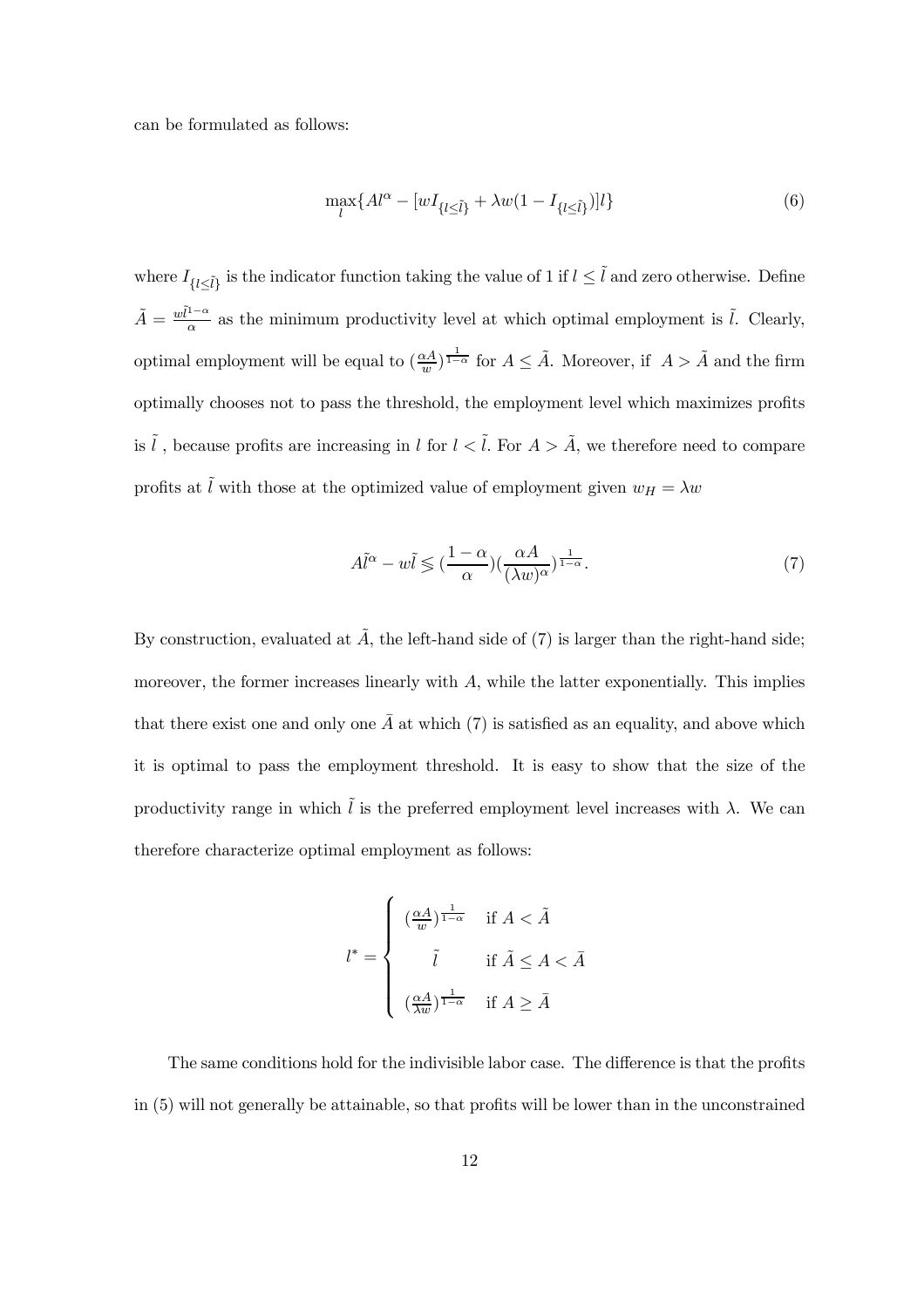can be formulated as follows:

$$\max_{l}\{Al^{\alpha}-[wI_{\{l\leq\tilde{l}\}}+\lambda w(1-I_{\{l\leq\tilde{l}\}})]l\} \tag{6}$$

where $I_{\{l\leq\tilde{l}\}}$ is the indicator function taking the value of 1 if $l\leq\tilde{l}$ and zero otherwise. Define $\tilde{A}=\frac{w\tilde{l}^{1-\alpha}}{\alpha}$ as the minimum productivity level at which optimal employment is $\tilde{l}$. Clearly, optimal employment will be equal to $(\frac{\alpha A}{w})^{\frac{1}{1-\alpha}}$ for $A\leq\tilde{A}$. Moreover, if $A>\tilde{A}$ and the firm optimally chooses not to pass the threshold, the employment level which maximizes profits is $\tilde{l}$ , because profits are increasing in $l$ for $l<\tilde{l}$. For $A>\tilde{A}$, we therefore need to compare profits at $\tilde{l}$ with those at the optimized value of employment given $w_H=\lambda w$

$$A\tilde{l}^{\alpha}-w\tilde{l}\lesseqgtr(\frac{1-\alpha}{\alpha})(\frac{\alpha A}{(\lambda w)^{\alpha}})^{\frac{1}{1-\alpha}}. \tag{7}$$

By construction, evaluated at $\tilde{A}$, the left-hand side of (7) is larger than the right-hand side; moreover, the former increases linearly with $A$, while the latter exponentially. This implies that there exist one and only one $\bar{A}$ at which (7) is satisfied as an equality, and above which it is optimal to pass the employment threshold. It is easy to show that the size of the productivity range in which $\tilde{l}$ is the preferred employment level increases with $\lambda$. We can therefore characterize optimal employment as follows:

$$l^{*}=\begin{cases}(\frac{\alpha A}{w})^{\frac{1}{1-\alpha}} & \text{if } A<\tilde{A}\\ \tilde{l} & \text{if } \tilde{A}\leq A<\bar{A}\\ (\frac{\alpha A}{\lambda w})^{\frac{1}{1-\alpha}} & \text{if } A\geq\bar{A}\end{cases}$$

The same conditions hold for the indivisible labor case. The difference is that the profits in (5) will not generally be attainable, so that profits will be lower than in the unconstrained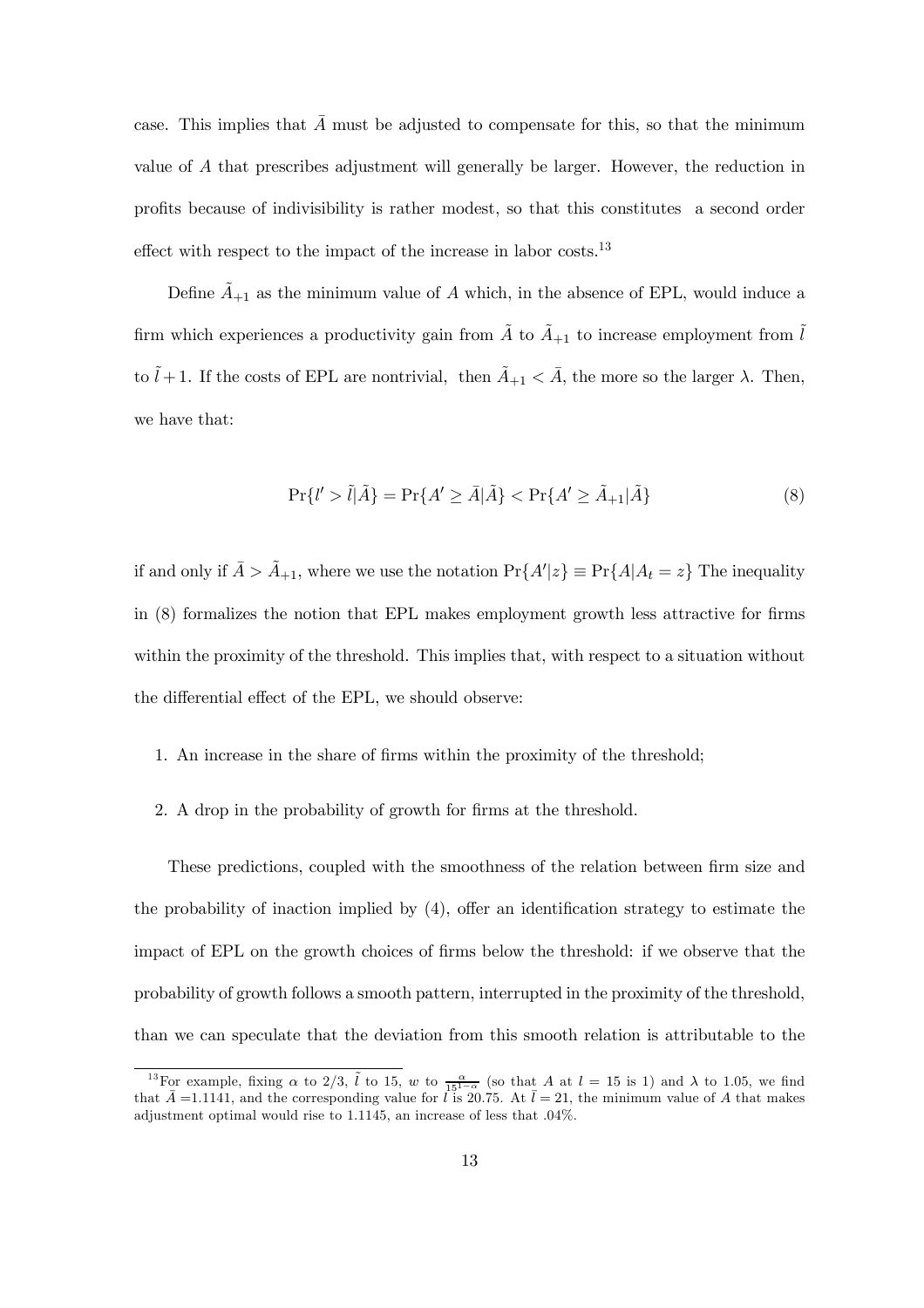case. This implies that $\bar{A}$ must be adjusted to compensate for this, so that the minimum value of $A$ that prescribes adjustment will generally be larger. However, the reduction in profits because of indivisibility is rather modest, so that this constitutes a second order effect with respect to the impact of the increase in labor costs.[13]

Define $\tilde{A}_{+1}$ as the minimum value of $A$ which, in the absence of EPL, would induce a firm which experiences a productivity gain from $\tilde{A}$ to $\tilde{A}_{+1}$ to increase employment from $\tilde{l}$ to $\tilde{l}+1$. If the costs of EPL are nontrivial, then $\tilde{A}_{+1} < \bar{A}$, the more so the larger $\lambda$. Then, we have that:

$$\Pr\{l' > \tilde{l}|\tilde{A}\} = \Pr\{A' \geq \bar{A}|\tilde{A}\} < \Pr\{A' \geq \tilde{A}_{+1}|\tilde{A}\} \tag{8}$$

if and only if $\bar{A} > \tilde{A}_{+1}$, where we use the notation $\Pr\{A'|z\} \equiv \Pr\{A|A_t = z\}$ The inequality in (8) formalizes the notion that EPL makes employment growth less attractive for firms within the proximity of the threshold. This implies that, with respect to a situation without the differential effect of the EPL, we should observe:

1. An increase in the share of firms within the proximity of the threshold;
2. A drop in the probability of growth for firms at the threshold.

These predictions, coupled with the smoothness of the relation between firm size and the probability of inaction implied by (4), offer an identification strategy to estimate the impact of EPL on the growth choices of firms below the threshold: if we observe that the probability of growth follows a smooth pattern, interrupted in the proximity of the threshold, than we can speculate that the deviation from this smooth relation is attributable to the

[13] For example, fixing $\alpha$ to 2/3, $\tilde{l}$ to 15, $w$ to $\frac{\alpha}{15^{1-\alpha}}$ (so that $A$ at $l = 15$ is 1) and $\lambda$ to 1.05, we find that $\bar{A}$ =1.1141, and the corresponding value for $\bar{l}$ is 20.75. At $\bar{l} = 21$, the minimum value of $A$ that makes adjustment optimal would rise to 1.1145, an increase of less that .04%.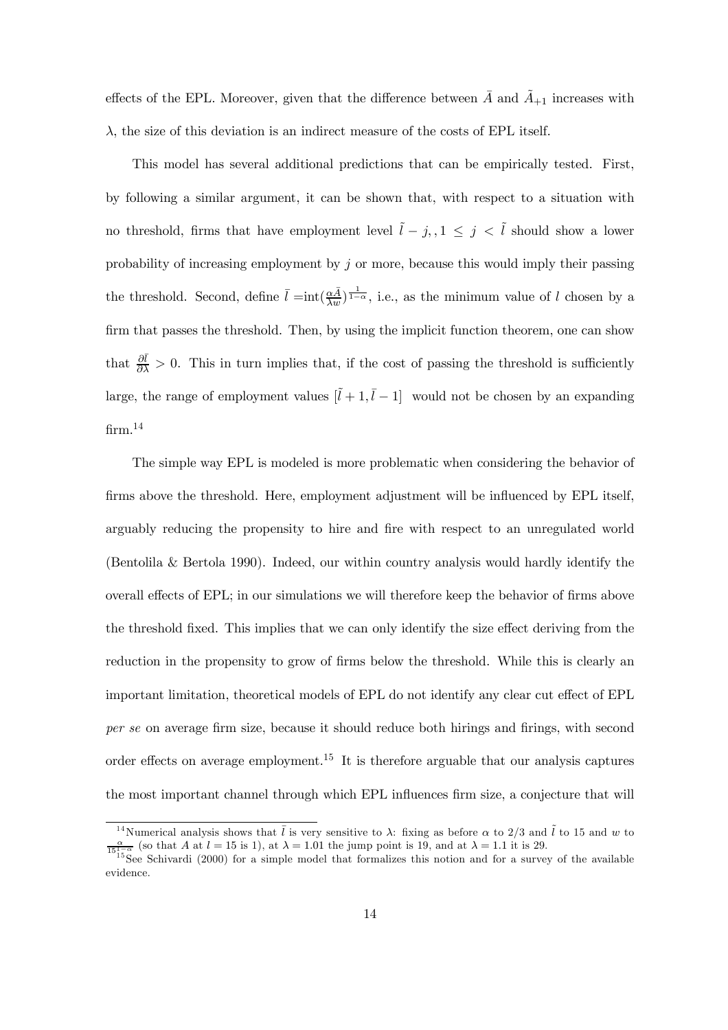effects of the EPL. Moreover, given that the difference between $\bar{A}$ and $\tilde{A}_{+1}$ increases with $\lambda$, the size of this deviation is an indirect measure of the costs of EPL itself.

This model has several additional predictions that can be empirically tested. First, by following a similar argument, it can be shown that, with respect to a situation with no threshold, firms that have employment level $\tilde{l} - j, , 1 \leq j < \tilde{l}$ should show a lower probability of increasing employment by $j$ or more, because this would imply their passing the threshold. Second, define $\bar{l} = \text{int}(\frac{\alpha \bar{A}}{\lambda w})^{\frac{1}{1-\alpha}}$, i.e., as the minimum value of $l$ chosen by a firm that passes the threshold. Then, by using the implicit function theorem, one can show that $\frac{\partial \bar{l}}{\partial \lambda} > 0$. This in turn implies that, if the cost of passing the threshold is sufficiently large, the range of employment values $[\tilde{l}+1, \bar{l}-1]$ would not be chosen by an expanding firm.[14]

The simple way EPL is modeled is more problematic when considering the behavior of firms above the threshold. Here, employment adjustment will be influenced by EPL itself, arguably reducing the propensity to hire and fire with respect to an unregulated world (Bentolila & Bertola 1990). Indeed, our within country analysis would hardly identify the overall effects of EPL; in our simulations we will therefore keep the behavior of firms above the threshold fixed. This implies that we can only identify the size effect deriving from the reduction in the propensity to grow of firms below the threshold. While this is clearly an important limitation, theoretical models of EPL do not identify any clear cut effect of EPL *per se* on average firm size, because it should reduce both hirings and firings, with second order effects on average employment.[15] It is therefore arguable that our analysis captures the most important channel through which EPL influences firm size, a conjecture that will

---

[14] Numerical analysis shows that $\bar{l}$ is very sensitive to $\lambda$: fixing as before $\alpha$ to 2/3 and $\tilde{l}$ to 15 and $w$ to $\frac{\alpha}{15^{1-\alpha}}$ (so that $A$ at $l = 15$ is 1), at $\lambda = 1.01$ the jump point is 19, and at $\lambda = 1.1$ it is 29.

[15] See Schivardi (2000) for a simple model that formalizes this notion and for a survey of the available evidence.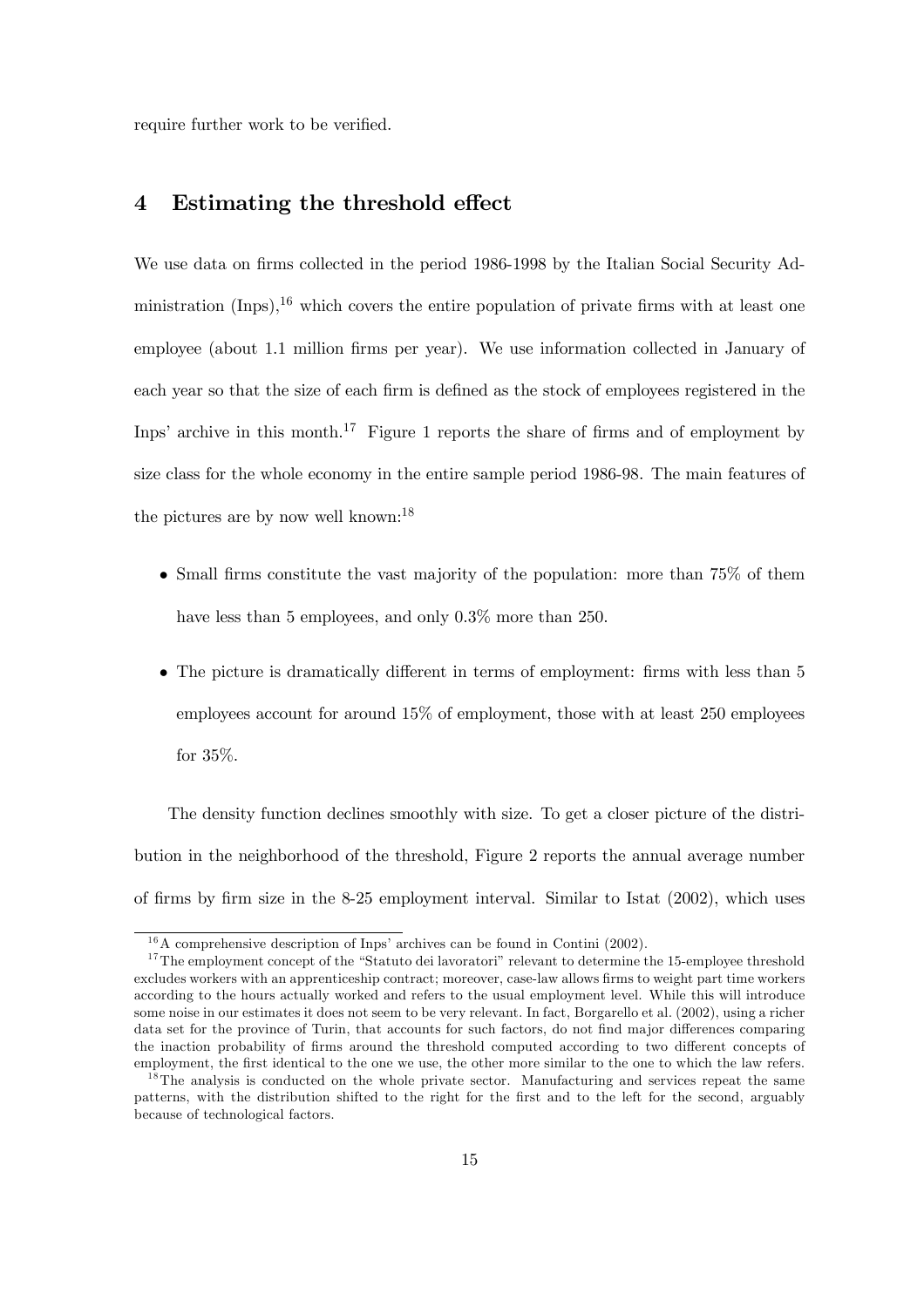require further work to be verified.

## 4 Estimating the threshold effect

We use data on firms collected in the period 1986-1998 by the Italian Social Security Administration (Inps),[16] which covers the entire population of private firms with at least one employee (about 1.1 million firms per year). We use information collected in January of each year so that the size of each firm is defined as the stock of employees registered in the Inps' archive in this month.[17] Figure 1 reports the share of firms and of employment by size class for the whole economy in the entire sample period 1986-98. The main features of the pictures are by now well known:[18]

- Small firms constitute the vast majority of the population: more than 75% of them have less than 5 employees, and only 0.3% more than 250.
- The picture is dramatically different in terms of employment: firms with less than 5 employees account for around 15% of employment, those with at least 250 employees for 35%.

The density function declines smoothly with size. To get a closer picture of the distribution in the neighborhood of the threshold, Figure 2 reports the annual average number of firms by firm size in the 8-25 employment interval. Similar to Istat (2002), which uses

---

[16] A comprehensive description of Inps' archives can be found in Contini (2002).

[17] The employment concept of the "Statuto dei lavoratori" relevant to determine the 15-employee threshold excludes workers with an apprenticeship contract; moreover, case-law allows firms to weight part time workers according to the hours actually worked and refers to the usual employment level. While this will introduce some noise in our estimates it does not seem to be very relevant. In fact, Borgarello et al. (2002), using a richer data set for the province of Turin, that accounts for such factors, do not find major differences comparing the inaction probability of firms around the threshold computed according to two different concepts of employment, the first identical to the one we use, the other more similar to the one to which the law refers.

[18] The analysis is conducted on the whole private sector. Manufacturing and services repeat the same patterns, with the distribution shifted to the right for the first and to the left for the second, arguably because of technological factors.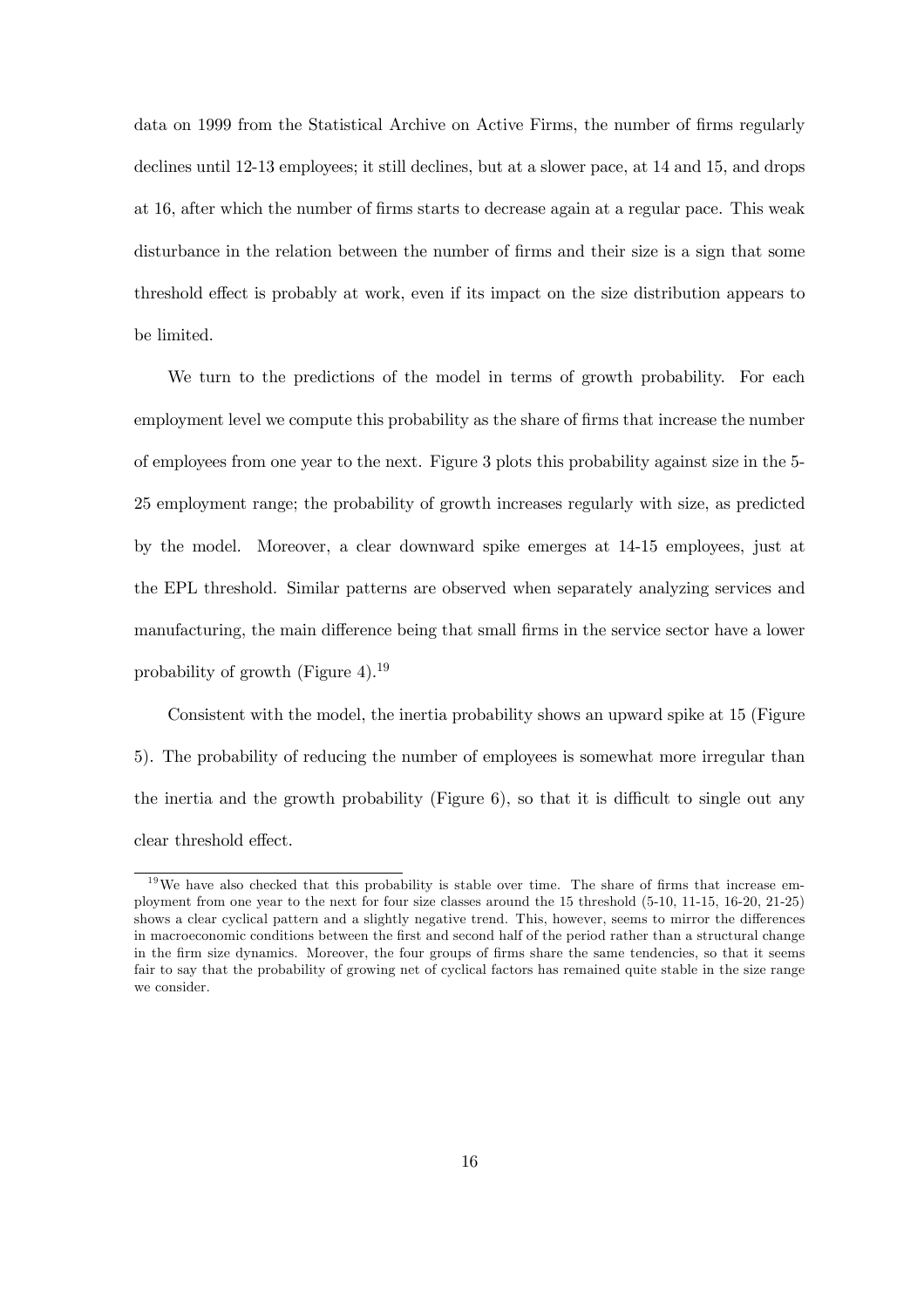data on 1999 from the Statistical Archive on Active Firms, the number of firms regularly declines until 12-13 employees; it still declines, but at a slower pace, at 14 and 15, and drops at 16, after which the number of firms starts to decrease again at a regular pace. This weak disturbance in the relation between the number of firms and their size is a sign that some threshold effect is probably at work, even if its impact on the size distribution appears to be limited.

We turn to the predictions of the model in terms of growth probability. For each employment level we compute this probability as the share of firms that increase the number of employees from one year to the next. Figure 3 plots this probability against size in the 5-25 employment range; the probability of growth increases regularly with size, as predicted by the model. Moreover, a clear downward spike emerges at 14-15 employees, just at the EPL threshold. Similar patterns are observed when separately analyzing services and manufacturing, the main difference being that small firms in the service sector have a lower probability of growth (Figure 4).[19]

Consistent with the model, the inertia probability shows an upward spike at 15 (Figure 5). The probability of reducing the number of employees is somewhat more irregular than the inertia and the growth probability (Figure 6), so that it is difficult to single out any clear threshold effect.

[19] We have also checked that this probability is stable over time. The share of firms that increase employment from one year to the next for four size classes around the 15 threshold (5-10, 11-15, 16-20, 21-25) shows a clear cyclical pattern and a slightly negative trend. This, however, seems to mirror the differences in macroeconomic conditions between the first and second half of the period rather than a structural change in the firm size dynamics. Moreover, the four groups of firms share the same tendencies, so that it seems fair to say that the probability of growing net of cyclical factors has remained quite stable in the size range we consider.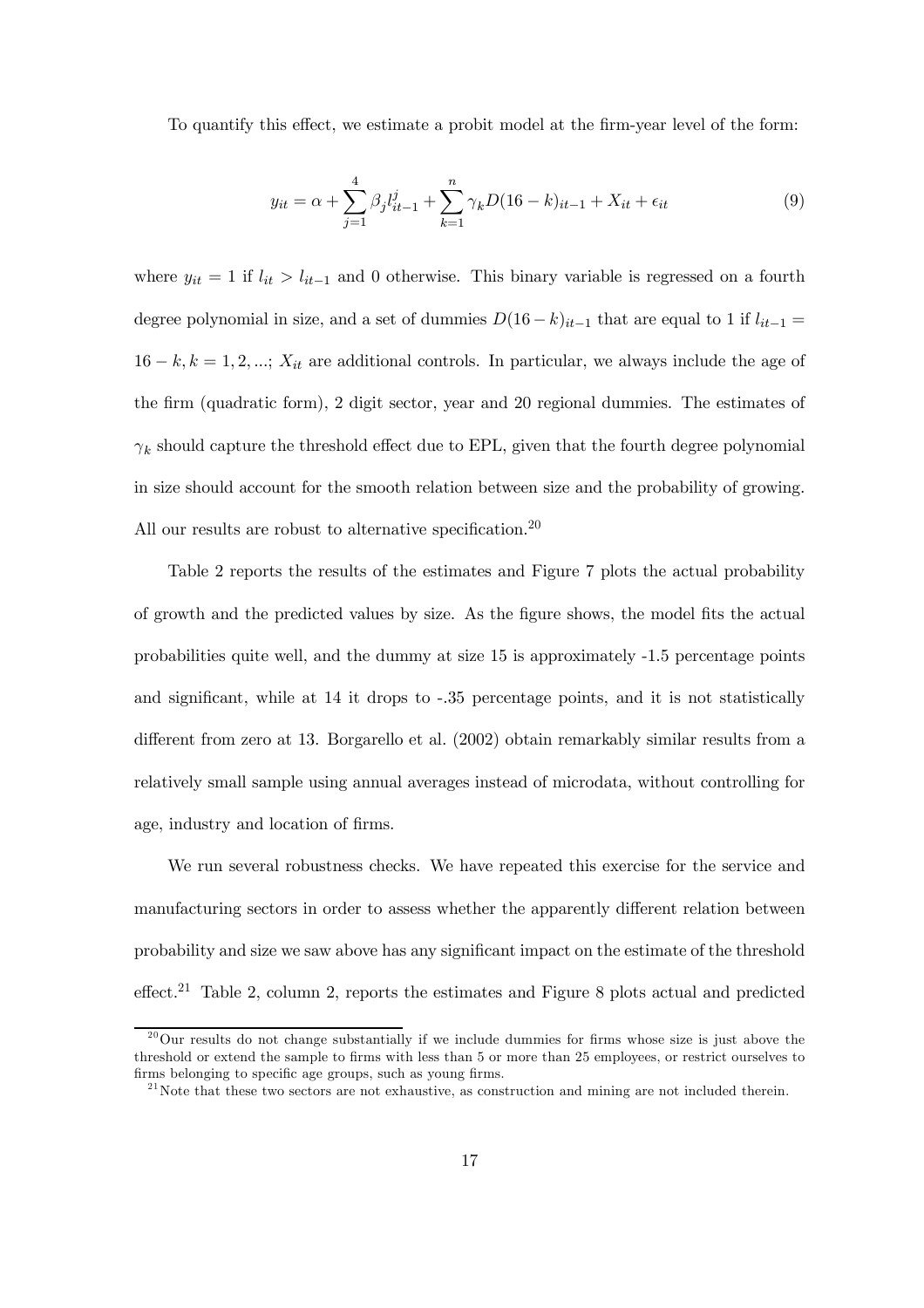To quantify this effect, we estimate a probit model at the firm-year level of the form:

$$y_{it} = \alpha + \sum_{j=1}^{4} \beta_j l_{it-1}^{j} + \sum_{k=1}^{n} \gamma_k D(16-k)_{it-1} + X_{it} + \epsilon_{it} \tag{9}$$

where $y_{it} = 1$ if $l_{it} > l_{it-1}$ and 0 otherwise. This binary variable is regressed on a fourth degree polynomial in size, and a set of dummies $D(16-k)_{it-1}$ that are equal to 1 if $l_{it-1} = 16-k, k = 1, 2, ...$; $X_{it}$ are additional controls. In particular, we always include the age of the firm (quadratic form), 2 digit sector, year and 20 regional dummies. The estimates of $\gamma_k$ should capture the threshold effect due to EPL, given that the fourth degree polynomial in size should account for the smooth relation between size and the probability of growing. All our results are robust to alternative specification.[20]

Table 2 reports the results of the estimates and Figure 7 plots the actual probability of growth and the predicted values by size. As the figure shows, the model fits the actual probabilities quite well, and the dummy at size 15 is approximately -1.5 percentage points and significant, while at 14 it drops to -.35 percentage points, and it is not statistically different from zero at 13. Borgarello et al. (2002) obtain remarkably similar results from a relatively small sample using annual averages instead of microdata, without controlling for age, industry and location of firms.

We run several robustness checks. We have repeated this exercise for the service and manufacturing sectors in order to assess whether the apparently different relation between probability and size we saw above has any significant impact on the estimate of the threshold effect.[21] Table 2, column 2, reports the estimates and Figure 8 plots actual and predicted

[20] Our results do not change substantially if we include dummies for firms whose size is just above the threshold or extend the sample to firms with less than 5 or more than 25 employees, or restrict ourselves to firms belonging to specific age groups, such as young firms.

[21] Note that these two sectors are not exhaustive, as construction and mining are not included therein.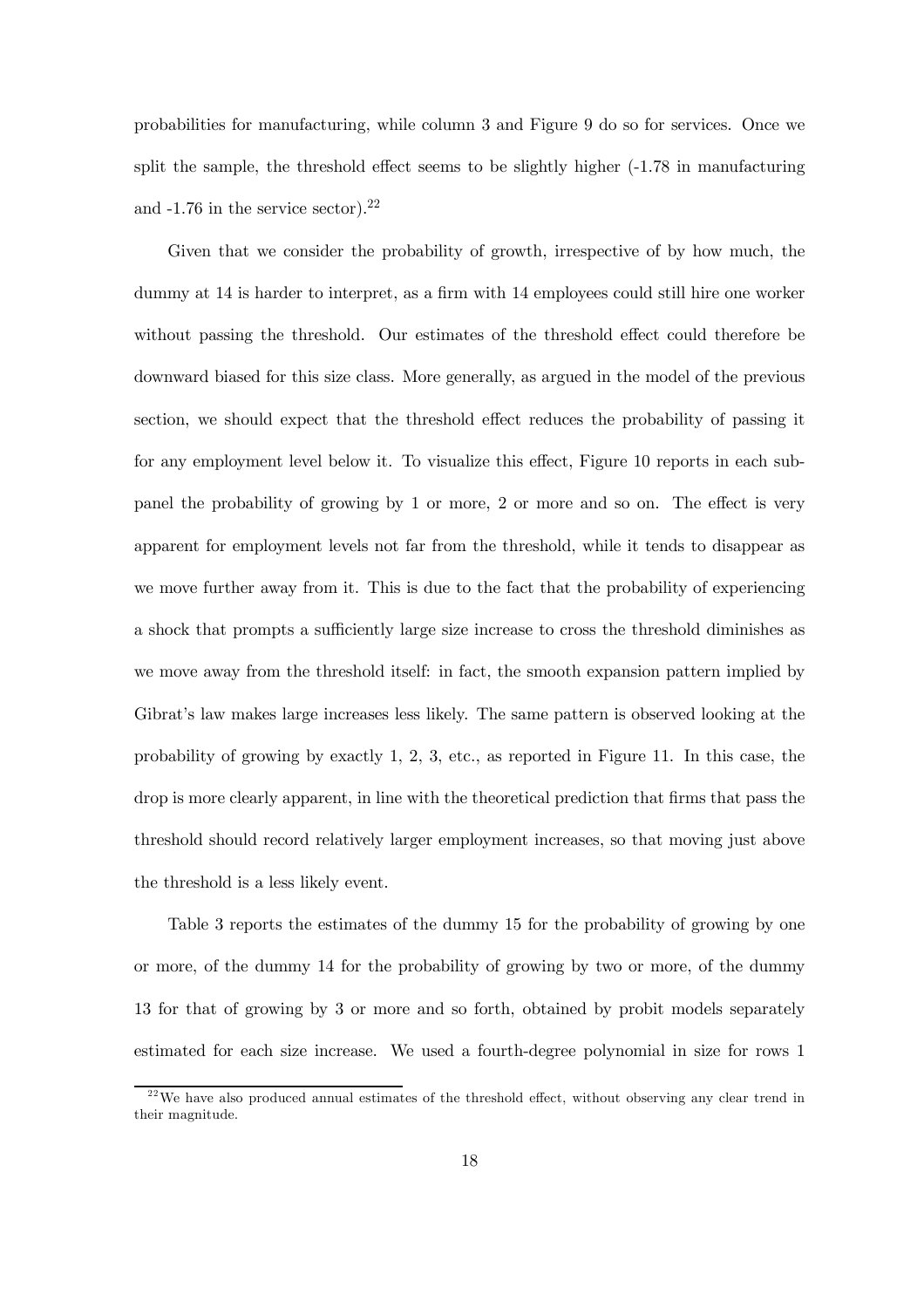probabilities for manufacturing, while column 3 and Figure 9 do so for services. Once we split the sample, the threshold effect seems to be slightly higher (-1.78 in manufacturing and -1.76 in the service sector).[22]

Given that we consider the probability of growth, irrespective of by how much, the dummy at 14 is harder to interpret, as a firm with 14 employees could still hire one worker without passing the threshold. Our estimates of the threshold effect could therefore be downward biased for this size class. More generally, as argued in the model of the previous section, we should expect that the threshold effect reduces the probability of passing it for any employment level below it. To visualize this effect, Figure 10 reports in each subpanel the probability of growing by 1 or more, 2 or more and so on. The effect is very apparent for employment levels not far from the threshold, while it tends to disappear as we move further away from it. This is due to the fact that the probability of experiencing a shock that prompts a sufficiently large size increase to cross the threshold diminishes as we move away from the threshold itself: in fact, the smooth expansion pattern implied by Gibrat's law makes large increases less likely. The same pattern is observed looking at the probability of growing by exactly 1, 2, 3, etc., as reported in Figure 11. In this case, the drop is more clearly apparent, in line with the theoretical prediction that firms that pass the threshold should record relatively larger employment increases, so that moving just above the threshold is a less likely event.

Table 3 reports the estimates of the dummy 15 for the probability of growing by one or more, of the dummy 14 for the probability of growing by two or more, of the dummy 13 for that of growing by 3 or more and so forth, obtained by probit models separately estimated for each size increase. We used a fourth-degree polynomial in size for rows 1

[22] We have also produced annual estimates of the threshold effect, without observing any clear trend in their magnitude.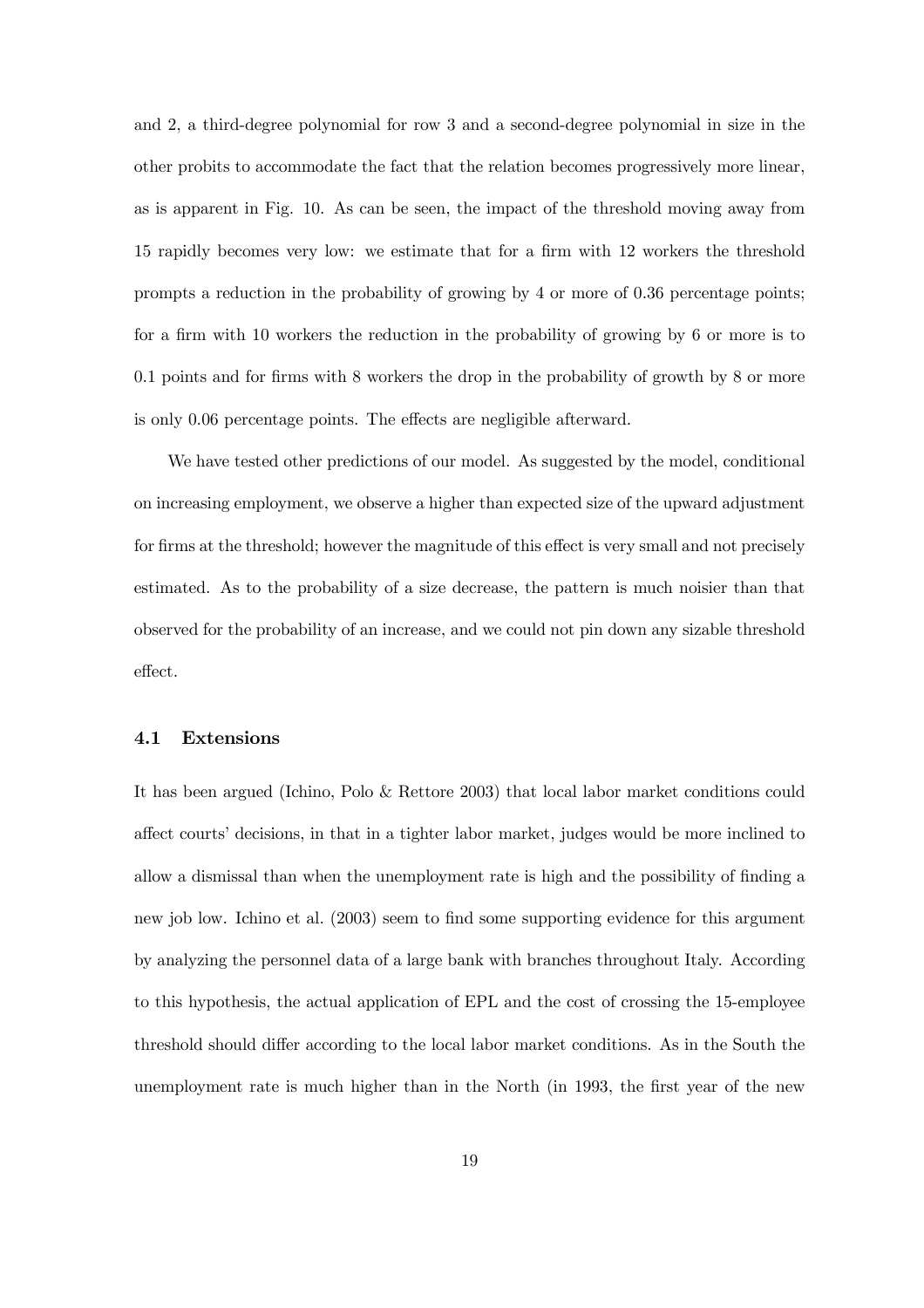and 2, a third-degree polynomial for row 3 and a second-degree polynomial in size in the other probits to accommodate the fact that the relation becomes progressively more linear, as is apparent in Fig. 10. As can be seen, the impact of the threshold moving away from 15 rapidly becomes very low: we estimate that for a firm with 12 workers the threshold prompts a reduction in the probability of growing by 4 or more of 0.36 percentage points; for a firm with 10 workers the reduction in the probability of growing by 6 or more is to 0.1 points and for firms with 8 workers the drop in the probability of growth by 8 or more is only 0.06 percentage points. The effects are negligible afterward.

We have tested other predictions of our model. As suggested by the model, conditional on increasing employment, we observe a higher than expected size of the upward adjustment for firms at the threshold; however the magnitude of this effect is very small and not precisely estimated. As to the probability of a size decrease, the pattern is much noisier than that observed for the probability of an increase, and we could not pin down any sizable threshold effect.

### 4.1 Extensions

It has been argued (Ichino, Polo & Rettore 2003) that local labor market conditions could affect courts' decisions, in that in a tighter labor market, judges would be more inclined to allow a dismissal than when the unemployment rate is high and the possibility of finding a new job low. Ichino et al. (2003) seem to find some supporting evidence for this argument by analyzing the personnel data of a large bank with branches throughout Italy. According to this hypothesis, the actual application of EPL and the cost of crossing the 15-employee threshold should differ according to the local labor market conditions. As in the South the unemployment rate is much higher than in the North (in 1993, the first year of the new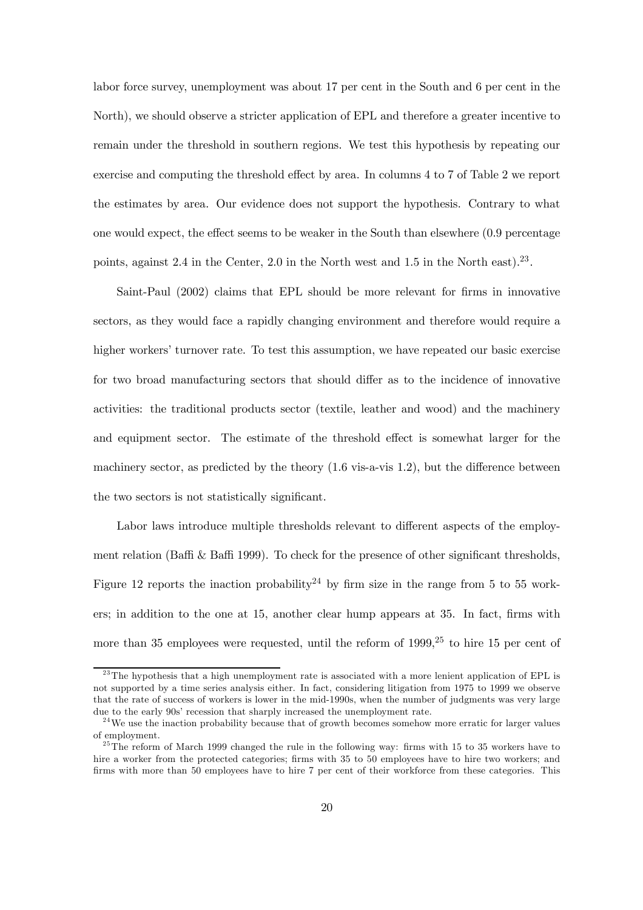labor force survey, unemployment was about 17 per cent in the South and 6 per cent in the North), we should observe a stricter application of EPL and therefore a greater incentive to remain under the threshold in southern regions. We test this hypothesis by repeating our exercise and computing the threshold effect by area. In columns 4 to 7 of Table 2 we report the estimates by area. Our evidence does not support the hypothesis. Contrary to what one would expect, the effect seems to be weaker in the South than elsewhere (0.9 percentage points, against 2.4 in the Center, 2.0 in the North west and 1.5 in the North east).[23].

Saint-Paul (2002) claims that EPL should be more relevant for firms in innovative sectors, as they would face a rapidly changing environment and therefore would require a higher workers' turnover rate. To test this assumption, we have repeated our basic exercise for two broad manufacturing sectors that should differ as to the incidence of innovative activities: the traditional products sector (textile, leather and wood) and the machinery and equipment sector. The estimate of the threshold effect is somewhat larger for the machinery sector, as predicted by the theory (1.6 vis-a-vis 1.2), but the difference between the two sectors is not statistically significant.

Labor laws introduce multiple thresholds relevant to different aspects of the employment relation (Baffi & Baffi 1999). To check for the presence of other significant thresholds, Figure 12 reports the inaction probability[24] by firm size in the range from 5 to 55 workers; in addition to the one at 15, another clear hump appears at 35. In fact, firms with more than 35 employees were requested, until the reform of 1999,[25] to hire 15 per cent of

[23] The hypothesis that a high unemployment rate is associated with a more lenient application of EPL is not supported by a time series analysis either. In fact, considering litigation from 1975 to 1999 we observe that the rate of success of workers is lower in the mid-1990s, when the number of judgments was very large due to the early 90s' recession that sharply increased the unemployment rate.

[24] We use the inaction probability because that of growth becomes somehow more erratic for larger values of employment.

[25] The reform of March 1999 changed the rule in the following way: firms with 15 to 35 workers have to hire a worker from the protected categories; firms with 35 to 50 employees have to hire two workers; and firms with more than 50 employees have to hire 7 per cent of their workforce from these categories. This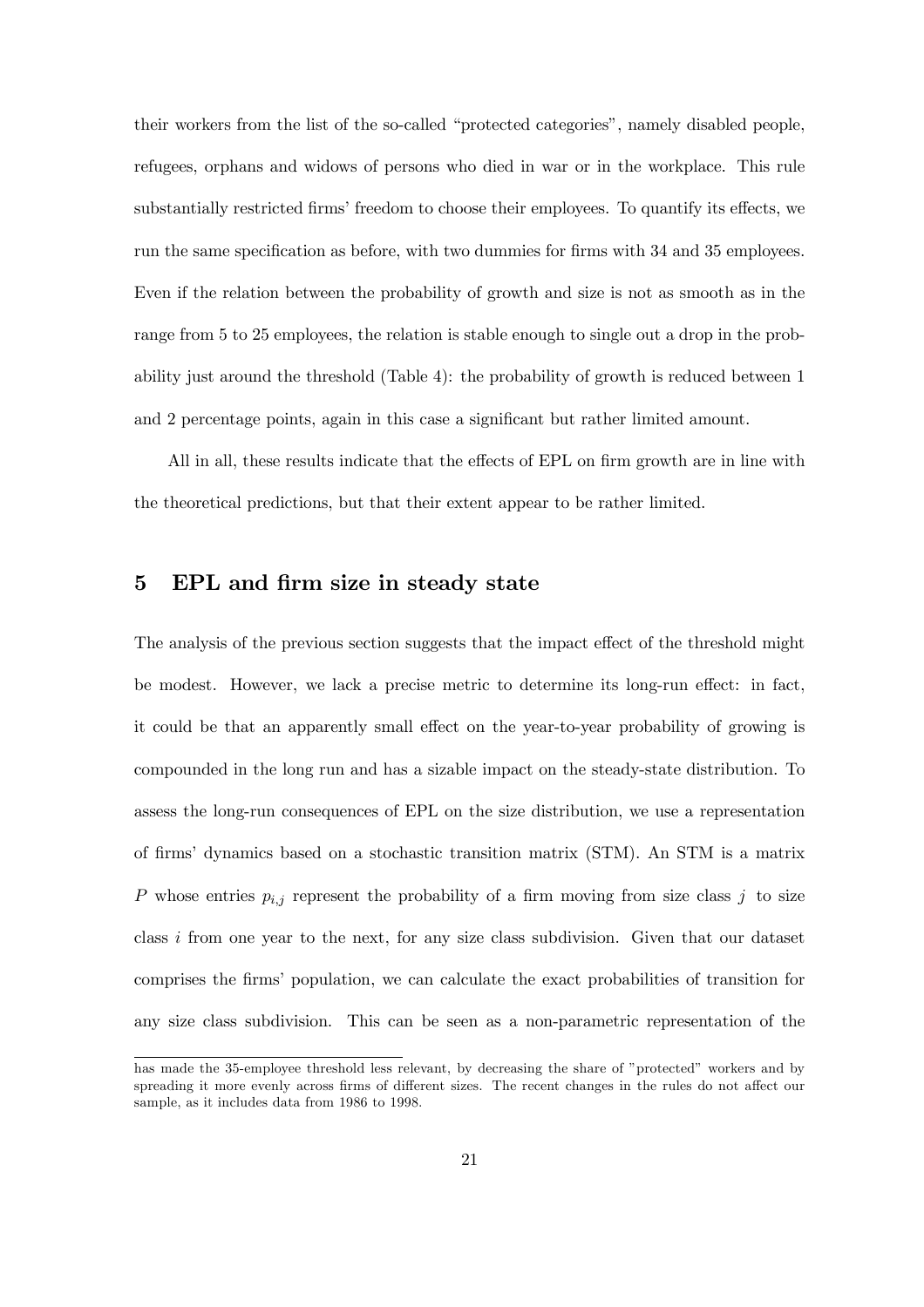their workers from the list of the so-called "protected categories", namely disabled people, refugees, orphans and widows of persons who died in war or in the workplace. This rule substantially restricted firms' freedom to choose their employees. To quantify its effects, we run the same specification as before, with two dummies for firms with 34 and 35 employees. Even if the relation between the probability of growth and size is not as smooth as in the range from 5 to 25 employees, the relation is stable enough to single out a drop in the probability just around the threshold (Table 4): the probability of growth is reduced between 1 and 2 percentage points, again in this case a significant but rather limited amount.

All in all, these results indicate that the effects of EPL on firm growth are in line with the theoretical predictions, but that their extent appear to be rather limited.

## 5 EPL and firm size in steady state

The analysis of the previous section suggests that the impact effect of the threshold might be modest. However, we lack a precise metric to determine its long-run effect: in fact, it could be that an apparently small effect on the year-to-year probability of growing is compounded in the long run and has a sizable impact on the steady-state distribution. To assess the long-run consequences of EPL on the size distribution, we use a representation of firms' dynamics based on a stochastic transition matrix (STM). An STM is a matrix $P$ whose entries $p_{i,j}$ represent the probability of a firm moving from size class $j$ to size class $i$ from one year to the next, for any size class subdivision. Given that our dataset comprises the firms' population, we can calculate the exact probabilities of transition for any size class subdivision. This can be seen as a non-parametric representation of the

has made the 35-employee threshold less relevant, by decreasing the share of "protected" workers and by spreading it more evenly across firms of different sizes. The recent changes in the rules do not affect our sample, as it includes data from 1986 to 1998.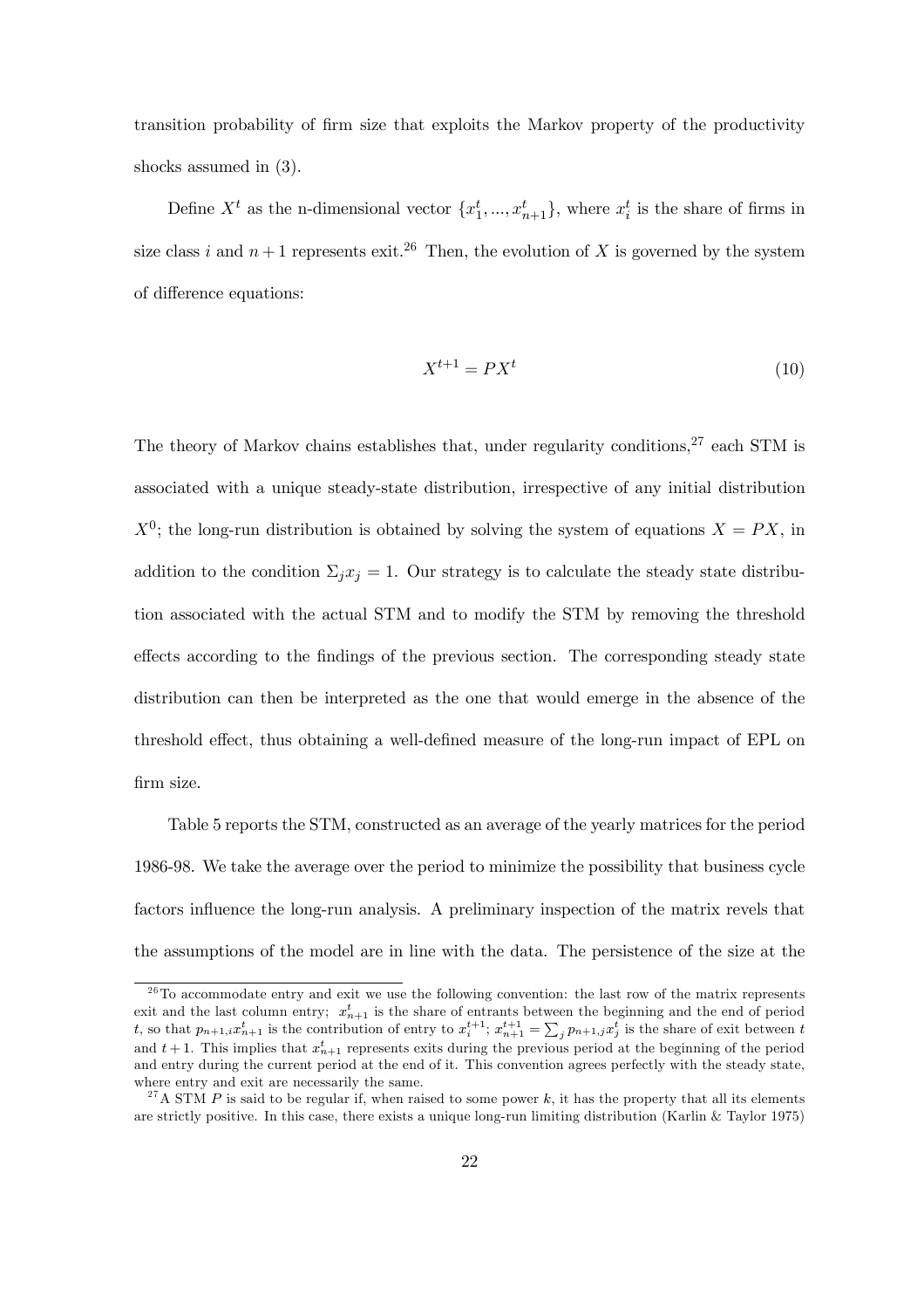transition probability of firm size that exploits the Markov property of the productivity shocks assumed in (3).

Define $X^t$ as the n-dimensional vector $\{x_1^t, ..., x_{n+1}^t\}$, where $x_i^t$ is the share of firms in size class $i$ and $n+1$ represents exit.[26] Then, the evolution of $X$ is governed by the system of difference equations:

$$X^{t+1} = PX^t \tag{10}$$

The theory of Markov chains establishes that, under regularity conditions,[27] each STM is associated with a unique steady-state distribution, irrespective of any initial distribution $X^0$; the long-run distribution is obtained by solving the system of equations $X = PX$, in addition to the condition $\Sigma_j x_j = 1$. Our strategy is to calculate the steady state distribution associated with the actual STM and to modify the STM by removing the threshold effects according to the findings of the previous section. The corresponding steady state distribution can then be interpreted as the one that would emerge in the absence of the threshold effect, thus obtaining a well-defined measure of the long-run impact of EPL on firm size.

Table 5 reports the STM, constructed as an average of the yearly matrices for the period 1986-98. We take the average over the period to minimize the possibility that business cycle factors influence the long-run analysis. A preliminary inspection of the matrix revels that the assumptions of the model are in line with the data. The persistence of the size at the

[26] To accommodate entry and exit we use the following convention: the last row of the matrix represents exit and the last column entry; $x_{n+1}^t$ is the share of entrants between the beginning and the end of period $t$, so that $p_{n+1,i}x_{n+1}^t$ is the contribution of entry to $x_i^{t+1}$; $x_{n+1}^{t+1} = \sum_j p_{n+1,j}x_j^t$ is the share of exit between $t$ and $t+1$. This implies that $x_{n+1}^t$ represents exits during the previous period at the beginning of the period and entry during the current period at the end of it. This convention agrees perfectly with the steady state, where entry and exit are necessarily the same.

[27] A STM $P$ is said to be regular if, when raised to some power $k$, it has the property that all its elements are strictly positive. In this case, there exists a unique long-run limiting distribution (Karlin & Taylor 1975)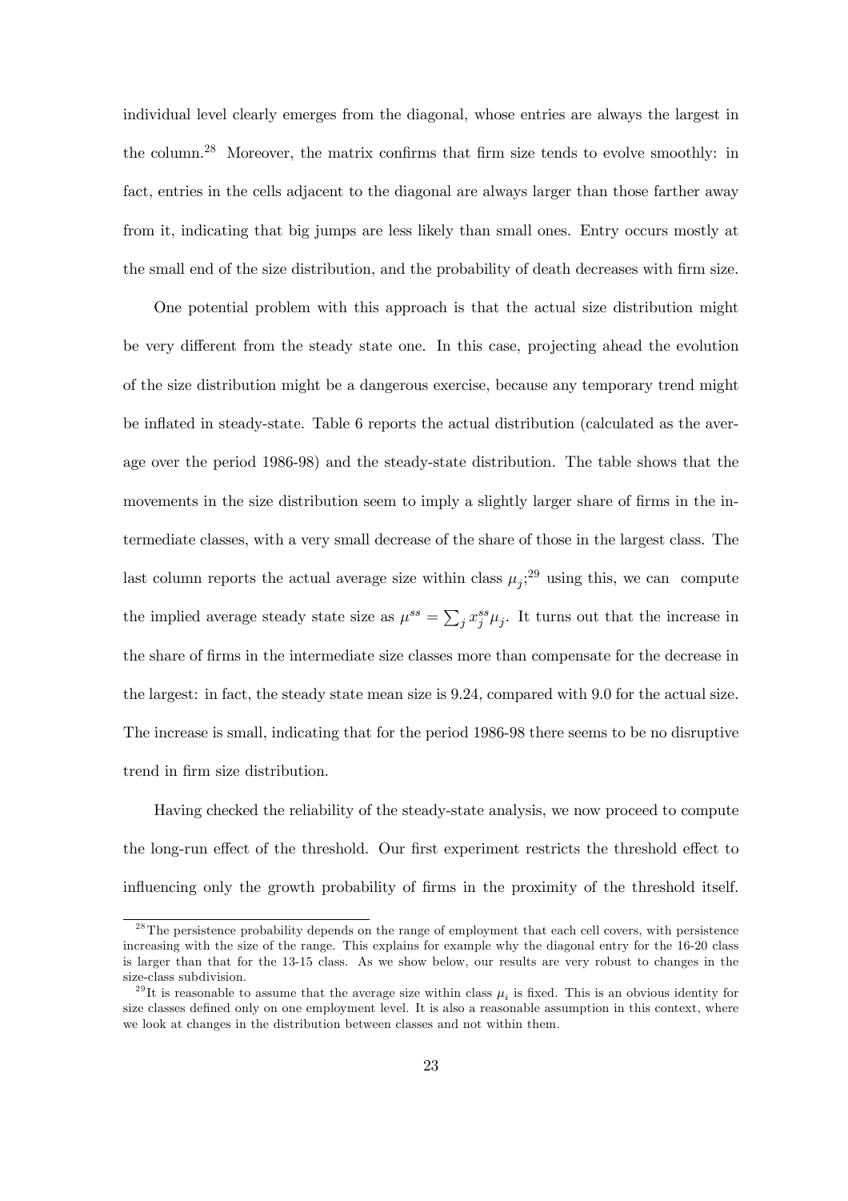individual level clearly emerges from the diagonal, whose entries are always the largest in the column.[28] Moreover, the matrix confirms that firm size tends to evolve smoothly: in fact, entries in the cells adjacent to the diagonal are always larger than those farther away from it, indicating that big jumps are less likely than small ones. Entry occurs mostly at the small end of the size distribution, and the probability of death decreases with firm size.

One potential problem with this approach is that the actual size distribution might be very different from the steady state one. In this case, projecting ahead the evolution of the size distribution might be a dangerous exercise, because any temporary trend might be inflated in steady-state. Table 6 reports the actual distribution (calculated as the average over the period 1986-98) and the steady-state distribution. The table shows that the movements in the size distribution seem to imply a slightly larger share of firms in the intermediate classes, with a very small decrease of the share of those in the largest class. The last column reports the actual average size within class $\mu_j$;[29] using this, we can compute the implied average steady state size as $\mu^{ss} = \sum_j x_j^{ss} \mu_j$. It turns out that the increase in the share of firms in the intermediate size classes more than compensate for the decrease in the largest: in fact, the steady state mean size is 9.24, compared with 9.0 for the actual size. The increase is small, indicating that for the period 1986-98 there seems to be no disruptive trend in firm size distribution.

Having checked the reliability of the steady-state analysis, we now proceed to compute the long-run effect of the threshold. Our first experiment restricts the threshold effect to influencing only the growth probability of firms in the proximity of the threshold itself.

[28] The persistence probability depends on the range of employment that each cell covers, with persistence increasing with the size of the range. This explains for example why the diagonal entry for the 16-20 class is larger than that for the 13-15 class. As we show below, our results are very robust to changes in the size-class subdivision.

[29] It is reasonable to assume that the average size within class $\mu_i$ is fixed. This is an obvious identity for size classes defined only on one employment level. It is also a reasonable assumption in this context, where we look at changes in the distribution between classes and not within them.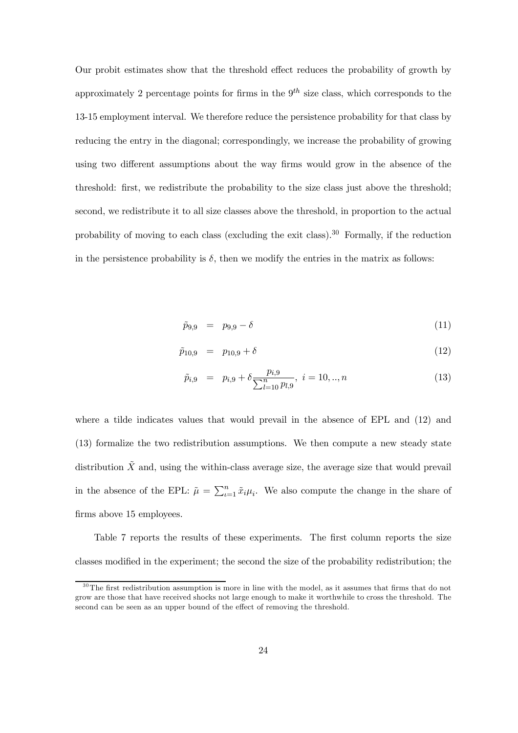Our probit estimates show that the threshold effect reduces the probability of growth by approximately 2 percentage points for firms in the $9^{th}$ size class, which corresponds to the 13-15 employment interval. We therefore reduce the persistence probability for that class by reducing the entry in the diagonal; correspondingly, we increase the probability of growing using two different assumptions about the way firms would grow in the absence of the threshold: first, we redistribute the probability to the size class just above the threshold; second, we redistribute it to all size classes above the threshold, in proportion to the actual probability of moving to each class (excluding the exit class).[30] Formally, if the reduction in the persistence probability is $\delta$, then we modify the entries in the matrix as follows:

$$\tilde{p}_{9,9} = p_{9,9} - \delta \tag{11}$$

$$\tilde{p}_{10,9} = p_{10,9} + \delta \tag{12}$$

$$\tilde{p}_{i,9} = p_{i,9} + \delta \frac{p_{i,9}}{\sum_{l=10}^{n} p_{l,9}}, \; i = 10, .., n \tag{13}$$

where a tilde indicates values that would prevail in the absence of EPL and (12) and (13) formalize the two redistribution assumptions. We then compute a new steady state distribution $\tilde{X}$ and, using the within-class average size, the average size that would prevail in the absence of the EPL: $\tilde{\mu} = \sum_{\iota=1}^{n} \tilde{x}_i \mu_i$. We also compute the change in the share of firms above 15 employees.

Table 7 reports the results of these experiments. The first column reports the size classes modified in the experiment; the second the size of the probability redistribution; the

[30] The first redistribution assumption is more in line with the model, as it assumes that firms that do not grow are those that have received shocks not large enough to make it worthwhile to cross the threshold. The second can be seen as an upper bound of the effect of removing the threshold.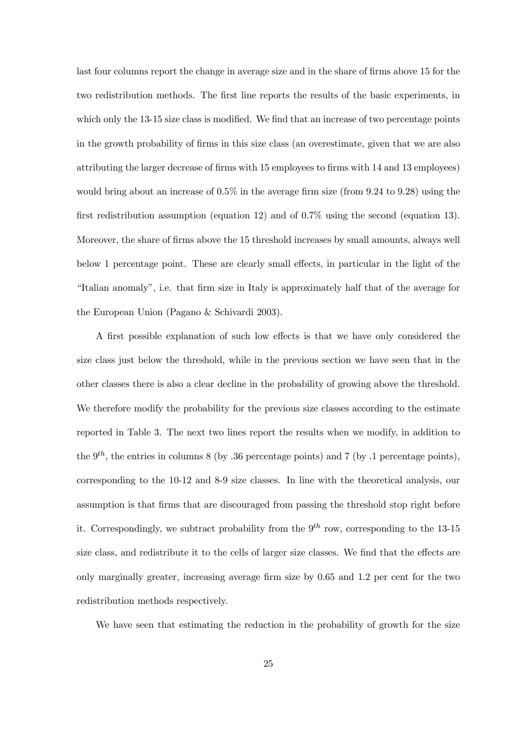last four columns report the change in average size and in the share of firms above 15 for the two redistribution methods. The first line reports the results of the basic experiments, in which only the 13-15 size class is modified. We find that an increase of two percentage points in the growth probability of firms in this size class (an overestimate, given that we are also attributing the larger decrease of firms with 15 employees to firms with 14 and 13 employees) would bring about an increase of 0.5% in the average firm size (from 9.24 to 9.28) using the first redistribution assumption (equation 12) and of 0.7% using the second (equation 13). Moreover, the share of firms above the 15 threshold increases by small amounts, always well below 1 percentage point. These are clearly small effects, in particular in the light of the "Italian anomaly", i.e. that firm size in Italy is approximately half that of the average for the European Union (Pagano & Schivardi 2003).

A first possible explanation of such low effects is that we have only considered the size class just below the threshold, while in the previous section we have seen that in the other classes there is also a clear decline in the probability of growing above the threshold. We therefore modify the probability for the previous size classes according to the estimate reported in Table 3. The next two lines report the results when we modify, in addition to the $9^{th}$, the entries in columns 8 (by .36 percentage points) and 7 (by .1 percentage points), corresponding to the 10-12 and 8-9 size classes. In line with the theoretical analysis, our assumption is that firms that are discouraged from passing the threshold stop right before it. Correspondingly, we subtract probability from the $9^{th}$ row, corresponding to the 13-15 size class, and redistribute it to the cells of larger size classes. We find that the effects are only marginally greater, increasing average firm size by 0.65 and 1.2 per cent for the two redistribution methods respectively.

We have seen that estimating the reduction in the probability of growth for the size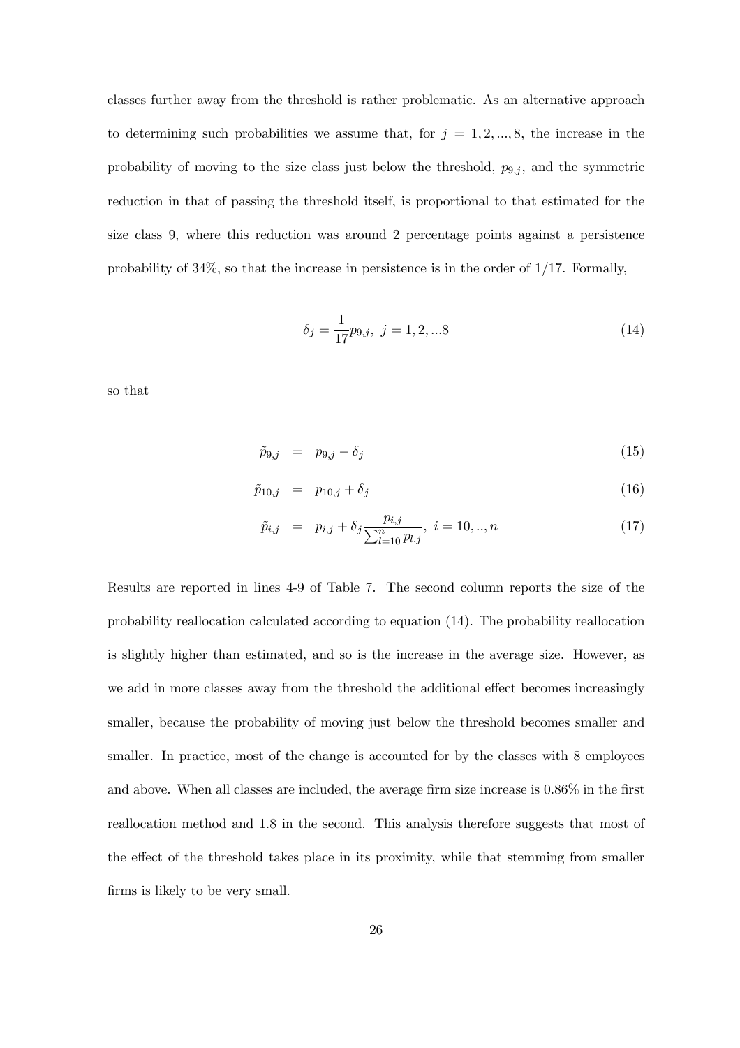classes further away from the threshold is rather problematic. As an alternative approach to determining such probabilities we assume that, for $j = 1, 2, ..., 8$, the increase in the probability of moving to the size class just below the threshold, $p_{9,j}$, and the symmetric reduction in that of passing the threshold itself, is proportional to that estimated for the size class 9, where this reduction was around 2 percentage points against a persistence probability of 34%, so that the increase in persistence is in the order of 1/17. Formally,

$$\delta_j = \frac{1}{17} p_{9,j}, \; j = 1, 2, ...8 \tag{14}$$

so that

$$\tilde{p}_{9,j} = p_{9,j} - \delta_j \tag{15}$$

$$\tilde{p}_{10,j} = p_{10,j} + \delta_j \tag{16}$$

$$\tilde{p}_{i,j} = p_{i,j} + \delta_j \frac{p_{i,j}}{\sum_{l=10}^{n} p_{l,j}}, \; i = 10, .., n \tag{17}$$

Results are reported in lines 4-9 of Table 7. The second column reports the size of the probability reallocation calculated according to equation (14). The probability reallocation is slightly higher than estimated, and so is the increase in the average size. However, as we add in more classes away from the threshold the additional effect becomes increasingly smaller, because the probability of moving just below the threshold becomes smaller and smaller. In practice, most of the change is accounted for by the classes with 8 employees and above. When all classes are included, the average firm size increase is 0.86% in the first reallocation method and 1.8 in the second. This analysis therefore suggests that most of the effect of the threshold takes place in its proximity, while that stemming from smaller firms is likely to be very small.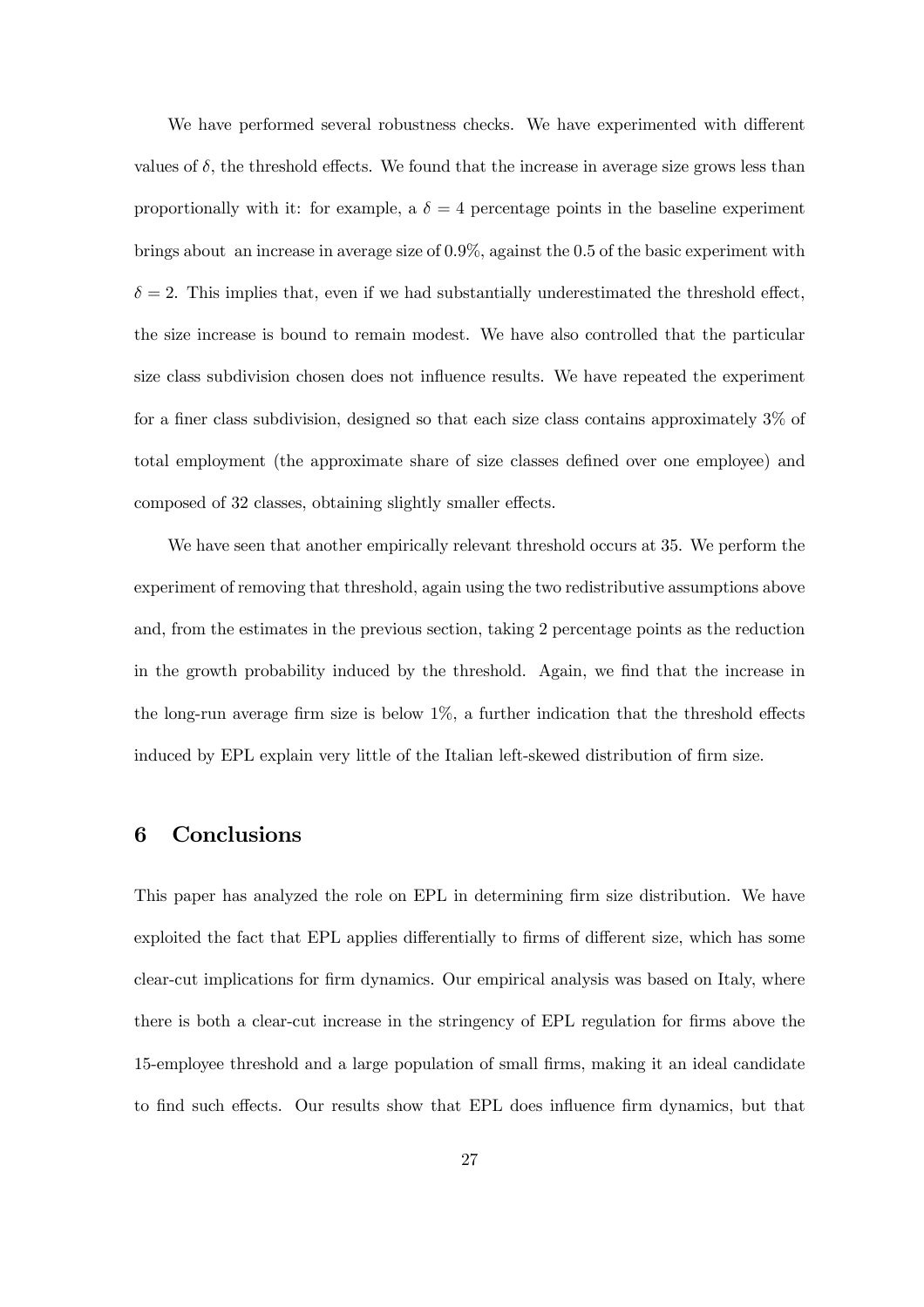We have performed several robustness checks. We have experimented with different values of $\delta$, the threshold effects. We found that the increase in average size grows less than proportionally with it: for example, a $\delta = 4$ percentage points in the baseline experiment brings about an increase in average size of 0.9%, against the 0.5 of the basic experiment with $\delta = 2$. This implies that, even if we had substantially underestimated the threshold effect, the size increase is bound to remain modest. We have also controlled that the particular size class subdivision chosen does not influence results. We have repeated the experiment for a finer class subdivision, designed so that each size class contains approximately 3% of total employment (the approximate share of size classes defined over one employee) and composed of 32 classes, obtaining slightly smaller effects.

We have seen that another empirically relevant threshold occurs at 35. We perform the experiment of removing that threshold, again using the two redistributive assumptions above and, from the estimates in the previous section, taking 2 percentage points as the reduction in the growth probability induced by the threshold. Again, we find that the increase in the long-run average firm size is below 1%, a further indication that the threshold effects induced by EPL explain very little of the Italian left-skewed distribution of firm size.

## 6 Conclusions

This paper has analyzed the role on EPL in determining firm size distribution. We have exploited the fact that EPL applies differentially to firms of different size, which has some clear-cut implications for firm dynamics. Our empirical analysis was based on Italy, where there is both a clear-cut increase in the stringency of EPL regulation for firms above the 15-employee threshold and a large population of small firms, making it an ideal candidate to find such effects. Our results show that EPL does influence firm dynamics, but that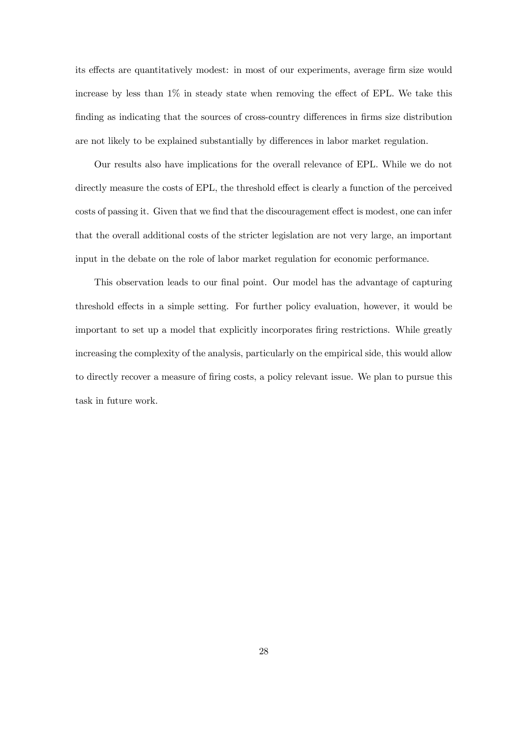its effects are quantitatively modest: in most of our experiments, average firm size would increase by less than 1% in steady state when removing the effect of EPL. We take this finding as indicating that the sources of cross-country differences in firms size distribution are not likely to be explained substantially by differences in labor market regulation.

Our results also have implications for the overall relevance of EPL. While we do not directly measure the costs of EPL, the threshold effect is clearly a function of the perceived costs of passing it. Given that we find that the discouragement effect is modest, one can infer that the overall additional costs of the stricter legislation are not very large, an important input in the debate on the role of labor market regulation for economic performance.

This observation leads to our final point. Our model has the advantage of capturing threshold effects in a simple setting. For further policy evaluation, however, it would be important to set up a model that explicitly incorporates firing restrictions. While greatly increasing the complexity of the analysis, particularly on the empirical side, this would allow to directly recover a measure of firing costs, a policy relevant issue. We plan to pursue this task in future work.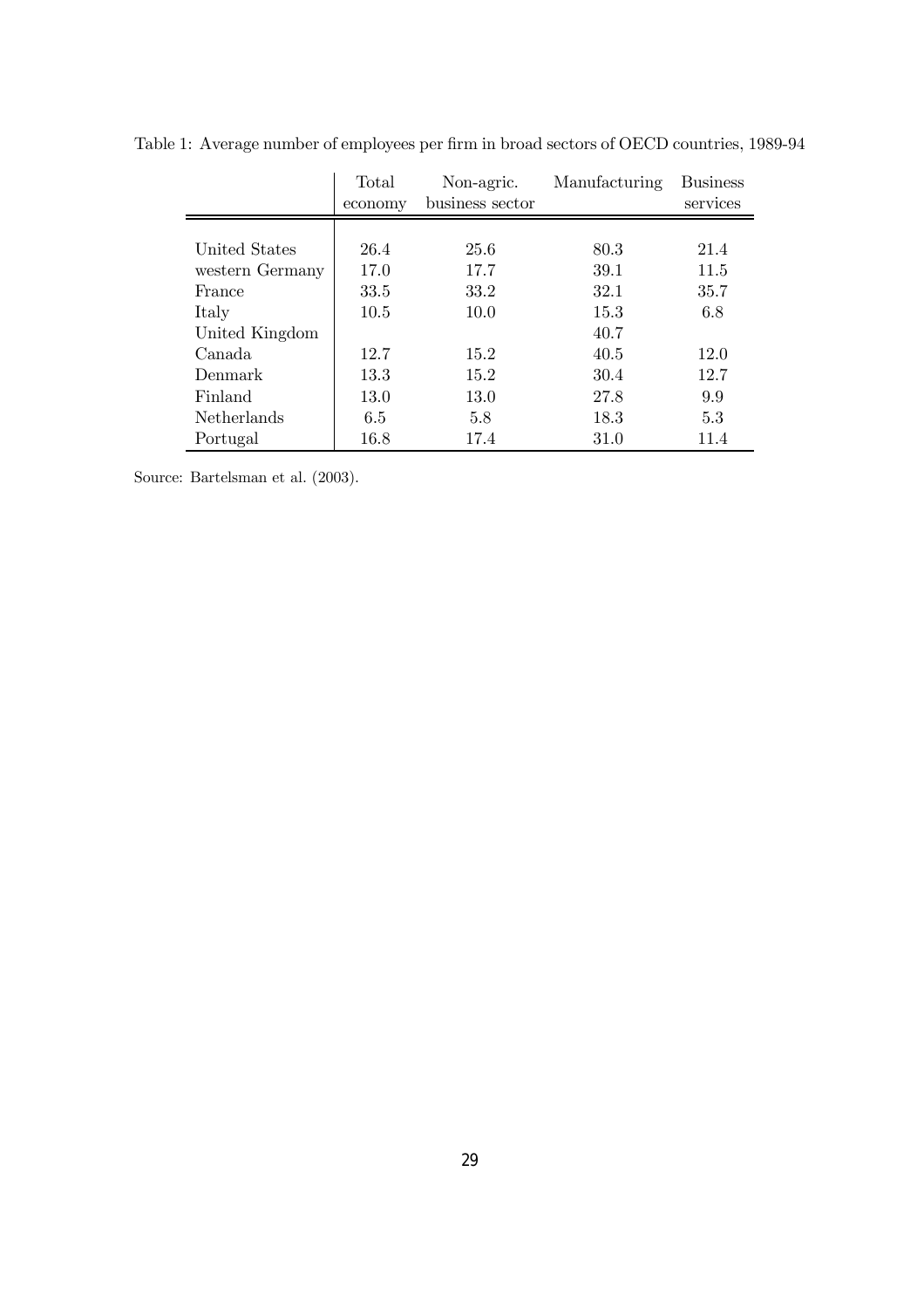Table 1: Average number of employees per firm in broad sectors of OECD countries, 1989-94

| | Total economy | Non-agric. business sector | Manufacturing | Business services |
|---|---|---|---|---|
| United States | 26.4 | 25.6 | 80.3 | 21.4 |
| western Germany | 17.0 | 17.7 | 39.1 | 11.5 |
| France | 33.5 | 33.2 | 32.1 | 35.7 |
| Italy | 10.5 | 10.0 | 15.3 | 6.8 |
| United Kingdom | | | 40.7 | |
| Canada | 12.7 | 15.2 | 40.5 | 12.0 |
| Denmark | 13.3 | 15.2 | 30.4 | 12.7 |
| Finland | 13.0 | 13.0 | 27.8 | 9.9 |
| Netherlands | 6.5 | 5.8 | 18.3 | 5.3 |
| Portugal | 16.8 | 17.4 | 31.0 | 11.4 |

Source: Bartelsman et al. (2003).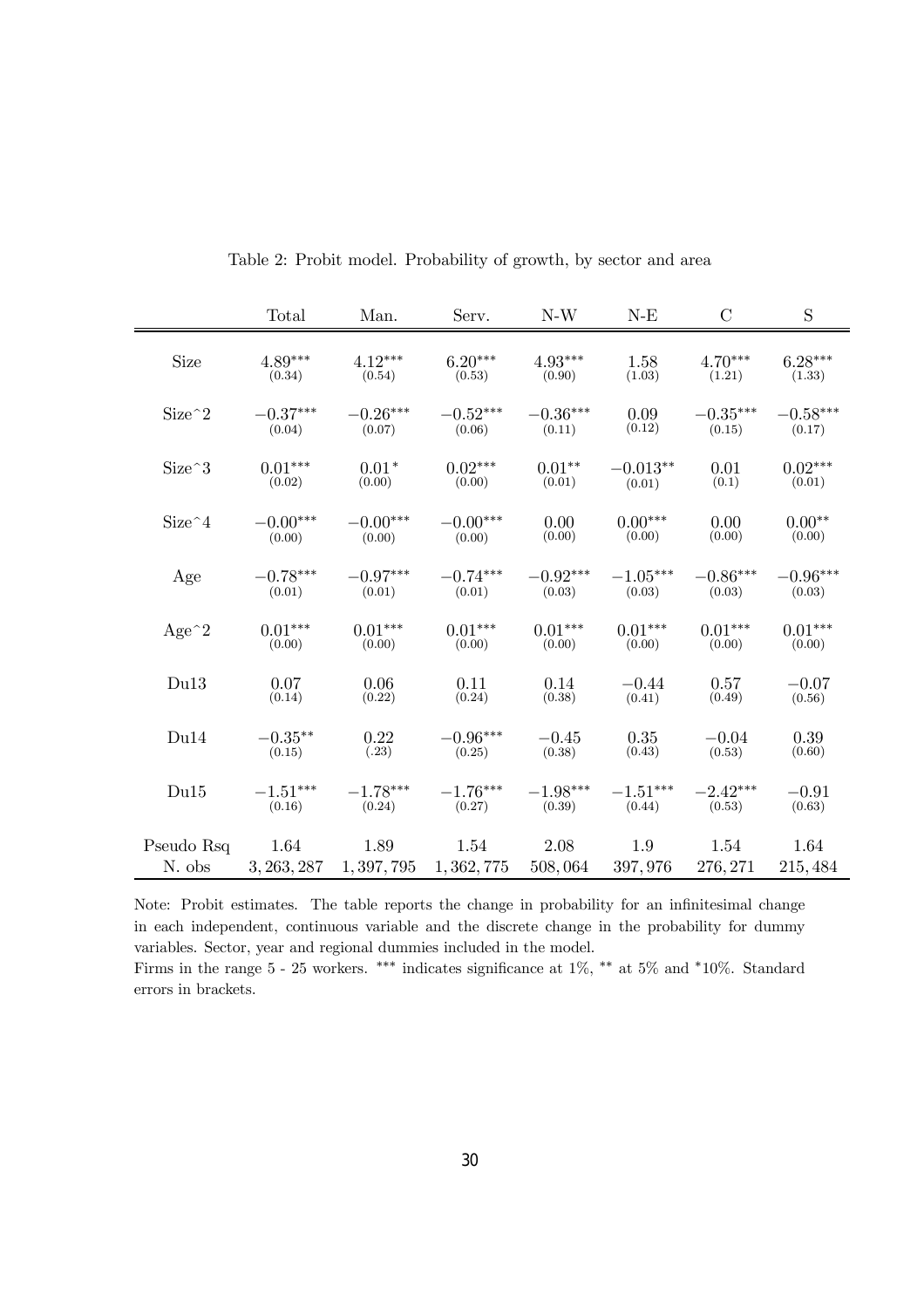Table 2: Probit model. Probability of growth, by sector and area

| | Total | Man. | Serv. | N-W | N-E | C | S |
|---|---|---|---|---|---|---|---|
| Size | $4.89^{***}$ (0.34) | $4.12^{***}$ (0.54) | $6.20^{***}$ (0.53) | $4.93^{***}$ (0.90) | 1.58 (1.03) | $4.70^{***}$ (1.21) | $6.28^{***}$ (1.33) |
| Size^2 | $-0.37^{***}$ (0.04) | $-0.26^{***}$ (0.07) | $-0.52^{***}$ (0.06) | $-0.36^{***}$ (0.11) | 0.09 (0.12) | $-0.35^{***}$ (0.15) | $-0.58^{***}$ (0.17) |
| Size^3 | $0.01^{***}$ (0.02) | $0.01^{*}$ (0.00) | $0.02^{***}$ (0.00) | $0.01^{**}$ (0.01) | $-0.013^{**}$ (0.01) | 0.01 (0.1) | $0.02^{***}$ (0.01) |
| Size^4 | $-0.00^{***}$ (0.00) | $-0.00^{***}$ (0.00) | $-0.00^{***}$ (0.00) | 0.00 (0.00) | $0.00^{***}$ (0.00) | 0.00 (0.00) | $0.00^{**}$ (0.00) |
| Age | $-0.78^{***}$ (0.01) | $-0.97^{***}$ (0.01) | $-0.74^{***}$ (0.01) | $-0.92^{***}$ (0.03) | $-1.05^{***}$ (0.03) | $-0.86^{***}$ (0.03) | $-0.96^{***}$ (0.03) |
| Age^2 | $0.01^{***}$ (0.00) | $0.01^{***}$ (0.00) | $0.01^{***}$ (0.00) | $0.01^{***}$ (0.00) | $0.01^{***}$ (0.00) | $0.01^{***}$ (0.00) | $0.01^{***}$ (0.00) |
| Du13 | 0.07 (0.14) | 0.06 (0.22) | 0.11 (0.24) | 0.14 (0.38) | $-0.44$ (0.41) | 0.57 (0.49) | $-0.07$ (0.56) |
| Du14 | $-0.35^{**}$ (0.15) | 0.22 (.23) | $-0.96^{***}$ (0.25) | $-0.45$ (0.38) | 0.35 (0.43) | $-0.04$ (0.53) | 0.39 (0.60) |
| Du15 | $-1.51^{***}$ (0.16) | $-1.78^{***}$ (0.24) | $-1.76^{***}$ (0.27) | $-1.98^{***}$ (0.39) | $-1.51^{***}$ (0.44) | $-2.42^{***}$ (0.53) | $-0.91$ (0.63) |
| Pseudo Rsq | 1.64 | 1.89 | 1.54 | 2.08 | 1.9 | 1.54 | 1.64 |
| N. obs | 3,263,287 | 1,397,795 | 1,362,775 | 508,064 | 397,976 | 276,271 | 215,484 |

Note: Probit estimates. The table reports the change in probability for an infinitesimal change in each independent, continuous variable and the discrete change in the probability for dummy variables. Sector, year and regional dummies included in the model.
Firms in the range 5 - 25 workers. *** indicates significance at 1%, ** at 5% and *10%. Standard errors in brackets.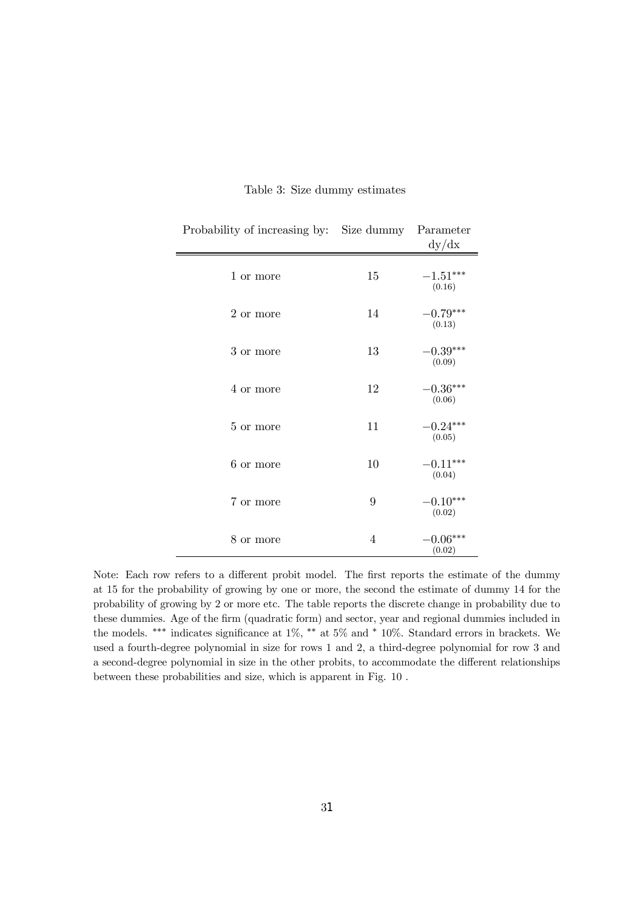Table 3: Size dummy estimates

| Probability of increasing by: | Size dummy | Parameter dy/dx |
|---|---|---|
| 1 or more | 15 | $-1.51^{***}$ (0.16) |
| 2 or more | 14 | $-0.79^{***}$ (0.13) |
| 3 or more | 13 | $-0.39^{***}$ (0.09) |
| 4 or more | 12 | $-0.36^{***}$ (0.06) |
| 5 or more | 11 | $-0.24^{***}$ (0.05) |
| 6 or more | 10 | $-0.11^{***}$ (0.04) |
| 7 or more | 9 | $-0.10^{***}$ (0.02) |
| 8 or more | 4 | $-0.06^{***}$ (0.02) |

Note: Each row refers to a different probit model. The first reports the estimate of the dummy at 15 for the probability of growing by one or more, the second the estimate of dummy 14 for the probability of growing by 2 or more etc. The table reports the discrete change in probability due to these dummies. Age of the firm (quadratic form) and sector, year and regional dummies included in the models. *** indicates significance at 1%, ** at 5% and * 10%. Standard errors in brackets. We used a fourth-degree polynomial in size for rows 1 and 2, a third-degree polynomial for row 3 and a second-degree polynomial in size in the other probits, to accommodate the different relationships between these probabilities and size, which is apparent in Fig. 10 .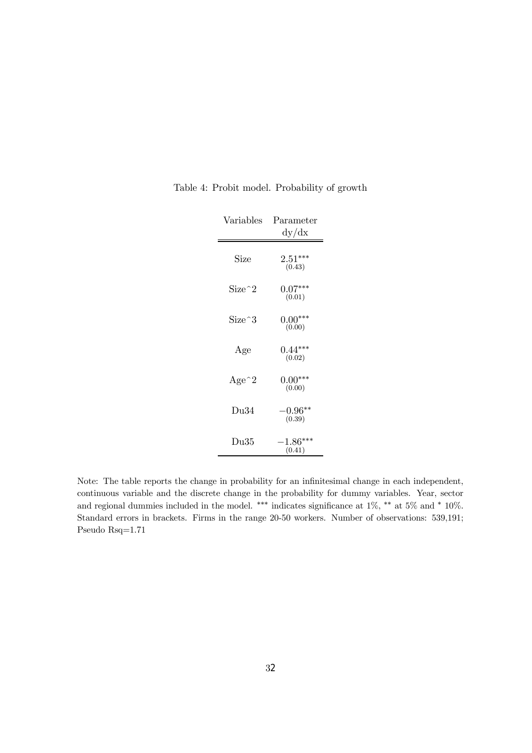Table 4: Probit model. Probability of growth

| Variables | Parameter dy/dx |
|---|---|
| Size | $2.51^{***}$ (0.43) |
| Size^2 | $0.07^{***}$ (0.01) |
| Size^3 | $0.00^{***}$ (0.00) |
| Age | $0.44^{***}$ (0.02) |
| Age^2 | $0.00^{***}$ (0.00) |
| Du34 | $-0.96^{**}$ (0.39) |
| Du35 | $-1.86^{***}$ (0.41) |

Note: The table reports the change in probability for an infinitesimal change in each independent, continuous variable and the discrete change in the probability for dummy variables. Year, sector and regional dummies included in the model. *** indicates significance at 1%, ** at 5% and * 10%. Standard errors in brackets. Firms in the range 20-50 workers. Number of observations: 539,191; Pseudo Rsq=1.71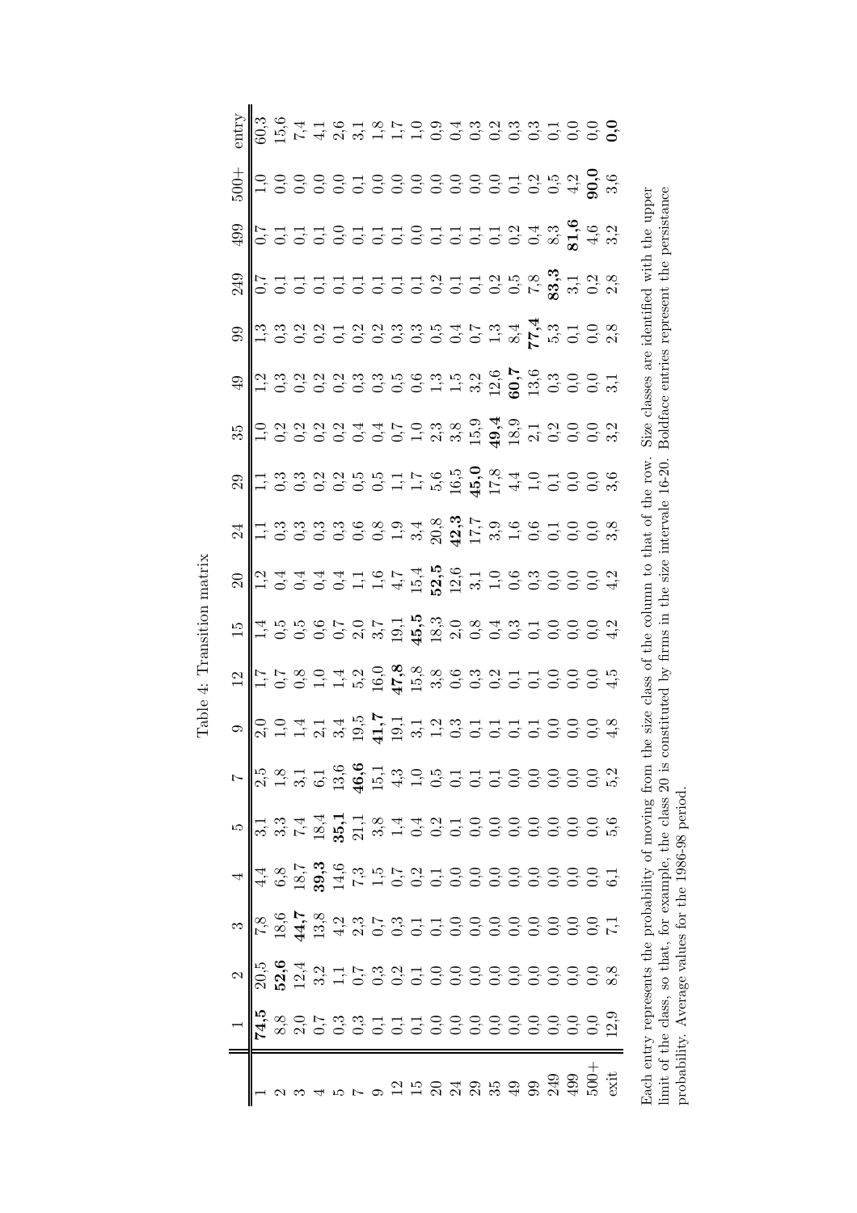Table 4: Transition matrix

| | 1 | 2 | 3 | 4 | 5 | 7 | 9 | 12 | 15 | 20 | 24 | 29 | 35 | 49 | 99 | 249 | 499 | 500+ | entry |
|---|---|---|---|---|---|---|---|---|---|---|---|---|---|---|---|---|---|---|---|
| 1 | **74,5** | 20,5 | 7,8 | 4,4 | 3,1 | 2,5 | 2,0 | 1,7 | 1,4 | 1,2 | 1,1 | 1,1 | 1,0 | 1,2 | 1,3 | 0,7 | 0,7 | 1,0 | 60,3 |
| 2 | 8,8 | **52,6** | 18,6 | 6,8 | 3,3 | 1,8 | 1,0 | 0,7 | 0,5 | 0,4 | 0,3 | 0,3 | 0,2 | 0,3 | 0,3 | 0,1 | 0,1 | 0,0 | 15,6 |
| 3 | 2,0 | 12,4 | **44,7** | 18,7 | 7,4 | 3,1 | 1,4 | 0,8 | 0,5 | 0,4 | 0,3 | 0,3 | 0,2 | 0,2 | 0,2 | 0,1 | 0,1 | 0,0 | 7,4 |
| 4 | 0,7 | 3,2 | 13,8 | **39,3** | 18,4 | 6,1 | 2,1 | 1,0 | 0,6 | 0,4 | 0,3 | 0,2 | 0,2 | 0,2 | 0,2 | 0,1 | 0,1 | 0,0 | 4,1 |
| 5 | 0,3 | 1,1 | 4,2 | 14,6 | **35,1** | 13,6 | 3,4 | 1,4 | 0,7 | 0,4 | 0,3 | 0,2 | 0,2 | 0,2 | 0,1 | 0,1 | 0,0 | 0,0 | 2,6 |
| 7 | 0,3 | 0,7 | 2,3 | 7,3 | 21,1 | **46,6** | 19,5 | 5,2 | 2,0 | 1,1 | 0,6 | 0,5 | 0,4 | 0,3 | 0,2 | 0,1 | 0,1 | 0,1 | 3,1 |
| 9 | 0,1 | 0,3 | 0,7 | 1,5 | 3,8 | 15,1 | **41,7** | 16,0 | 3,7 | 1,6 | 0,8 | 0,5 | 0,4 | 0,3 | 0,2 | 0,1 | 0,1 | 0,0 | 1,8 |
| 12 | 0,1 | 0,2 | 0,3 | 0,7 | 1,4 | 4,3 | 19,1 | **47,8** | 19,1 | 4,7 | 1,9 | 1,1 | 0,7 | 0,5 | 0,3 | 0,1 | 0,1 | 0,0 | 1,7 |
| 15 | 0,1 | 0,1 | 0,1 | 0,2 | 0,4 | 1,0 | 3,1 | 15,8 | **45,5** | 15,4 | 3,4 | 1,7 | 1,0 | 0,6 | 0,3 | 0,1 | 0,0 | 0,0 | 1,0 |
| 20 | 0,0 | 0,0 | 0,1 | 0,1 | 0,2 | 0,5 | 1,2 | 3,8 | 18,3 | **52,5** | 20,8 | 5,6 | 2,3 | 1,3 | 0,5 | 0,2 | 0,1 | 0,0 | 0,9 |
| 24 | 0,0 | 0,0 | 0,0 | 0,0 | 0,1 | 0,1 | 0,3 | 0,6 | 2,0 | 12,6 | **42,3** | 16,5 | 3,8 | 1,5 | 0,4 | 0,1 | 0,1 | 0,0 | 0,4 |
| 29 | 0,0 | 0,0 | 0,0 | 0,0 | 0,0 | 0,1 | 0,1 | 0,3 | 0,8 | 3,1 | 17,7 | **45,0** | 15,9 | 3,2 | 0,7 | 0,1 | 0,1 | 0,0 | 0,3 |
| 35 | 0,0 | 0,0 | 0,0 | 0,0 | 0,0 | 0,1 | 0,1 | 0,2 | 0,4 | 1,0 | 3,9 | 17,8 | **49,4** | 12,6 | 1,3 | 0,2 | 0,1 | 0,0 | 0,2 |
| 49 | 0,0 | 0,0 | 0,0 | 0,0 | 0,0 | 0,0 | 0,1 | 0,1 | 0,3 | 0,6 | 1,6 | 4,4 | 18,9 | **60,7** | 8,4 | 0,5 | 0,2 | 0,1 | 0,3 |
| 99 | 0,0 | 0,0 | 0,0 | 0,0 | 0,0 | 0,0 | 0,1 | 0,1 | 0,1 | 0,3 | 0,6 | 1,0 | 2,1 | 13,6 | **77,4** | 7,8 | 0,4 | 0,2 | 0,3 |
| 249 | 0,0 | 0,0 | 0,0 | 0,0 | 0,0 | 0,0 | 0,0 | 0,0 | 0,0 | 0,0 | 0,1 | 0,1 | 0,2 | 0,3 | 5,3 | **83,3** | 8,3 | 0,5 | 0,1 |
| 499 | 0,0 | 0,0 | 0,0 | 0,0 | 0,0 | 0,0 | 0,0 | 0,0 | 0,0 | 0,0 | 0,0 | 0,0 | 0,0 | 0,0 | 0,1 | 3,1 | **81,6** | 4,2 | 0,0 |
| 500+ | 0,0 | 0,0 | 0,0 | 0,0 | 0,0 | 0,0 | 0,0 | 0,0 | 0,0 | 0,0 | 0,0 | 0,0 | 0,0 | 0,0 | 0,0 | 0,2 | 4,6 | **90,0** | 0,0 |
| exit | 12,9 | 8,8 | 7,1 | 6,1 | 5,6 | 5,2 | 4,8 | 4,5 | 4,2 | 4,2 | 3,8 | 3,6 | 3,2 | 3,1 | 2,8 | 2,8 | 3,2 | 3,6 | **0,0** |

Each entry represents the probability of moving from the size class of the column to that of the row. Size classes are identified with the upper limit of the class, so that, for example, the class 20 is constituted by firms in the size intervale 16-20. Boldface entries represent the persistance probability. Average values for the 1986-98 period.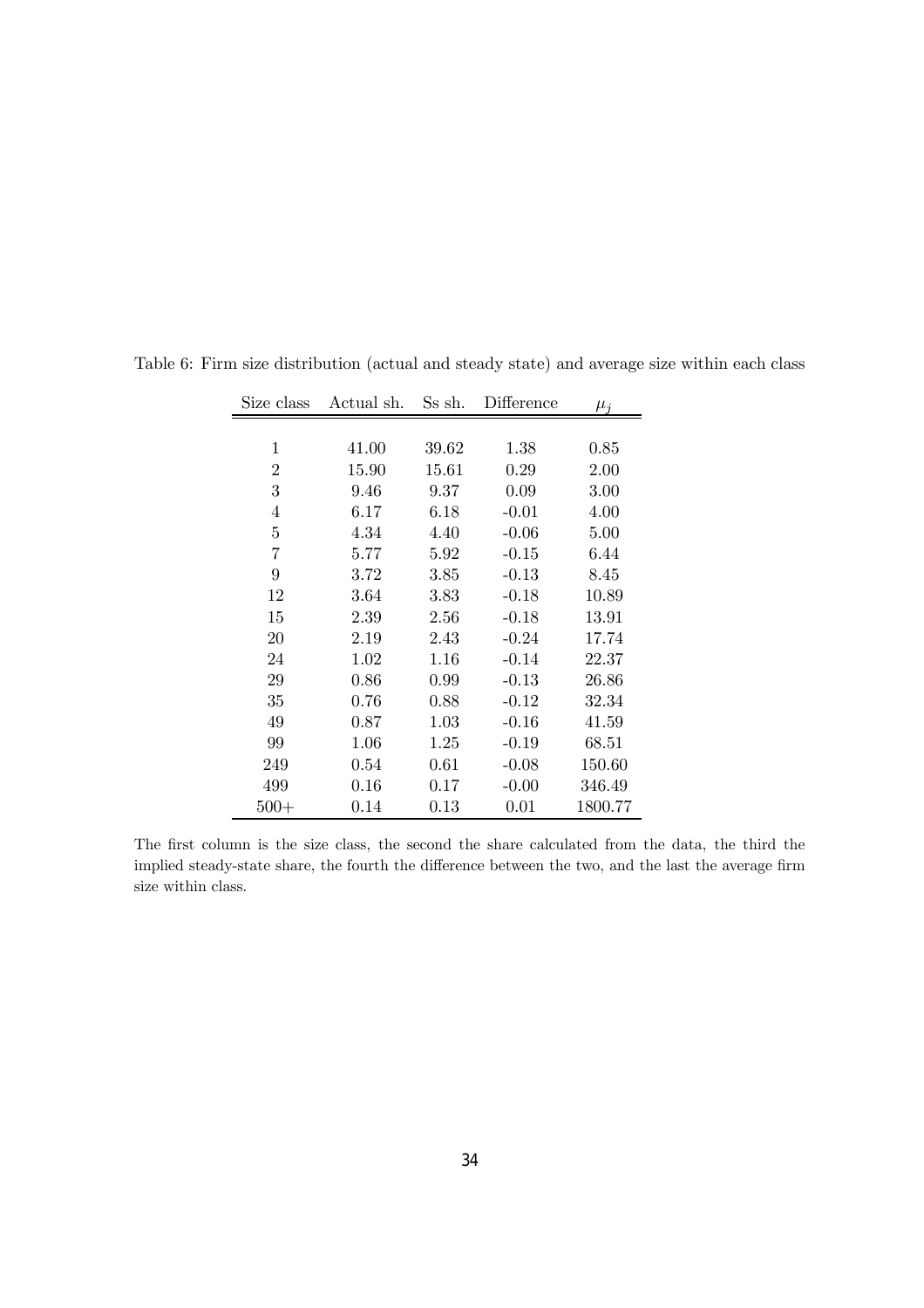Table 6: Firm size distribution (actual and steady state) and average size within each class

| Size class | Actual sh. | Ss sh. | Difference | $\mu_j$ |
|---|---|---|---|---|
| 1 | 41.00 | 39.62 | 1.38 | 0.85 |
| 2 | 15.90 | 15.61 | 0.29 | 2.00 |
| 3 | 9.46 | 9.37 | 0.09 | 3.00 |
| 4 | 6.17 | 6.18 | -0.01 | 4.00 |
| 5 | 4.34 | 4.40 | -0.06 | 5.00 |
| 7 | 5.77 | 5.92 | -0.15 | 6.44 |
| 9 | 3.72 | 3.85 | -0.13 | 8.45 |
| 12 | 3.64 | 3.83 | -0.18 | 10.89 |
| 15 | 2.39 | 2.56 | -0.18 | 13.91 |
| 20 | 2.19 | 2.43 | -0.24 | 17.74 |
| 24 | 1.02 | 1.16 | -0.14 | 22.37 |
| 29 | 0.86 | 0.99 | -0.13 | 26.86 |
| 35 | 0.76 | 0.88 | -0.12 | 32.34 |
| 49 | 0.87 | 1.03 | -0.16 | 41.59 |
| 99 | 1.06 | 1.25 | -0.19 | 68.51 |
| 249 | 0.54 | 0.61 | -0.08 | 150.60 |
| 499 | 0.16 | 0.17 | -0.00 | 346.49 |
| 500+ | 0.14 | 0.13 | 0.01 | 1800.77 |

The first column is the size class, the second the share calculated from the data, the third the implied steady-state share, the fourth the difference between the two, and the last the average firm size within class.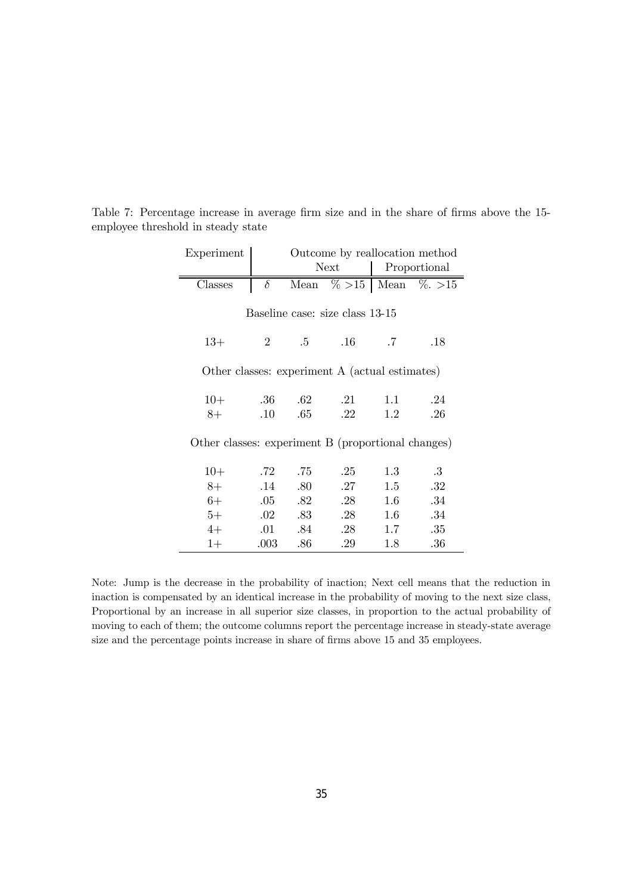Table 7: Percentage increase in average firm size and in the share of firms above the 15-employee threshold in steady state

| Experiment | Outcome by reallocation method | | | | |
|---|---|---|---|---|---|
| | | Next | | Proportional | |
| Classes | $\delta$ | Mean | % >15 | Mean | %. >15 |
| Baseline case: size class 13-15 | | | | | |
| 13+ | 2 | .5 | .16 | .7 | .18 |
| Other classes: experiment A (actual estimates) | | | | | |
| 10+ | .36 | .62 | .21 | 1.1 | .24 |
| 8+ | .10 | .65 | .22 | 1.2 | .26 |
| Other classes: experiment B (proportional changes) | | | | | |
| 10+ | .72 | .75 | .25 | 1.3 | .3 |
| 8+ | .14 | .80 | .27 | 1.5 | .32 |
| 6+ | .05 | .82 | .28 | 1.6 | .34 |
| 5+ | .02 | .83 | .28 | 1.6 | .34 |
| 4+ | .01 | .84 | .28 | 1.7 | .35 |
| 1+ | .003 | .86 | .29 | 1.8 | .36 |

Note: Jump is the decrease in the probability of inaction; Next cell means that the reduction in inaction is compensated by an identical increase in the probability of moving to the next size class, Proportional by an increase in all superior size classes, in proportion to the actual probability of moving to each of them; the outcome columns report the percentage increase in steady-state average size and the percentage points increase in share of firms above 15 and 35 employees.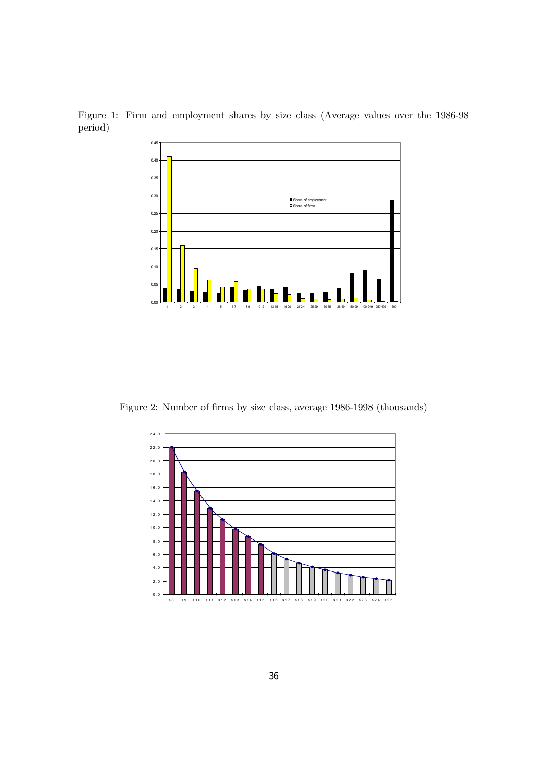Figure 1: Firm and employment shares by size class (Average values over the 1986-98 period)

Figure 2: Number of firms by size class, average 1986-1998 (thousands)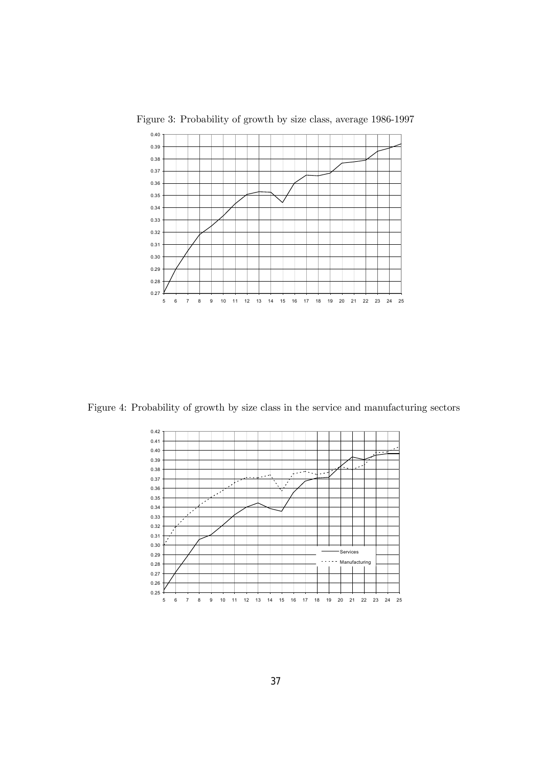Figure 3: Probability of growth by size class, average 1986-1997

Figure 4: Probability of growth by size class in the service and manufacturing sectors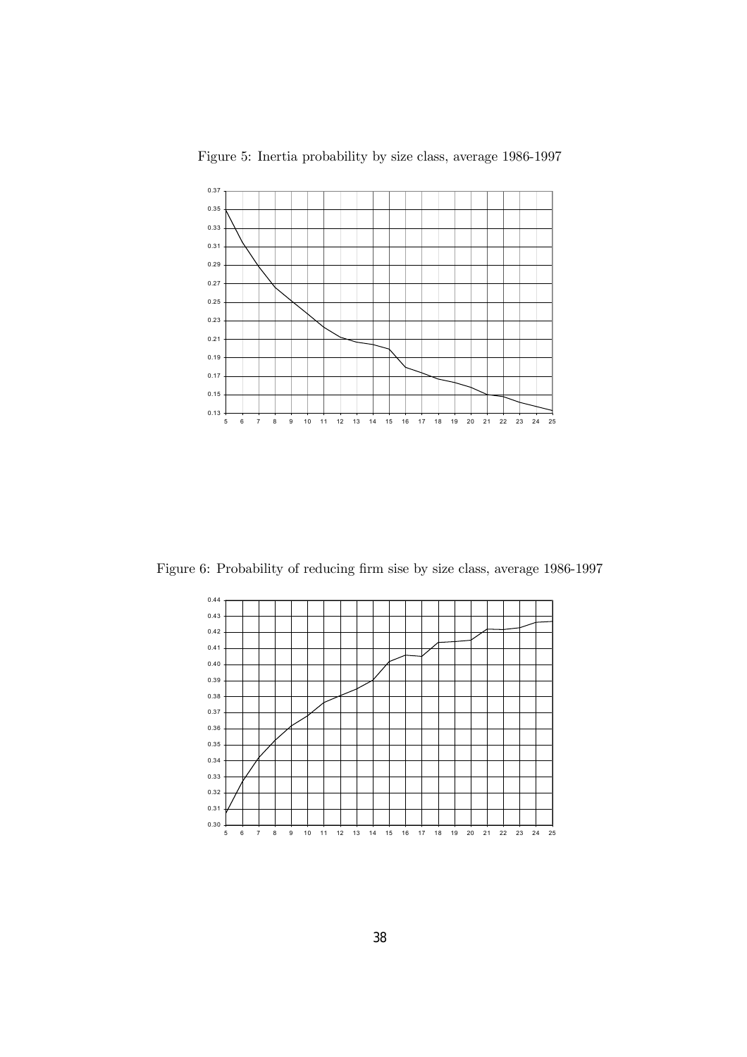Figure 5: Inertia probability by size class, average 1986-1997

Figure 6: Probability of reducing firm sise by size class, average 1986-1997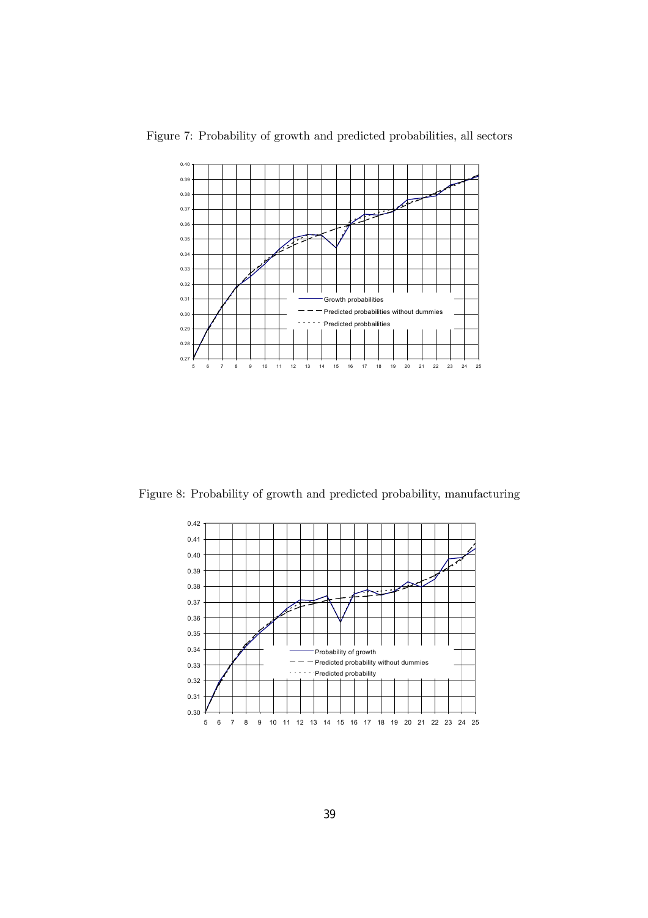Figure 7: Probability of growth and predicted probabilities, all sectors

Figure 8: Probability of growth and predicted probability, manufacturing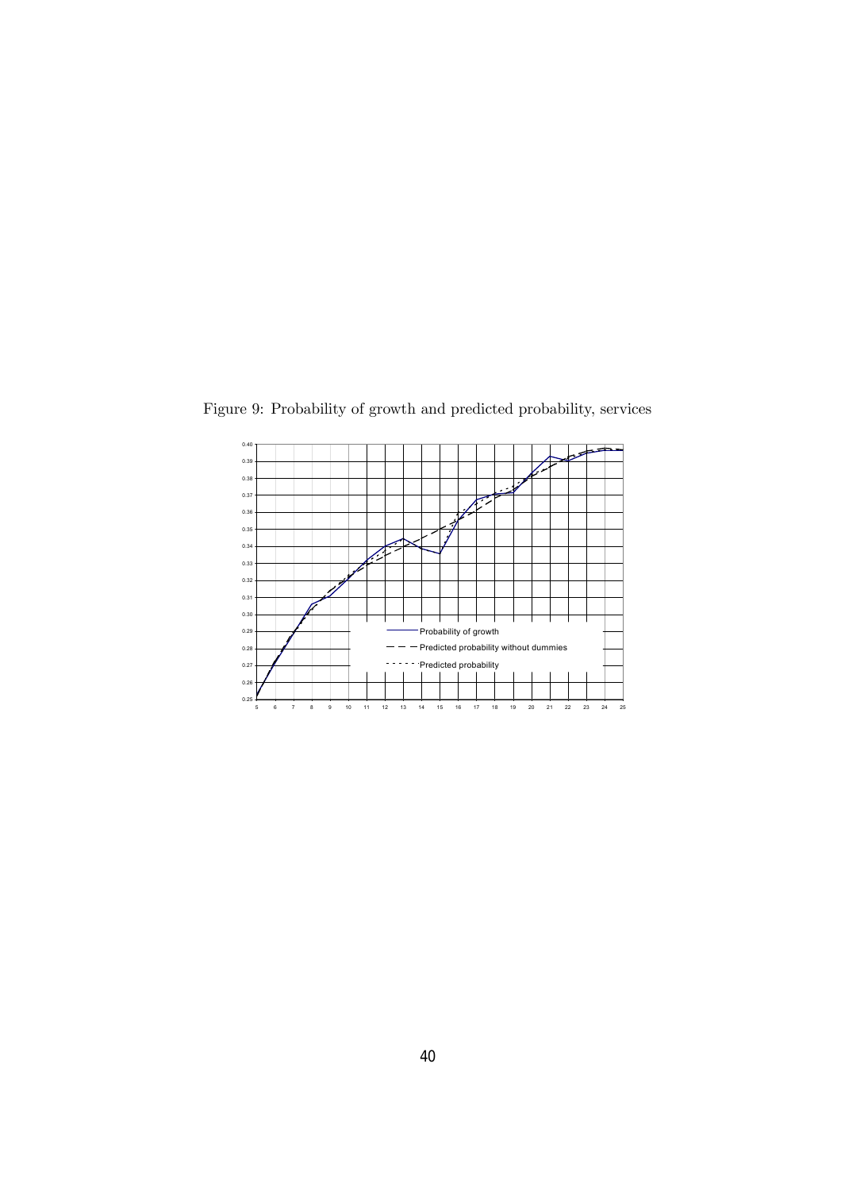Figure 9: Probability of growth and predicted probability, services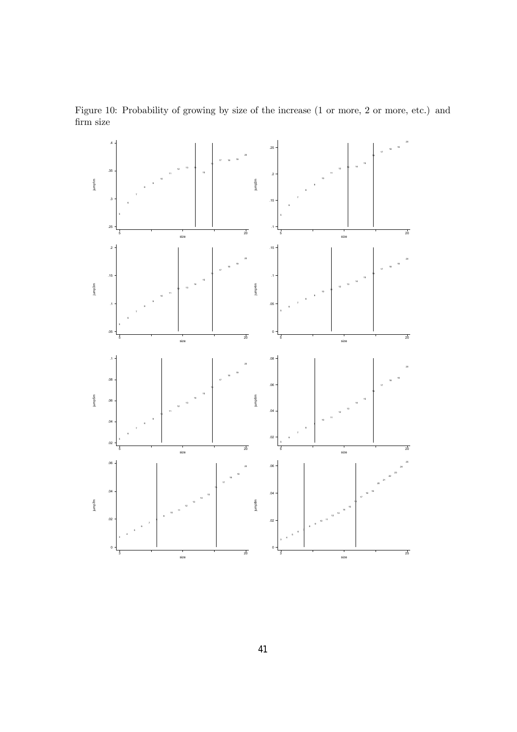Figure 10: Probability of growing by size of the increase (1 or more, 2 or more, etc.) and firm size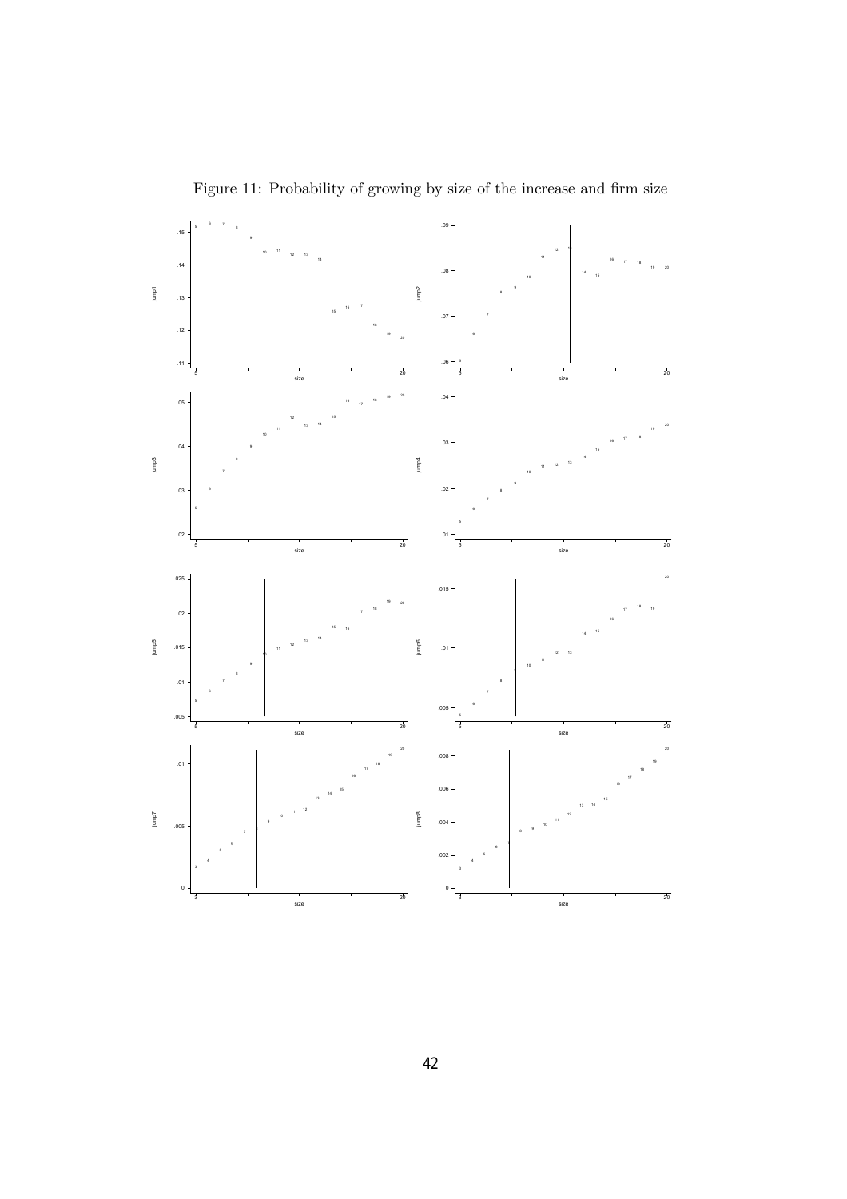Figure 11: Probability of growing by size of the increase and firm size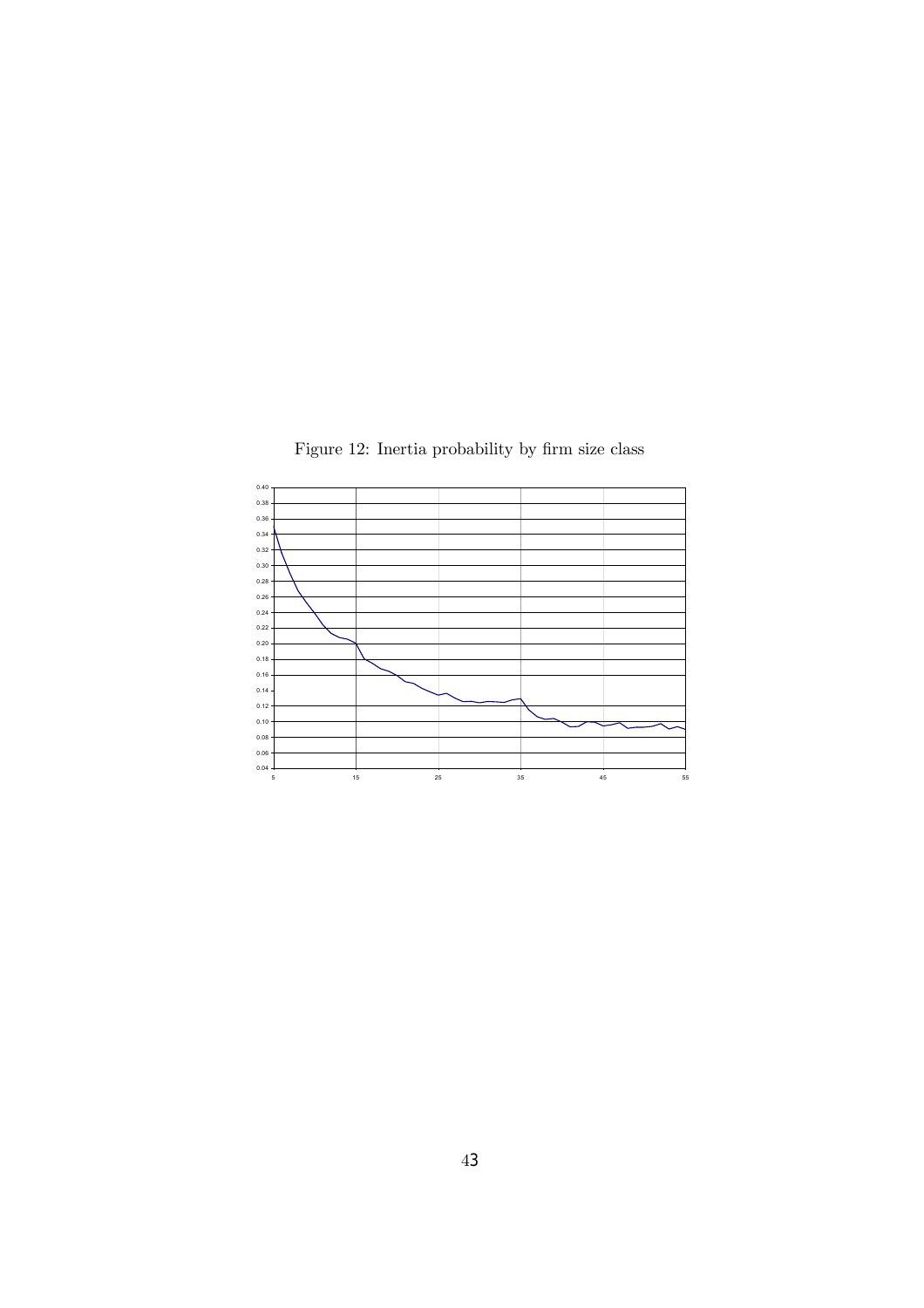Figure 12: Inertia probability by firm size class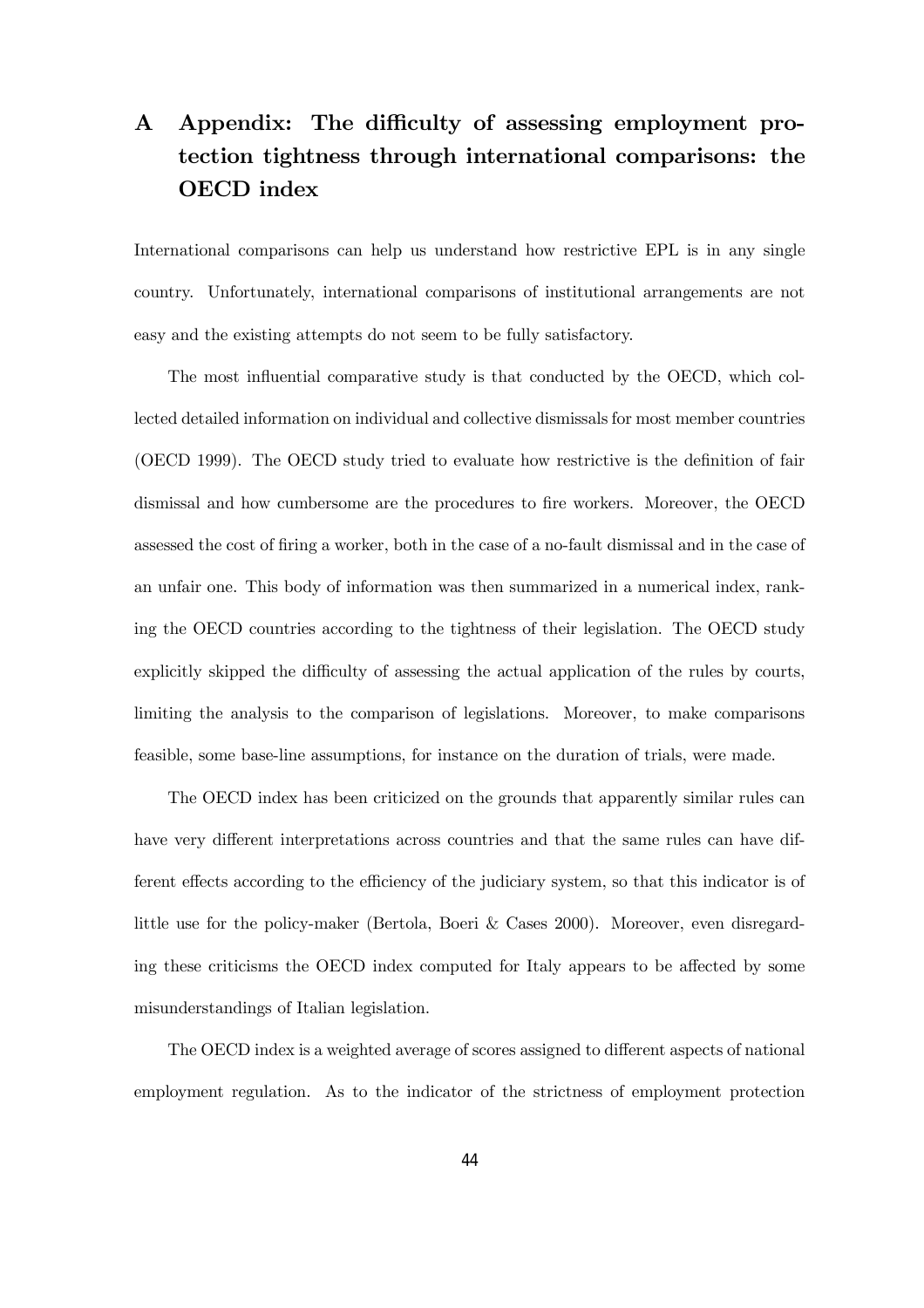# A Appendix: The difficulty of assessing employment protection tightness through international comparisons: the OECD index

International comparisons can help us understand how restrictive EPL is in any single country. Unfortunately, international comparisons of institutional arrangements are not easy and the existing attempts do not seem to be fully satisfactory.

The most influential comparative study is that conducted by the OECD, which collected detailed information on individual and collective dismissals for most member countries (OECD 1999). The OECD study tried to evaluate how restrictive is the definition of fair dismissal and how cumbersome are the procedures to fire workers. Moreover, the OECD assessed the cost of firing a worker, both in the case of a no-fault dismissal and in the case of an unfair one. This body of information was then summarized in a numerical index, ranking the OECD countries according to the tightness of their legislation. The OECD study explicitly skipped the difficulty of assessing the actual application of the rules by courts, limiting the analysis to the comparison of legislations. Moreover, to make comparisons feasible, some base-line assumptions, for instance on the duration of trials, were made.

The OECD index has been criticized on the grounds that apparently similar rules can have very different interpretations across countries and that the same rules can have different effects according to the efficiency of the judiciary system, so that this indicator is of little use for the policy-maker (Bertola, Boeri & Cases 2000). Moreover, even disregarding these criticisms the OECD index computed for Italy appears to be affected by some misunderstandings of Italian legislation.

The OECD index is a weighted average of scores assigned to different aspects of national employment regulation. As to the indicator of the strictness of employment protection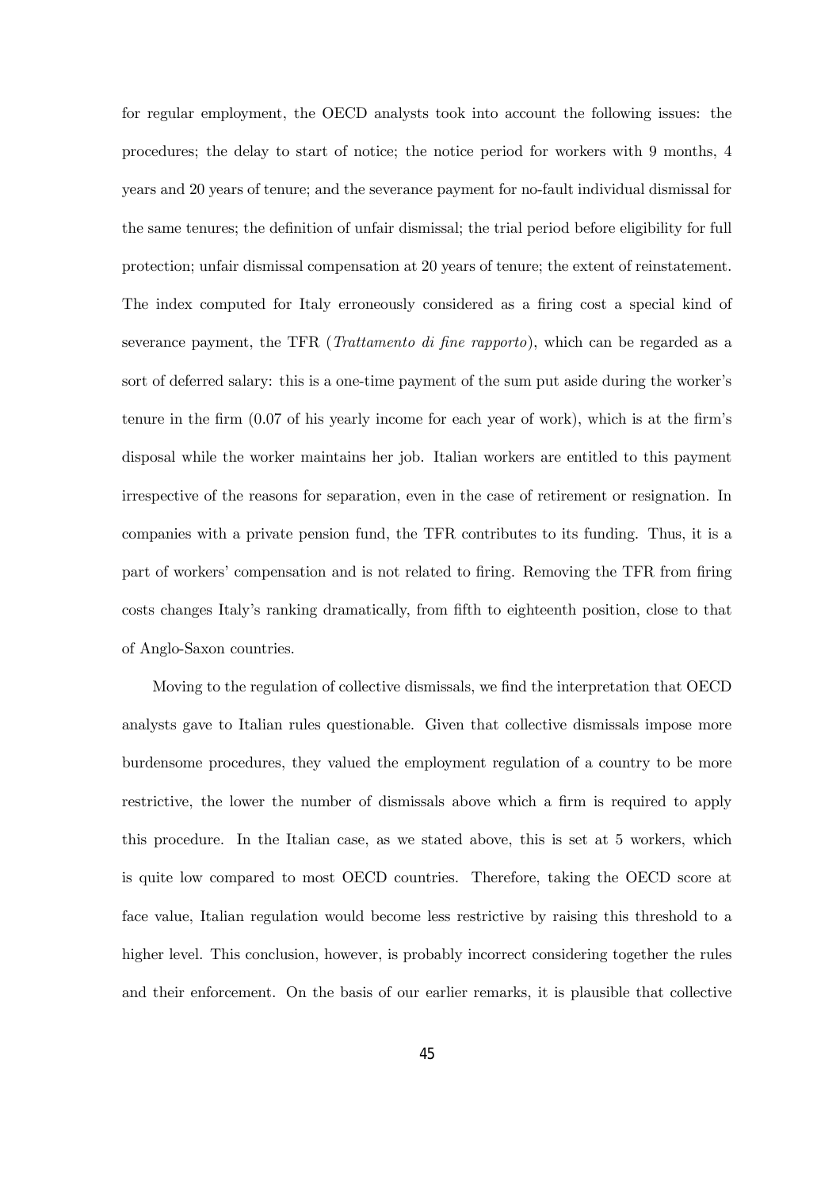for regular employment, the OECD analysts took into account the following issues: the procedures; the delay to start of notice; the notice period for workers with 9 months, 4 years and 20 years of tenure; and the severance payment for no-fault individual dismissal for the same tenures; the definition of unfair dismissal; the trial period before eligibility for full protection; unfair dismissal compensation at 20 years of tenure; the extent of reinstatement. The index computed for Italy erroneously considered as a firing cost a special kind of severance payment, the TFR (*Trattamento di fine rapporto*), which can be regarded as a sort of deferred salary: this is a one-time payment of the sum put aside during the worker's tenure in the firm (0.07 of his yearly income for each year of work), which is at the firm's disposal while the worker maintains her job. Italian workers are entitled to this payment irrespective of the reasons for separation, even in the case of retirement or resignation. In companies with a private pension fund, the TFR contributes to its funding. Thus, it is a part of workers' compensation and is not related to firing. Removing the TFR from firing costs changes Italy's ranking dramatically, from fifth to eighteenth position, close to that of Anglo-Saxon countries.

Moving to the regulation of collective dismissals, we find the interpretation that OECD analysts gave to Italian rules questionable. Given that collective dismissals impose more burdensome procedures, they valued the employment regulation of a country to be more restrictive, the lower the number of dismissals above which a firm is required to apply this procedure. In the Italian case, as we stated above, this is set at 5 workers, which is quite low compared to most OECD countries. Therefore, taking the OECD score at face value, Italian regulation would become less restrictive by raising this threshold to a higher level. This conclusion, however, is probably incorrect considering together the rules and their enforcement. On the basis of our earlier remarks, it is plausible that collective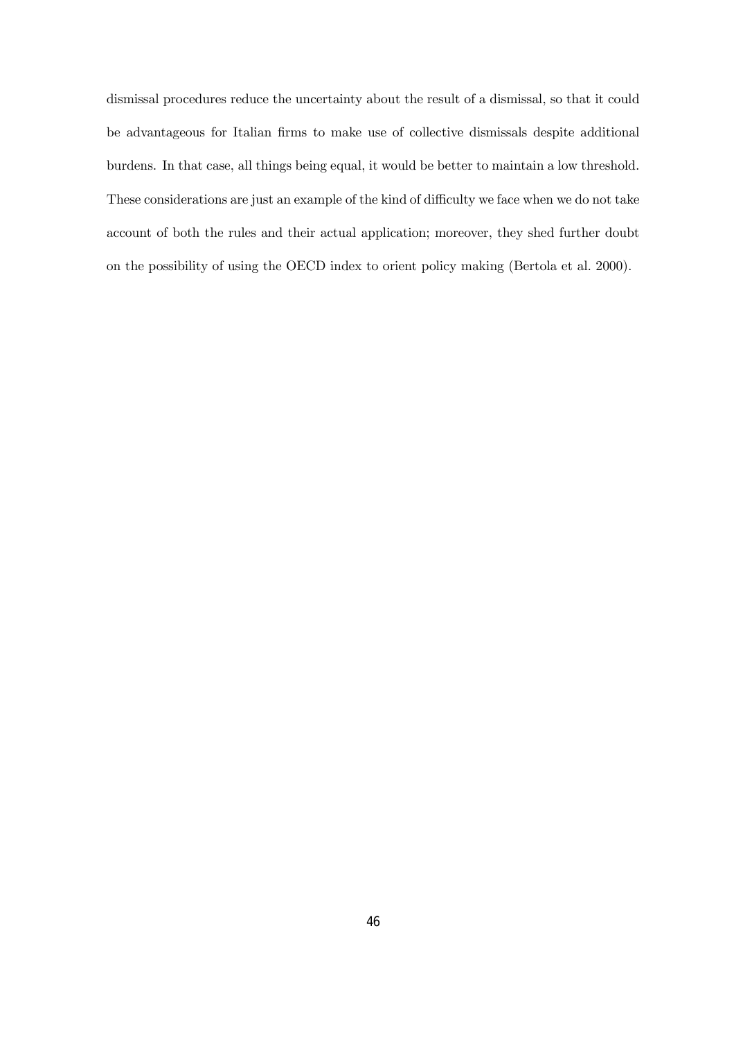dismissal procedures reduce the uncertainty about the result of a dismissal, so that it could be advantageous for Italian firms to make use of collective dismissals despite additional burdens. In that case, all things being equal, it would be better to maintain a low threshold. These considerations are just an example of the kind of difficulty we face when we do not take account of both the rules and their actual application; moreover, they shed further doubt on the possibility of using the OECD index to orient policy making (Bertola et al. 2000).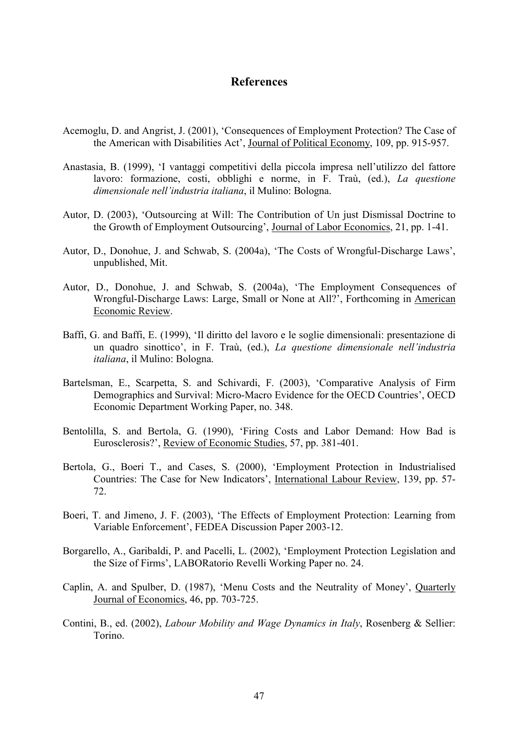## References

Acemoglu, D. and Angrist, J. (2001), 'Consequences of Employment Protection? The Case of the American with Disabilities Act', Journal of Political Economy, 109, pp. 915-957.

Anastasia, B. (1999), 'I vantaggi competitivi della piccola impresa nell'utilizzo del fattore lavoro: formazione, costi, obblighi e norme, in F. Traù, (ed.), *La questione dimensionale nell'industria italiana*, il Mulino: Bologna.

Autor, D. (2003), 'Outsourcing at Will: The Contribution of Un just Dismissal Doctrine to the Growth of Employment Outsourcing', Journal of Labor Economics, 21, pp. 1-41.

Autor, D., Donohue, J. and Schwab, S. (2004a), 'The Costs of Wrongful-Discharge Laws', unpublished, Mit.

Autor, D., Donohue, J. and Schwab, S. (2004a), 'The Employment Consequences of Wrongful-Discharge Laws: Large, Small or None at All?', Forthcoming in American Economic Review.

Baffi, G. and Baffi, E. (1999), 'Il diritto del lavoro e le soglie dimensionali: presentazione di un quadro sinottico', in F. Traù, (ed.), *La questione dimensionale nell'industria italiana*, il Mulino: Bologna.

Bartelsman, E., Scarpetta, S. and Schivardi, F. (2003), 'Comparative Analysis of Firm Demographics and Survival: Micro-Macro Evidence for the OECD Countries', OECD Economic Department Working Paper, no. 348.

Bentolilla, S. and Bertola, G. (1990), 'Firing Costs and Labor Demand: How Bad is Eurosclerosis?', Review of Economic Studies, 57, pp. 381-401.

Bertola, G., Boeri T., and Cases, S. (2000), 'Employment Protection in Industrialised Countries: The Case for New Indicators', International Labour Review, 139, pp. 57-72.

Boeri, T. and Jimeno, J. F. (2003), 'The Effects of Employment Protection: Learning from Variable Enforcement', FEDEA Discussion Paper 2003-12.

Borgarello, A., Garibaldi, P. and Pacelli, L. (2002), 'Employment Protection Legislation and the Size of Firms', LABORatorio Revelli Working Paper no. 24.

Caplin, A. and Spulber, D. (1987), 'Menu Costs and the Neutrality of Money', Quarterly Journal of Economics, 46, pp. 703-725.

Contini, B., ed. (2002), *Labour Mobility and Wage Dynamics in Italy*, Rosenberg & Sellier: Torino.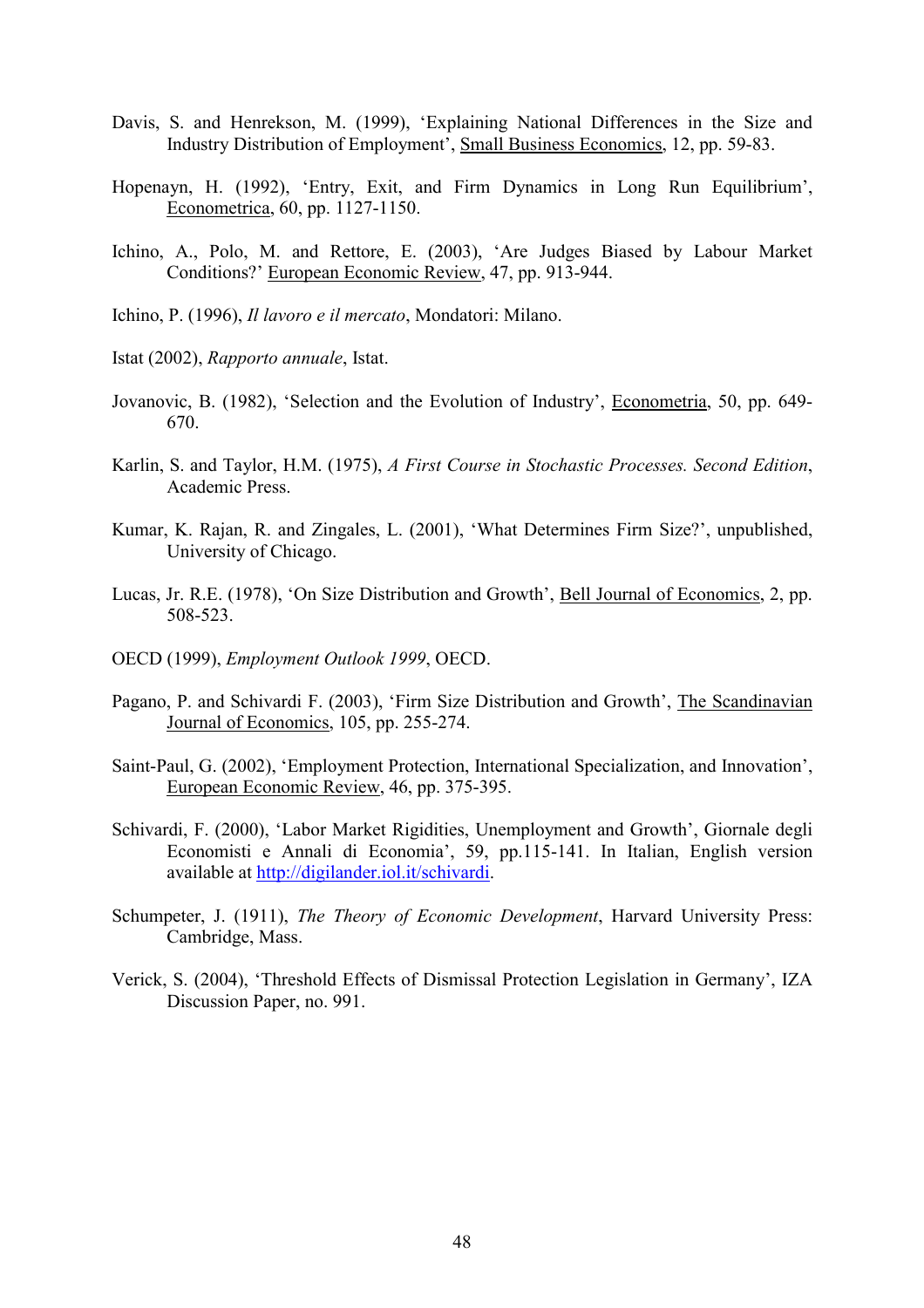Davis, S. and Henrekson, M. (1999), 'Explaining National Differences in the Size and Industry Distribution of Employment', Small Business Economics, 12, pp. 59-83.

Hopenayn, H. (1992), 'Entry, Exit, and Firm Dynamics in Long Run Equilibrium', Econometrica, 60, pp. 1127-1150.

Ichino, A., Polo, M. and Rettore, E. (2003), 'Are Judges Biased by Labour Market Conditions?' European Economic Review, 47, pp. 913-944.

Ichino, P. (1996), *Il lavoro e il mercato*, Mondatori: Milano.

Istat (2002), *Rapporto annuale*, Istat.

Jovanovic, B. (1982), 'Selection and the Evolution of Industry', Econometria, 50, pp. 649-670.

Karlin, S. and Taylor, H.M. (1975), *A First Course in Stochastic Processes. Second Edition*, Academic Press.

Kumar, K. Rajan, R. and Zingales, L. (2001), 'What Determines Firm Size?', unpublished, University of Chicago.

Lucas, Jr. R.E. (1978), 'On Size Distribution and Growth', Bell Journal of Economics, 2, pp. 508-523.

OECD (1999), *Employment Outlook 1999*, OECD.

Pagano, P. and Schivardi F. (2003), 'Firm Size Distribution and Growth', The Scandinavian Journal of Economics, 105, pp. 255-274.

Saint-Paul, G. (2002), 'Employment Protection, International Specialization, and Innovation', European Economic Review, 46, pp. 375-395.

Schivardi, F. (2000), 'Labor Market Rigidities, Unemployment and Growth', Giornale degli Economisti e Annali di Economia', 59, pp.115-141. In Italian, English version available at http://digilander.iol.it/schivardi.

Schumpeter, J. (1911), *The Theory of Economic Development*, Harvard University Press: Cambridge, Mass.

Verick, S. (2004), 'Threshold Effects of Dismissal Protection Legislation in Germany', IZA Discussion Paper, no. 991.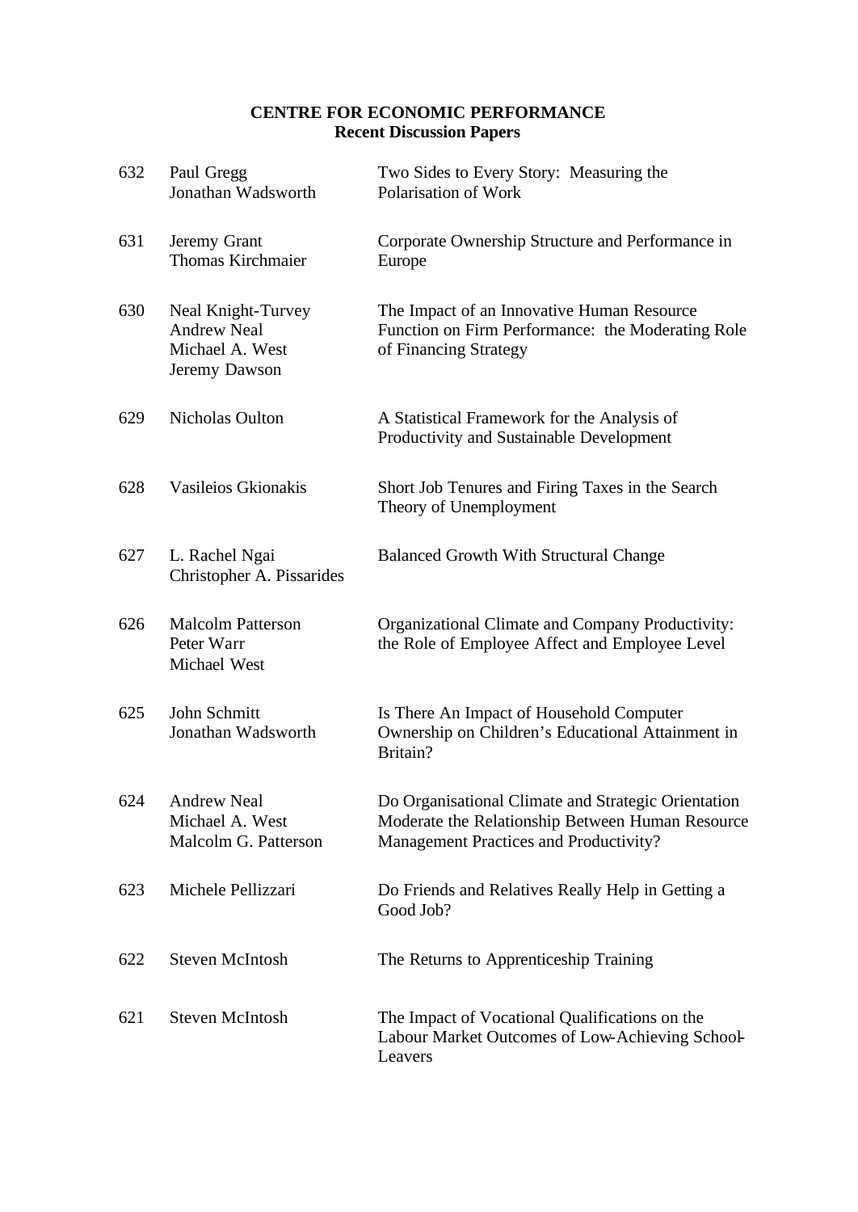**CENTRE FOR ECONOMIC PERFORMANCE**
**Recent Discussion Papers**

| | | |
|---|---|---|
| 632 | Paul Gregg<br>Jonathan Wadsworth | Two Sides to Every Story: Measuring the Polarisation of Work |
| 631 | Jeremy Grant<br>Thomas Kirchmaier | Corporate Ownership Structure and Performance in Europe |
| 630 | Neal Knight-Turvey<br>Andrew Neal<br>Michael A. West<br>Jeremy Dawson | The Impact of an Innovative Human Resource Function on Firm Performance: the Moderating Role of Financing Strategy |
| 629 | Nicholas Oulton | A Statistical Framework for the Analysis of Productivity and Sustainable Development |
| 628 | Vasileios Gkionakis | Short Job Tenures and Firing Taxes in the Search Theory of Unemployment |
| 627 | L. Rachel Ngai<br>Christopher A. Pissarides | Balanced Growth With Structural Change |
| 626 | Malcolm Patterson<br>Peter Warr<br>Michael West | Organizational Climate and Company Productivity: the Role of Employee Affect and Employee Level |
| 625 | John Schmitt<br>Jonathan Wadsworth | Is There An Impact of Household Computer Ownership on Children's Educational Attainment in Britain? |
| 624 | Andrew Neal<br>Michael A. West<br>Malcolm G. Patterson | Do Organisational Climate and Strategic Orientation Moderate the Relationship Between Human Resource Management Practices and Productivity? |
| 623 | Michele Pellizzari | Do Friends and Relatives Really Help in Getting a Good Job? |
| 622 | Steven McIntosh | The Returns to Apprenticeship Training |
| 621 | Steven McIntosh | The Impact of Vocational Qualifications on the Labour Market Outcomes of Low-Achieving School-Leavers |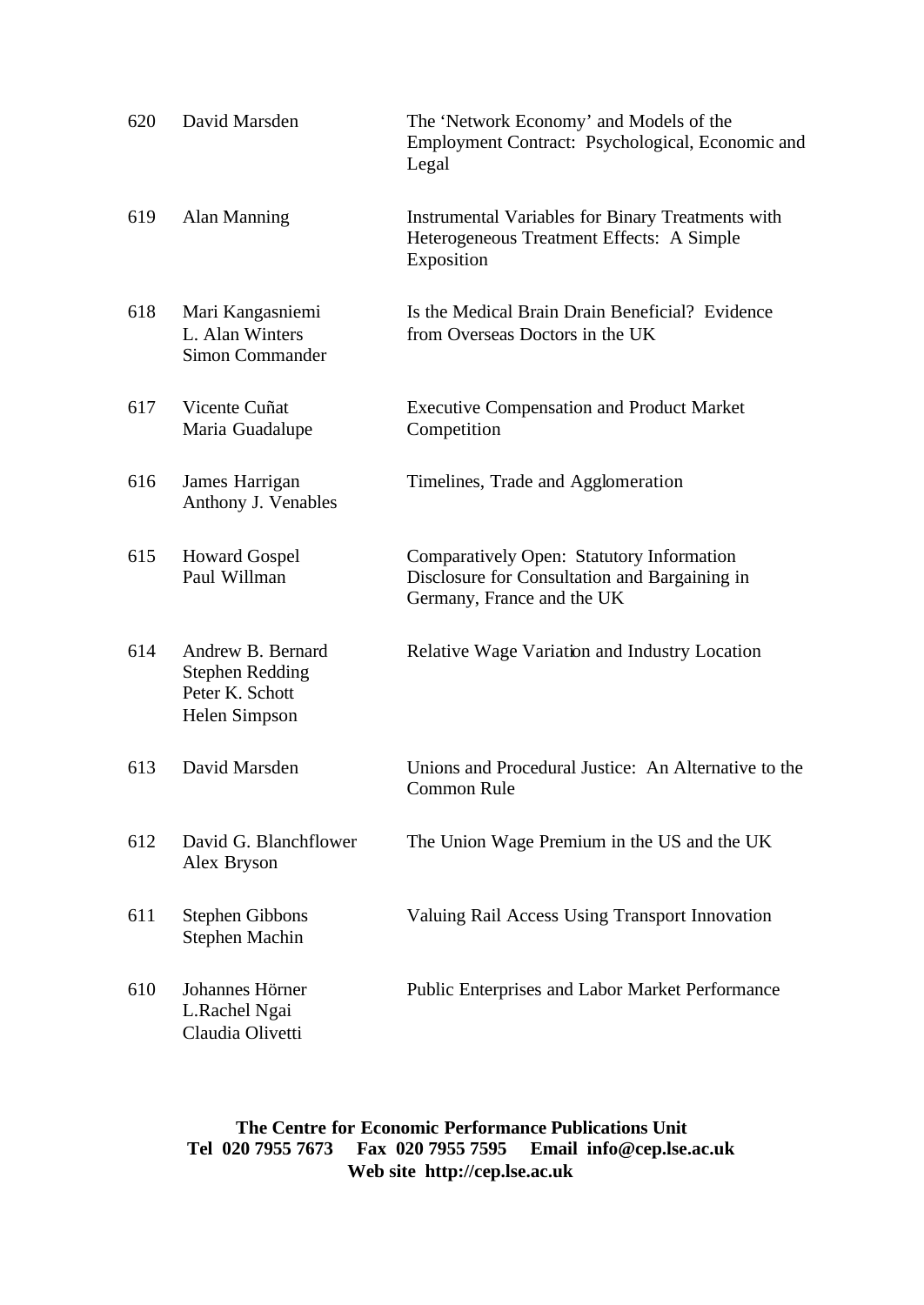| | | |
|---|---|---|
| 620 | David Marsden | The 'Network Economy' and Models of the Employment Contract: Psychological, Economic and Legal |
| 619 | Alan Manning | Instrumental Variables for Binary Treatments with Heterogeneous Treatment Effects: A Simple Exposition |
| 618 | Mari Kangasniemi<br>L. Alan Winters<br>Simon Commander | Is the Medical Brain Drain Beneficial? Evidence from Overseas Doctors in the UK |
| 617 | Vicente Cuñat<br>Maria Guadalupe | Executive Compensation and Product Market Competition |
| 616 | James Harrigan<br>Anthony J. Venables | Timelines, Trade and Agglomeration |
| 615 | Howard Gospel<br>Paul Willman | Comparatively Open: Statutory Information Disclosure for Consultation and Bargaining in Germany, France and the UK |
| 614 | Andrew B. Bernard<br>Stephen Redding<br>Peter K. Schott<br>Helen Simpson | Relative Wage Variation and Industry Location |
| 613 | David Marsden | Unions and Procedural Justice: An Alternative to the Common Rule |
| 612 | David G. Blanchflower<br>Alex Bryson | The Union Wage Premium in the US and the UK |
| 611 | Stephen Gibbons<br>Stephen Machin | Valuing Rail Access Using Transport Innovation |
| 610 | Johannes Hörner<br>L.Rachel Ngai<br>Claudia Olivetti | Public Enterprises and Labor Market Performance |

**The Centre for Economic Performance Publications Unit**
**Tel 020 7955 7673 Fax 020 7955 7595 Email info@cep.lse.ac.uk**
**Web site http://cep.lse.ac.uk**